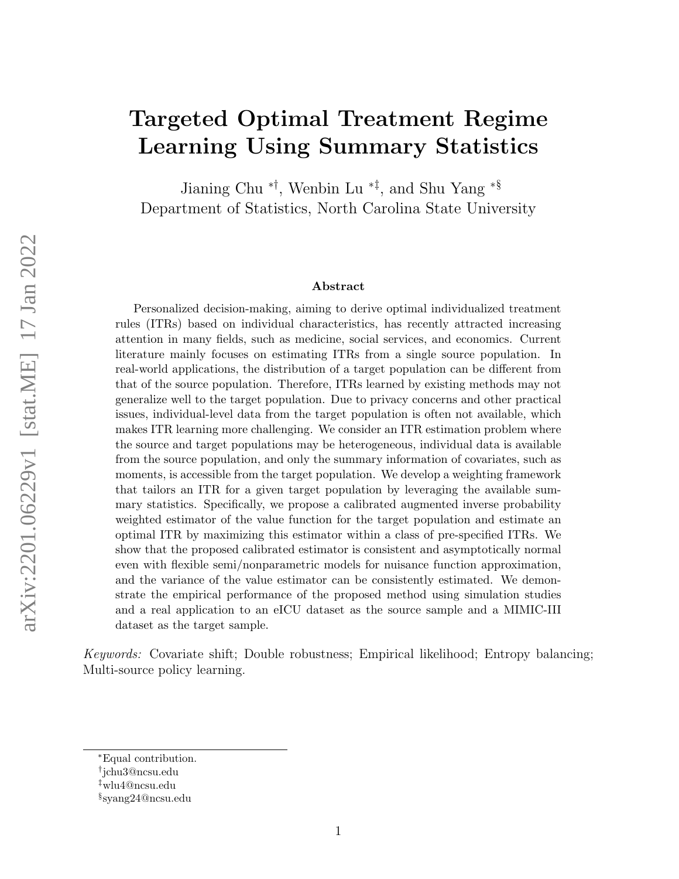# Targeted Optimal Treatment Regime Learning Using Summary Statistics

Jianing Chu [*†], Wenbin Lu [*‡], and Shu Yang [*§]

Department of Statistics, North Carolina State University

### Abstract

Personalized decision-making, aiming to derive optimal individualized treatment rules (ITRs) based on individual characteristics, has recently attracted increasing attention in many fields, such as medicine, social services, and economics. Current literature mainly focuses on estimating ITRs from a single source population. In real-world applications, the distribution of a target population can be different from that of the source population. Therefore, ITRs learned by existing methods may not generalize well to the target population. Due to privacy concerns and other practical issues, individual-level data from the target population is often not available, which makes ITR learning more challenging. We consider an ITR estimation problem where the source and target populations may be heterogeneous, individual data is available from the source population, and only the summary information of covariates, such as moments, is accessible from the target population. We develop a weighting framework that tailors an ITR for a given target population by leveraging the available summary statistics. Specifically, we propose a calibrated augmented inverse probability weighted estimator of the value function for the target population and estimate an optimal ITR by maximizing this estimator within a class of pre-specified ITRs. We show that the proposed calibrated estimator is consistent and asymptotically normal even with flexible semi/nonparametric models for nuisance function approximation, and the variance of the value estimator can be consistently estimated. We demonstrate the empirical performance of the proposed method using simulation studies and a real application to an eICU dataset as the source sample and a MIMIC-III dataset as the target sample.

*Keywords:* Covariate shift; Double robustness; Empirical likelihood; Entropy balancing; Multi-source policy learning.

---

[*] Equal contribution.

[†] jchu3@ncsu.edu

[‡] wlu4@ncsu.edu

[§] syang24@ncsu.edu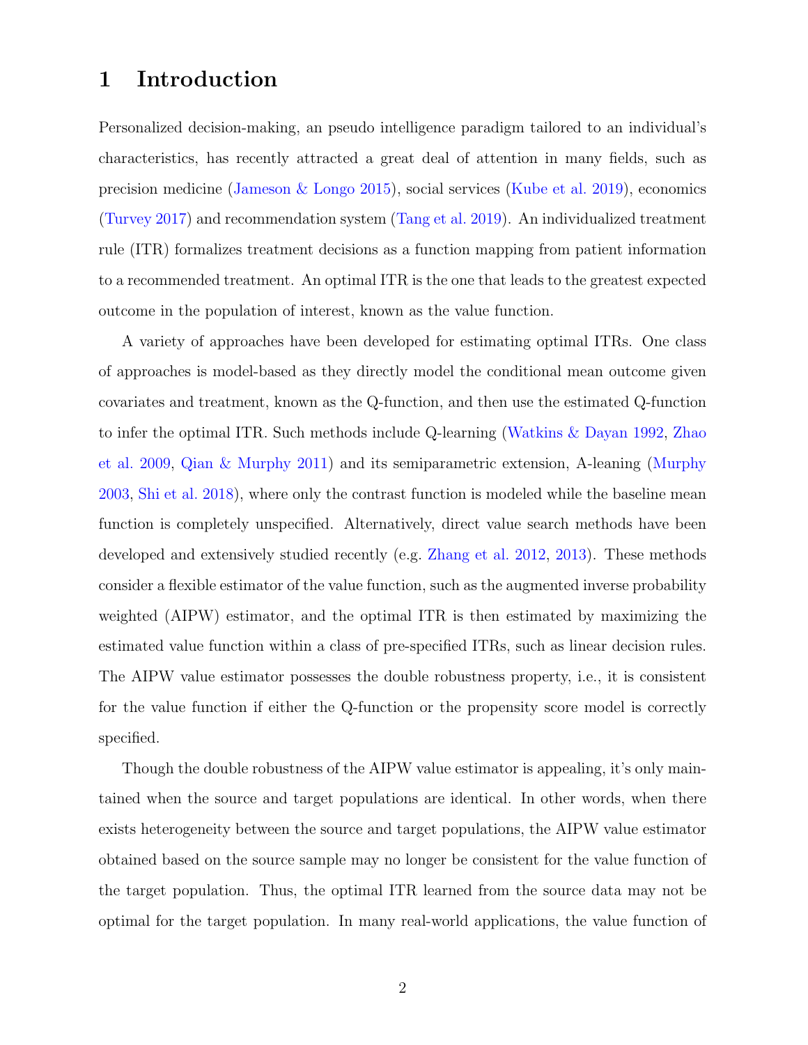# 1 Introduction

Personalized decision-making, an pseudo intelligence paradigm tailored to an individual's characteristics, has recently attracted a great deal of attention in many fields, such as precision medicine (Jameson & Longo 2015), social services (Kube et al. 2019), economics (Turvey 2017) and recommendation system (Tang et al. 2019). An individualized treatment rule (ITR) formalizes treatment decisions as a function mapping from patient information to a recommended treatment. An optimal ITR is the one that leads to the greatest expected outcome in the population of interest, known as the value function.

A variety of approaches have been developed for estimating optimal ITRs. One class of approaches is model-based as they directly model the conditional mean outcome given covariates and treatment, known as the Q-function, and then use the estimated Q-function to infer the optimal ITR. Such methods include Q-learning (Watkins & Dayan 1992, Zhao et al. 2009, Qian & Murphy 2011) and its semiparametric extension, A-leaning (Murphy 2003, Shi et al. 2018), where only the contrast function is modeled while the baseline mean function is completely unspecified. Alternatively, direct value search methods have been developed and extensively studied recently (e.g. Zhang et al. 2012, 2013). These methods consider a flexible estimator of the value function, such as the augmented inverse probability weighted (AIPW) estimator, and the optimal ITR is then estimated by maximizing the estimated value function within a class of pre-specified ITRs, such as linear decision rules. The AIPW value estimator possesses the double robustness property, i.e., it is consistent for the value function if either the Q-function or the propensity score model is correctly specified.

Though the double robustness of the AIPW value estimator is appealing, it's only maintained when the source and target populations are identical. In other words, when there exists heterogeneity between the source and target populations, the AIPW value estimator obtained based on the source sample may no longer be consistent for the value function of the target population. Thus, the optimal ITR learned from the source data may not be optimal for the target population. In many real-world applications, the value function of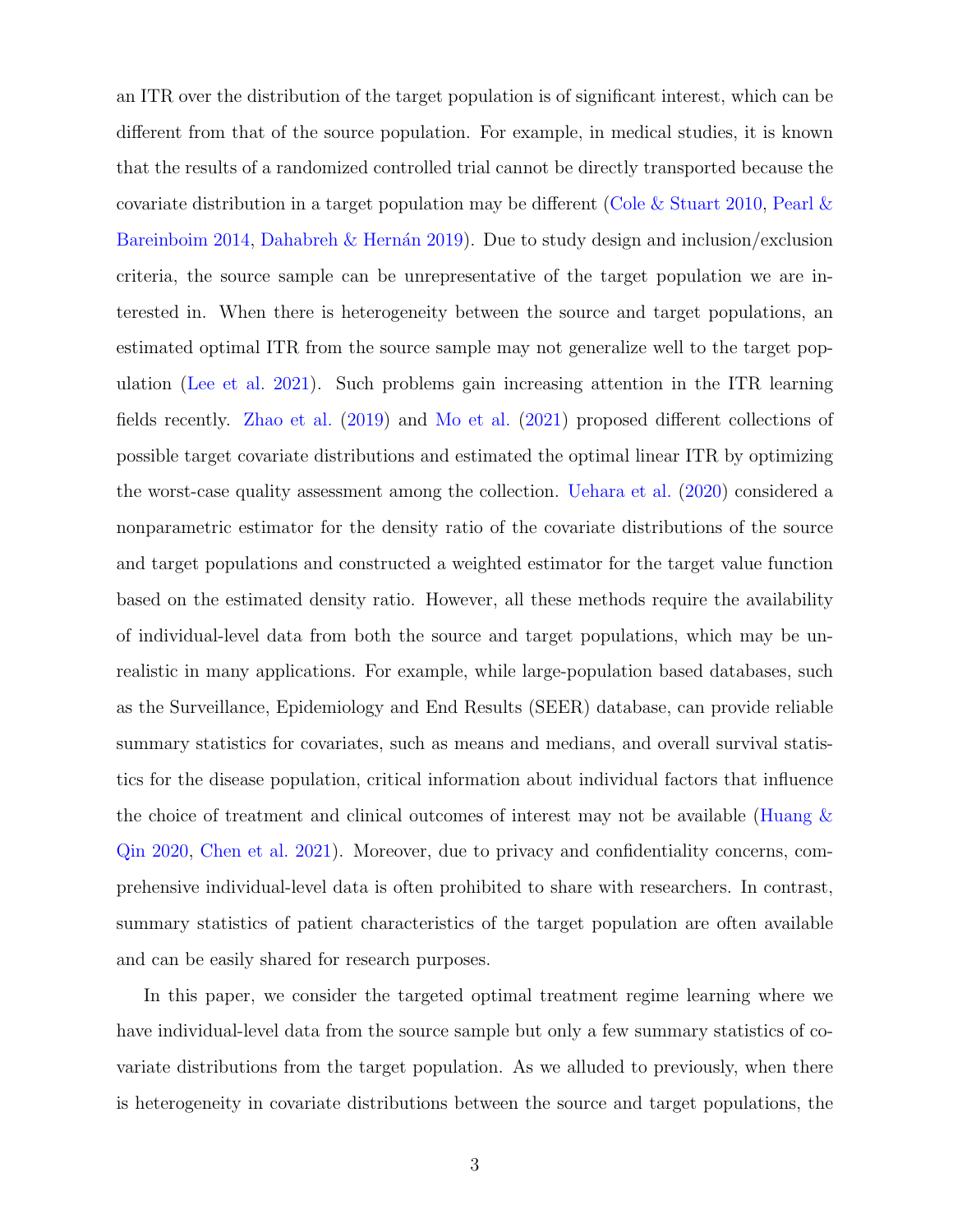an ITR over the distribution of the target population is of significant interest, which can be different from that of the source population. For example, in medical studies, it is known that the results of a randomized controlled trial cannot be directly transported because the covariate distribution in a target population may be different (Cole & Stuart 2010, Pearl & Bareinboim 2014, Dahabreh & Hernán 2019). Due to study design and inclusion/exclusion criteria, the source sample can be unrepresentative of the target population we are interested in. When there is heterogeneity between the source and target populations, an estimated optimal ITR from the source sample may not generalize well to the target population (Lee et al. 2021). Such problems gain increasing attention in the ITR learning fields recently. Zhao et al. (2019) and Mo et al. (2021) proposed different collections of possible target covariate distributions and estimated the optimal linear ITR by optimizing the worst-case quality assessment among the collection. Uehara et al. (2020) considered a nonparametric estimator for the density ratio of the covariate distributions of the source and target populations and constructed a weighted estimator for the target value function based on the estimated density ratio. However, all these methods require the availability of individual-level data from both the source and target populations, which may be unrealistic in many applications. For example, while large-population based databases, such as the Surveillance, Epidemiology and End Results (SEER) database, can provide reliable summary statistics for covariates, such as means and medians, and overall survival statistics for the disease population, critical information about individual factors that influence the choice of treatment and clinical outcomes of interest may not be available (Huang & Qin 2020, Chen et al. 2021). Moreover, due to privacy and confidentiality concerns, comprehensive individual-level data is often prohibited to share with researchers. In contrast, summary statistics of patient characteristics of the target population are often available and can be easily shared for research purposes.

In this paper, we consider the targeted optimal treatment regime learning where we have individual-level data from the source sample but only a few summary statistics of covariate distributions from the target population. As we alluded to previously, when there is heterogeneity in covariate distributions between the source and target populations, the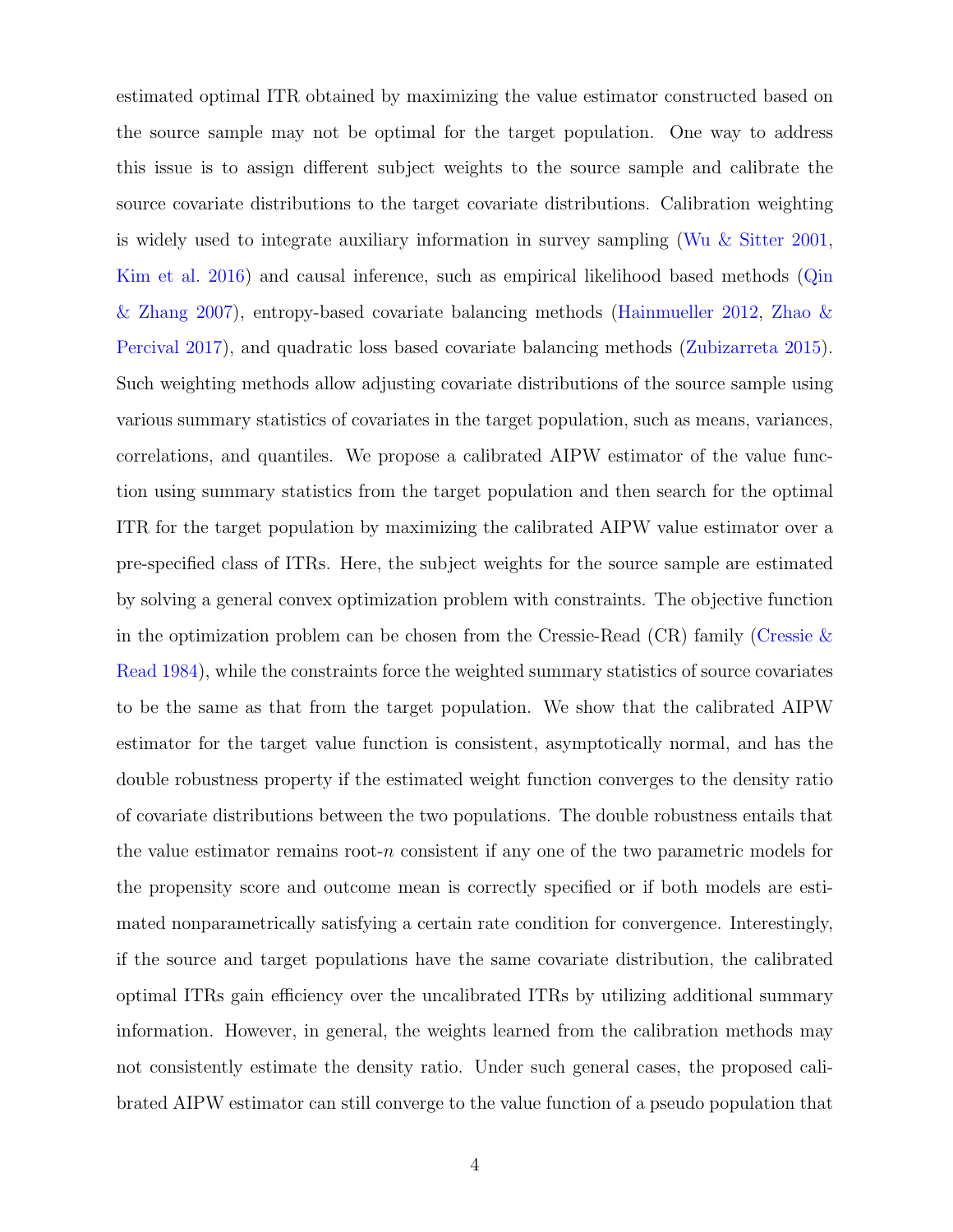estimated optimal ITR obtained by maximizing the value estimator constructed based on the source sample may not be optimal for the target population. One way to address this issue is to assign different subject weights to the source sample and calibrate the source covariate distributions to the target covariate distributions. Calibration weighting is widely used to integrate auxiliary information in survey sampling (Wu & Sitter 2001, Kim et al. 2016) and causal inference, such as empirical likelihood based methods (Qin & Zhang 2007), entropy-based covariate balancing methods (Hainmueller 2012, Zhao & Percival 2017), and quadratic loss based covariate balancing methods (Zubizarreta 2015). Such weighting methods allow adjusting covariate distributions of the source sample using various summary statistics of covariates in the target population, such as means, variances, correlations, and quantiles. We propose a calibrated AIPW estimator of the value function using summary statistics from the target population and then search for the optimal ITR for the target population by maximizing the calibrated AIPW value estimator over a pre-specified class of ITRs. Here, the subject weights for the source sample are estimated by solving a general convex optimization problem with constraints. The objective function in the optimization problem can be chosen from the Cressie-Read (CR) family (Cressie & Read 1984), while the constraints force the weighted summary statistics of source covariates to be the same as that from the target population. We show that the calibrated AIPW estimator for the target value function is consistent, asymptotically normal, and has the double robustness property if the estimated weight function converges to the density ratio of covariate distributions between the two populations. The double robustness entails that the value estimator remains root-$n$ consistent if any one of the two parametric models for the propensity score and outcome mean is correctly specified or if both models are estimated nonparametrically satisfying a certain rate condition for convergence. Interestingly, if the source and target populations have the same covariate distribution, the calibrated optimal ITRs gain efficiency over the uncalibrated ITRs by utilizing additional summary information. However, in general, the weights learned from the calibration methods may not consistently estimate the density ratio. Under such general cases, the proposed calibrated AIPW estimator can still converge to the value function of a pseudo population that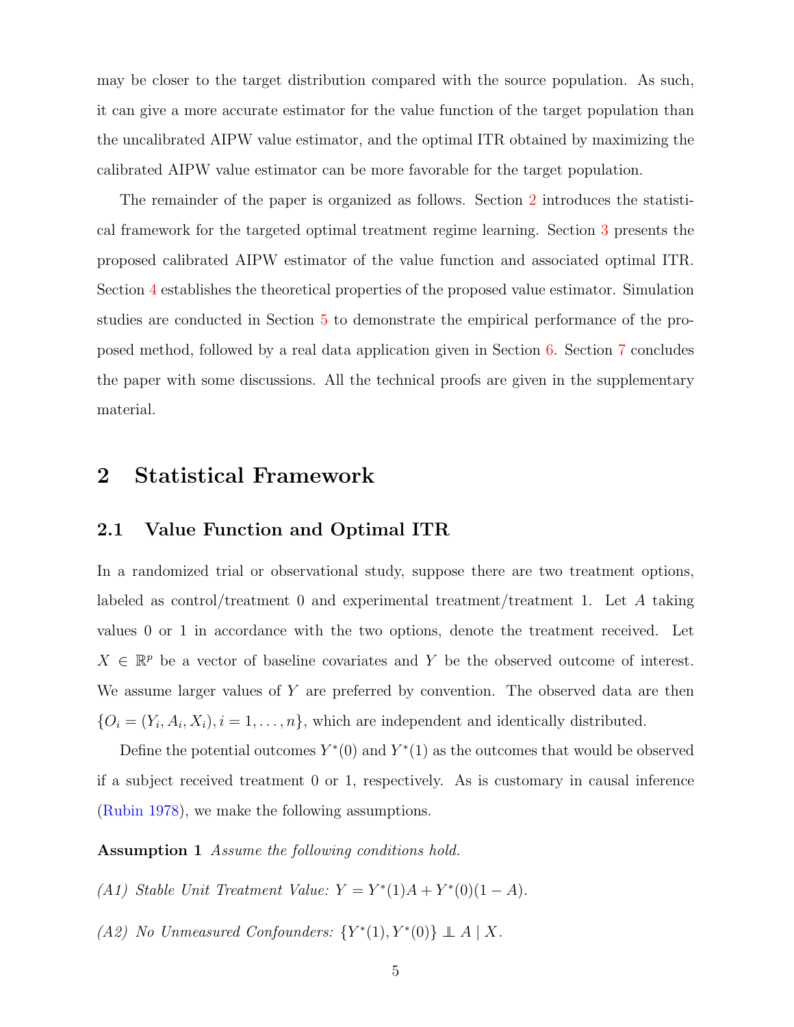may be closer to the target distribution compared with the source population. As such, it can give a more accurate estimator for the value function of the target population than the uncalibrated AIPW value estimator, and the optimal ITR obtained by maximizing the calibrated AIPW value estimator can be more favorable for the target population.

The remainder of the paper is organized as follows. Section 2 introduces the statistical framework for the targeted optimal treatment regime learning. Section 3 presents the proposed calibrated AIPW estimator of the value function and associated optimal ITR. Section 4 establishes the theoretical properties of the proposed value estimator. Simulation studies are conducted in Section 5 to demonstrate the empirical performance of the proposed method, followed by a real data application given in Section 6. Section 7 concludes the paper with some discussions. All the technical proofs are given in the supplementary material.

## 2 Statistical Framework

### 2.1 Value Function and Optimal ITR

In a randomized trial or observational study, suppose there are two treatment options, labeled as control/treatment 0 and experimental treatment/treatment 1. Let $A$ taking values 0 or 1 in accordance with the two options, denote the treatment received. Let $X \in \mathbb{R}^p$ be a vector of baseline covariates and $Y$ be the observed outcome of interest. We assume larger values of $Y$ are preferred by convention. The observed data are then $\{O_i = (Y_i, A_i, X_i), i = 1, \ldots, n\}$, which are independent and identically distributed.

Define the potential outcomes $Y^*(0)$ and $Y^*(1)$ as the outcomes that would be observed if a subject received treatment 0 or 1, respectively. As is customary in causal inference (Rubin 1978), we make the following assumptions.

**Assumption 1** *Assume the following conditions hold.*

*(A1) Stable Unit Treatment Value:* $Y = Y^*(1)A + Y^*(0)(1 - A)$.

*(A2) No Unmeasured Confounders:* $\{Y^*(1), Y^*(0)\} \perp\!\!\!\perp A \mid X$.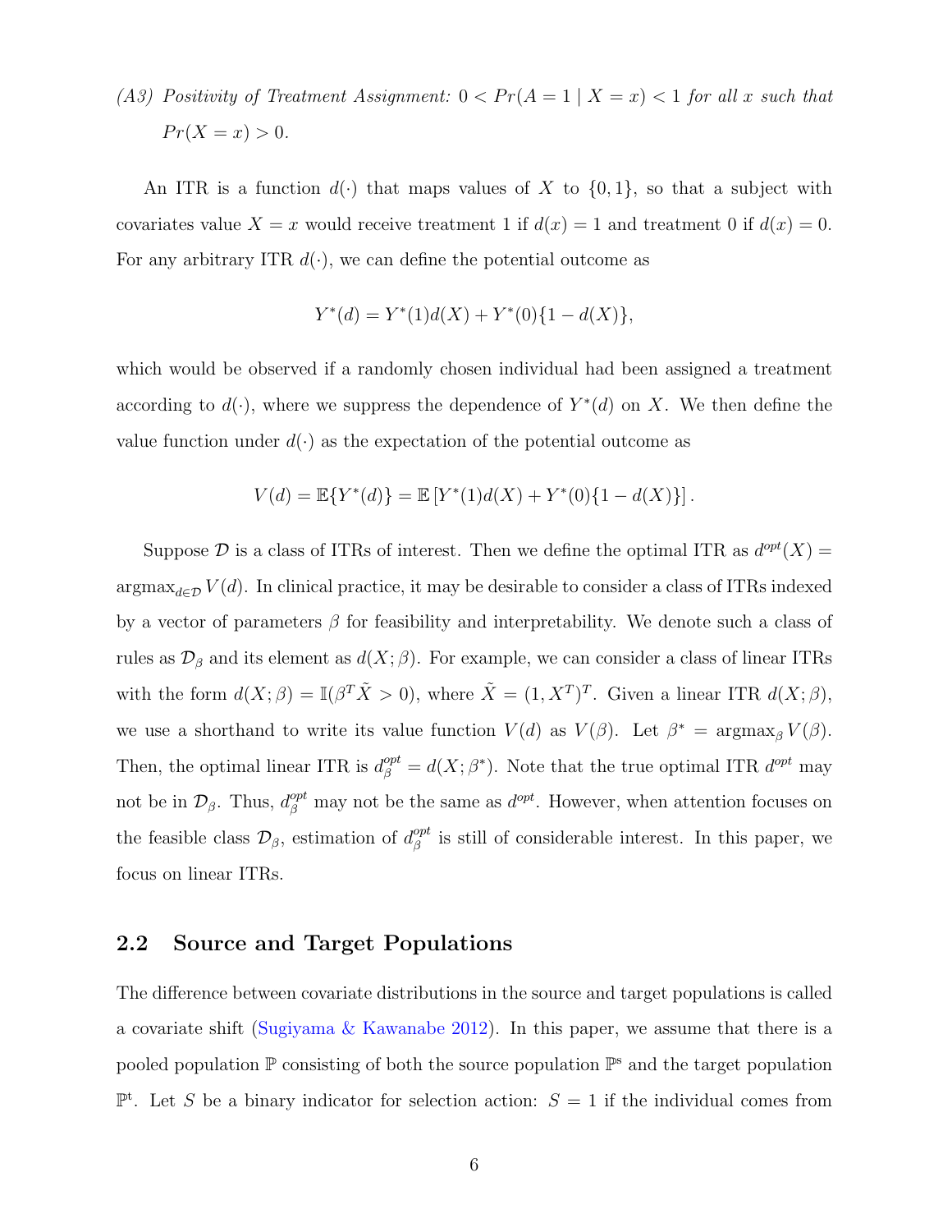*(A3) Positivity of Treatment Assignment:* $0 < Pr(A = 1 \mid X = x) < 1$ *for all* $x$ *such that* $Pr(X = x) > 0$.

An ITR is a function $d(\cdot)$ that maps values of $X$ to $\{0, 1\}$, so that a subject with covariates value $X = x$ would receive treatment 1 if $d(x) = 1$ and treatment 0 if $d(x) = 0$. For any arbitrary ITR $d(\cdot)$, we can define the potential outcome as

$$Y^*(d) = Y^*(1)d(X) + Y^*(0)\{1 - d(X)\},$$

which would be observed if a randomly chosen individual had been assigned a treatment according to $d(\cdot)$, where we suppress the dependence of $Y^*(d)$ on $X$. We then define the value function under $d(\cdot)$ as the expectation of the potential outcome as

$$V(d) = \mathbb{E}\{Y^*(d)\} = \mathbb{E}\left[Y^*(1)d(X) + Y^*(0)\{1 - d(X)\}\right].$$

Suppose $\mathcal{D}$ is a class of ITRs of interest. Then we define the optimal ITR as $d^{opt}(X) = \text{argmax}_{d \in \mathcal{D}} V(d)$. In clinical practice, it may be desirable to consider a class of ITRs indexed by a vector of parameters $\beta$ for feasibility and interpretability. We denote such a class of rules as $\mathcal{D}_\beta$ and its element as $d(X; \beta)$. For example, we can consider a class of linear ITRs with the form $d(X; \beta) = \mathbb{I}(\beta^T \tilde{X} > 0)$, where $\tilde{X} = (1, X^T)^T$. Given a linear ITR $d(X; \beta)$, we use a shorthand to write its value function $V(d)$ as $V(\beta)$. Let $\beta^* = \text{argmax}_\beta V(\beta)$. Then, the optimal linear ITR is $d^{opt}_\beta = d(X; \beta^*)$. Note that the true optimal ITR $d^{opt}$ may not be in $\mathcal{D}_\beta$. Thus, $d^{opt}_\beta$ may not be the same as $d^{opt}$. However, when attention focuses on the feasible class $\mathcal{D}_\beta$, estimation of $d^{opt}_\beta$ is still of considerable interest. In this paper, we focus on linear ITRs.

## 2.2 Source and Target Populations

The difference between covariate distributions in the source and target populations is called a covariate shift (Sugiyama & Kawanabe 2012). In this paper, we assume that there is a pooled population $\mathbb{P}$ consisting of both the source population $\mathbb{P}^{\text{s}}$ and the target population $\mathbb{P}^{\text{t}}$. Let $S$ be a binary indicator for selection action: $S = 1$ if the individual comes from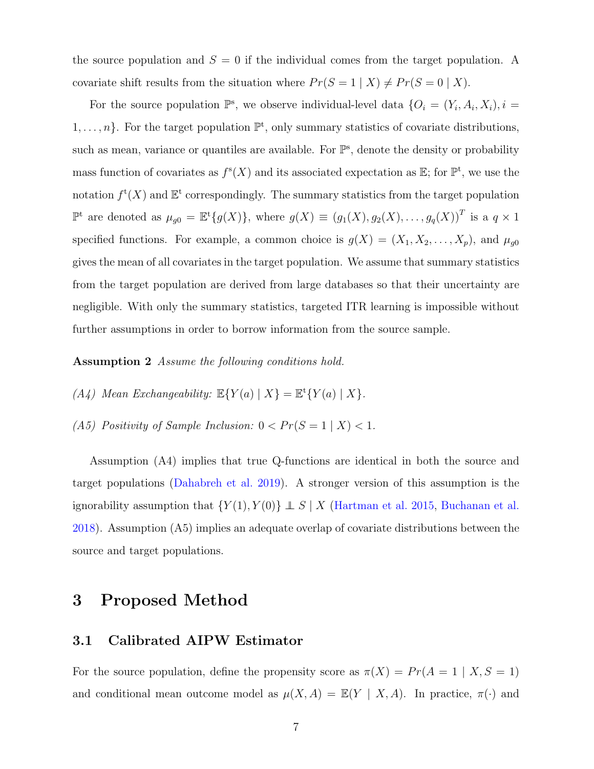the source population and $S = 0$ if the individual comes from the target population. A covariate shift results from the situation where $Pr(S = 1 \mid X) \neq Pr(S = 0 \mid X)$.

For the source population $\mathbb{P}^{\text{s}}$, we observe individual-level data $\{O_i = (Y_i, A_i, X_i), i = 1, \ldots, n\}$. For the target population $\mathbb{P}^{\text{t}}$, only summary statistics of covariate distributions, such as mean, variance or quantiles are available. For $\mathbb{P}^{\text{s}}$, denote the density or probability mass function of covariates as $f^{\text{s}}(X)$ and its associated expectation as $\mathbb{E}$; for $\mathbb{P}^{\text{t}}$, we use the notation $f^{\text{t}}(X)$ and $\mathbb{E}^{\text{t}}$ correspondingly. The summary statistics from the target population $\mathbb{P}^{\text{t}}$ are denoted as $\mu_{g0} = \mathbb{E}^{\text{t}}\{g(X)\}$, where $g(X) \equiv (g_1(X), g_2(X), \ldots, g_q(X))^T$ is a $q \times 1$ specified functions. For example, a common choice is $g(X) = (X_1, X_2, \ldots, X_p)$, and $\mu_{g0}$ gives the mean of all covariates in the target population. We assume that summary statistics from the target population are derived from large databases so that their uncertainty are negligible. With only the summary statistics, targeted ITR learning is impossible without further assumptions in order to borrow information from the source sample.

**Assumption 2** *Assume the following conditions hold.*

*(A4) Mean Exchangeability:* $\mathbb{E}\{Y(a) \mid X\} = \mathbb{E}^{\text{t}}\{Y(a) \mid X\}$.

*(A5) Positivity of Sample Inclusion:* $0 < Pr(S = 1 \mid X) < 1$.

Assumption (A4) implies that true Q-functions are identical in both the source and target populations (Dahabreh et al. 2019). A stronger version of this assumption is the ignorability assumption that $\{Y(1), Y(0)\} \perp\!\!\!\perp S \mid X$ (Hartman et al. 2015, Buchanan et al. 2018). Assumption (A5) implies an adequate overlap of covariate distributions between the source and target populations.

# 3 Proposed Method

## 3.1 Calibrated AIPW Estimator

For the source population, define the propensity score as $\pi(X) = Pr(A = 1 \mid X, S = 1)$ and conditional mean outcome model as $\mu(X, A) = \mathbb{E}(Y \mid X, A)$. In practice, $\pi(\cdot)$ and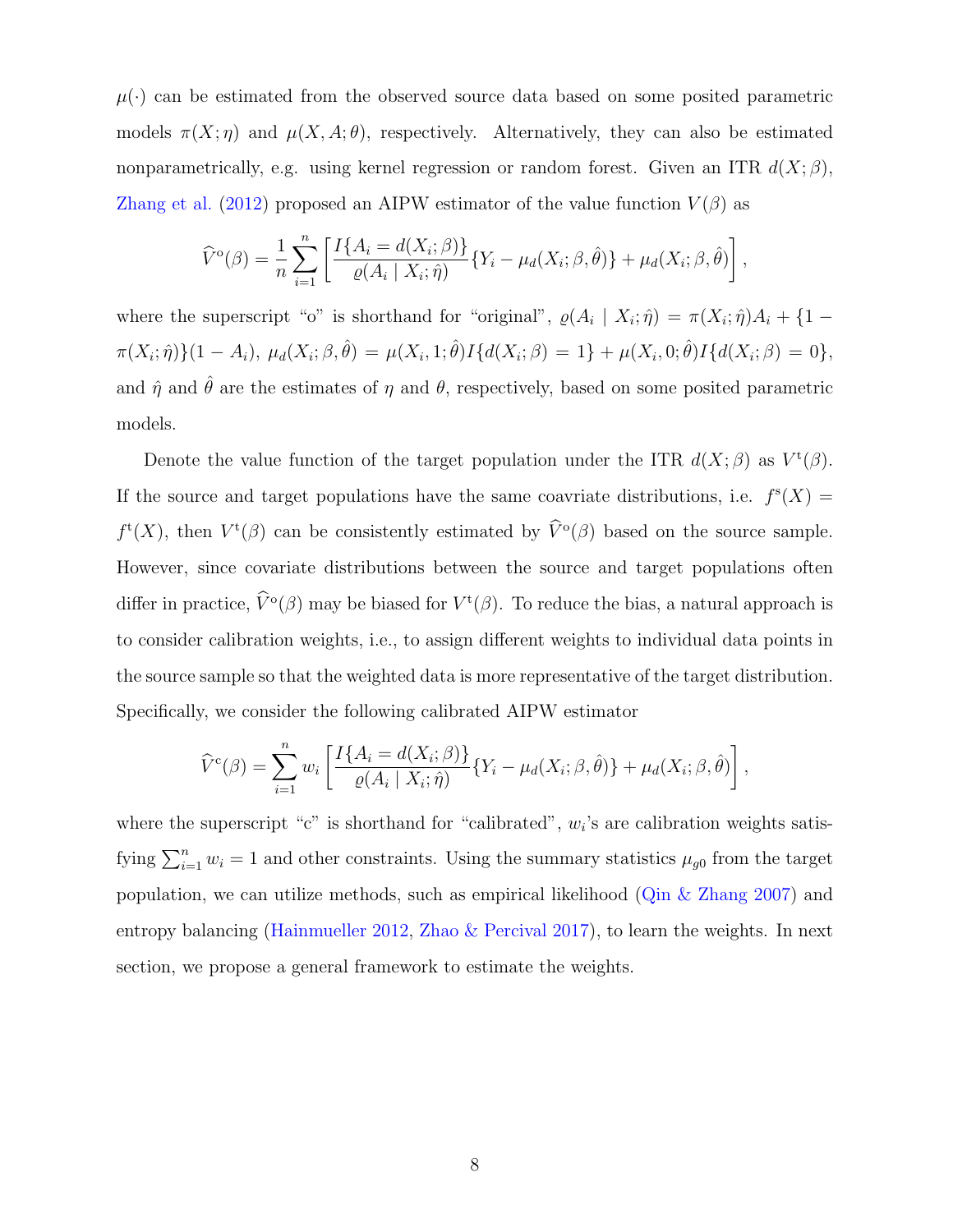$\mu(\cdot)$ can be estimated from the observed source data based on some posited parametric models $\pi(X;\eta)$ and $\mu(X, A;\theta)$, respectively. Alternatively, they can also be estimated nonparametrically, e.g. using kernel regression or random forest. Given an ITR $d(X;\beta)$, Zhang et al. (2012) proposed an AIPW estimator of the value function $V(\beta)$ as

$$\widehat{V}^{\mathrm{o}}(\beta) = \frac{1}{n}\sum_{i=1}^{n}\left[\frac{I\{A_i = d(X_i;\beta)\}}{\varrho(A_i \mid X_i;\hat{\eta})}\{Y_i - \mu_d(X_i;\beta,\hat{\theta})\} + \mu_d(X_i;\beta,\hat{\theta})\right],$$

where the superscript "o" is shorthand for "original", $\varrho(A_i \mid X_i;\hat{\eta}) = \pi(X_i;\hat{\eta})A_i + \{1 - \pi(X_i;\hat{\eta})\}(1 - A_i)$, $\mu_d(X_i;\beta,\hat{\theta}) = \mu(X_i, 1;\hat{\theta})I\{d(X_i;\beta) = 1\} + \mu(X_i, 0;\hat{\theta})I\{d(X_i;\beta) = 0\}$, and $\hat{\eta}$ and $\hat{\theta}$ are the estimates of $\eta$ and $\theta$, respectively, based on some posited parametric models.

Denote the value function of the target population under the ITR $d(X;\beta)$ as $V^{\mathrm{t}}(\beta)$. If the source and target populations have the same coavriate distributions, i.e. $f^{\mathrm{s}}(X) = f^{\mathrm{t}}(X)$, then $V^{\mathrm{t}}(\beta)$ can be consistently estimated by $\widehat{V}^{\mathrm{o}}(\beta)$ based on the source sample. However, since covariate distributions between the source and target populations often differ in practice, $\widehat{V}^{\mathrm{o}}(\beta)$ may be biased for $V^{\mathrm{t}}(\beta)$. To reduce the bias, a natural approach is to consider calibration weights, i.e., to assign different weights to individual data points in the source sample so that the weighted data is more representative of the target distribution. Specifically, we consider the following calibrated AIPW estimator

$$\widehat{V}^{\mathrm{c}}(\beta) = \sum_{i=1}^{n} w_i \left[\frac{I\{A_i = d(X_i;\beta)\}}{\varrho(A_i \mid X_i;\hat{\eta})}\{Y_i - \mu_d(X_i;\beta,\hat{\theta})\} + \mu_d(X_i;\beta,\hat{\theta})\right],$$

where the superscript "c" is shorthand for "calibrated", $w_i$'s are calibration weights satisfying $\sum_{i=1}^{n} w_i = 1$ and other constraints. Using the summary statistics $\mu_{g0}$ from the target population, we can utilize methods, such as empirical likelihood (Qin & Zhang 2007) and entropy balancing (Hainmueller 2012, Zhao & Percival 2017), to learn the weights. In next section, we propose a general framework to estimate the weights.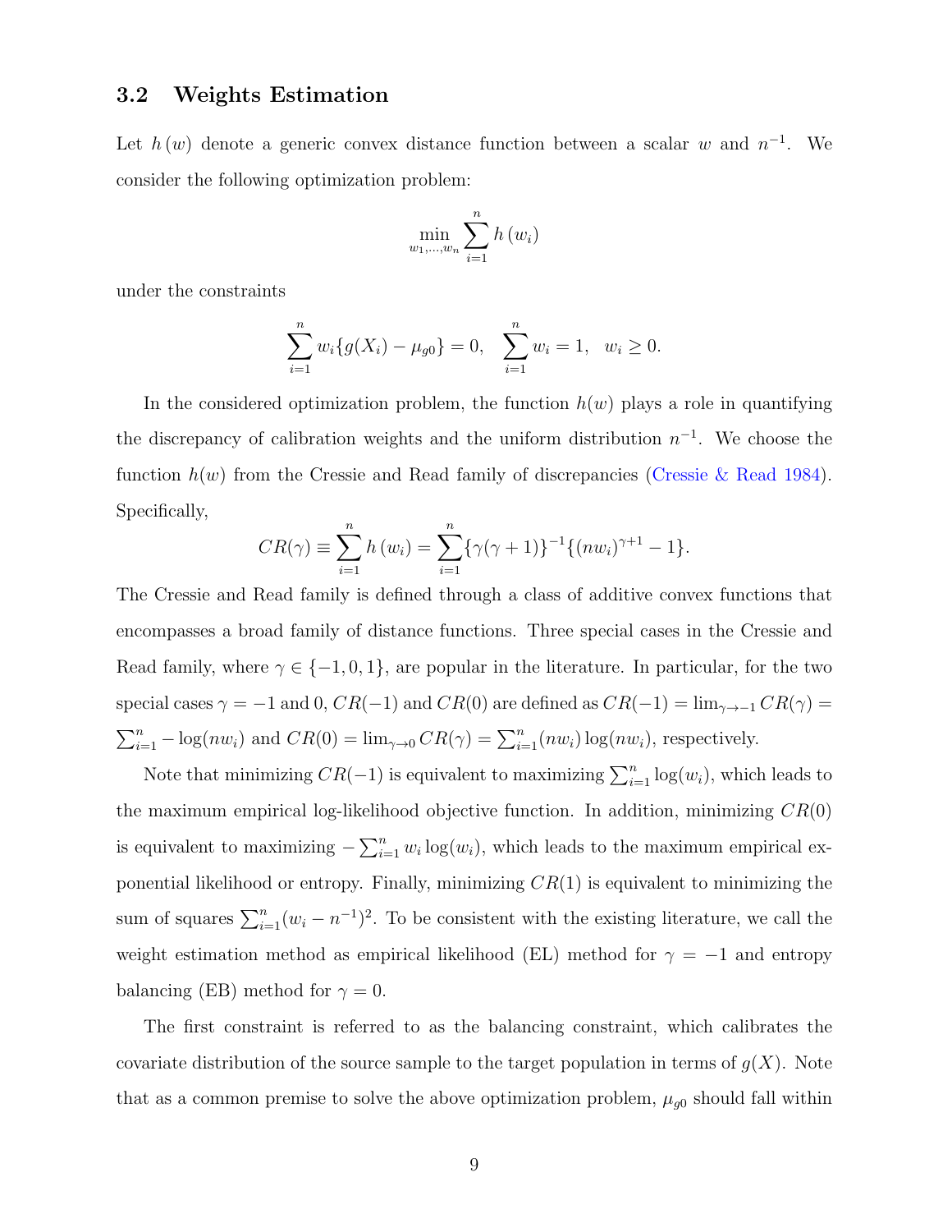### 3.2 Weights Estimation

Let $h(w)$ denote a generic convex distance function between a scalar $w$ and $n^{-1}$. We consider the following optimization problem:

$$\min_{w_1,\ldots,w_n} \sum_{i=1}^{n} h(w_i)$$

under the constraints

$$\sum_{i=1}^{n} w_i\{g(X_i) - \mu_{g0}\} = 0, \quad \sum_{i=1}^{n} w_i = 1, \quad w_i \geq 0.$$

In the considered optimization problem, the function $h(w)$ plays a role in quantifying the discrepancy of calibration weights and the uniform distribution $n^{-1}$. We choose the function $h(w)$ from the Cressie and Read family of discrepancies (Cressie & Read 1984). Specifically,

$$CR(\gamma) \equiv \sum_{i=1}^{n} h(w_i) = \sum_{i=1}^{n} \{\gamma(\gamma+1)\}^{-1}\{(nw_i)^{\gamma+1} - 1\}.$$

The Cressie and Read family is defined through a class of additive convex functions that encompasses a broad family of distance functions. Three special cases in the Cressie and Read family, where $\gamma \in \{-1, 0, 1\}$, are popular in the literature. In particular, for the two special cases $\gamma = -1$ and 0, $CR(-1)$ and $CR(0)$ are defined as $CR(-1) = \lim_{\gamma \to -1} CR(\gamma) = \sum_{i=1}^{n} -\log(nw_i)$ and $CR(0) = \lim_{\gamma \to 0} CR(\gamma) = \sum_{i=1}^{n} (nw_i)\log(nw_i)$, respectively.

Note that minimizing $CR(-1)$ is equivalent to maximizing $\sum_{i=1}^{n} \log(w_i)$, which leads to the maximum empirical log-likelihood objective function. In addition, minimizing $CR(0)$ is equivalent to maximizing $-\sum_{i=1}^{n} w_i \log(w_i)$, which leads to the maximum empirical exponential likelihood or entropy. Finally, minimizing $CR(1)$ is equivalent to minimizing the sum of squares $\sum_{i=1}^{n} (w_i - n^{-1})^2$. To be consistent with the existing literature, we call the weight estimation method as empirical likelihood (EL) method for $\gamma = -1$ and entropy balancing (EB) method for $\gamma = 0$.

The first constraint is referred to as the balancing constraint, which calibrates the covariate distribution of the source sample to the target population in terms of $g(X)$. Note that as a common premise to solve the above optimization problem, $\mu_{g0}$ should fall within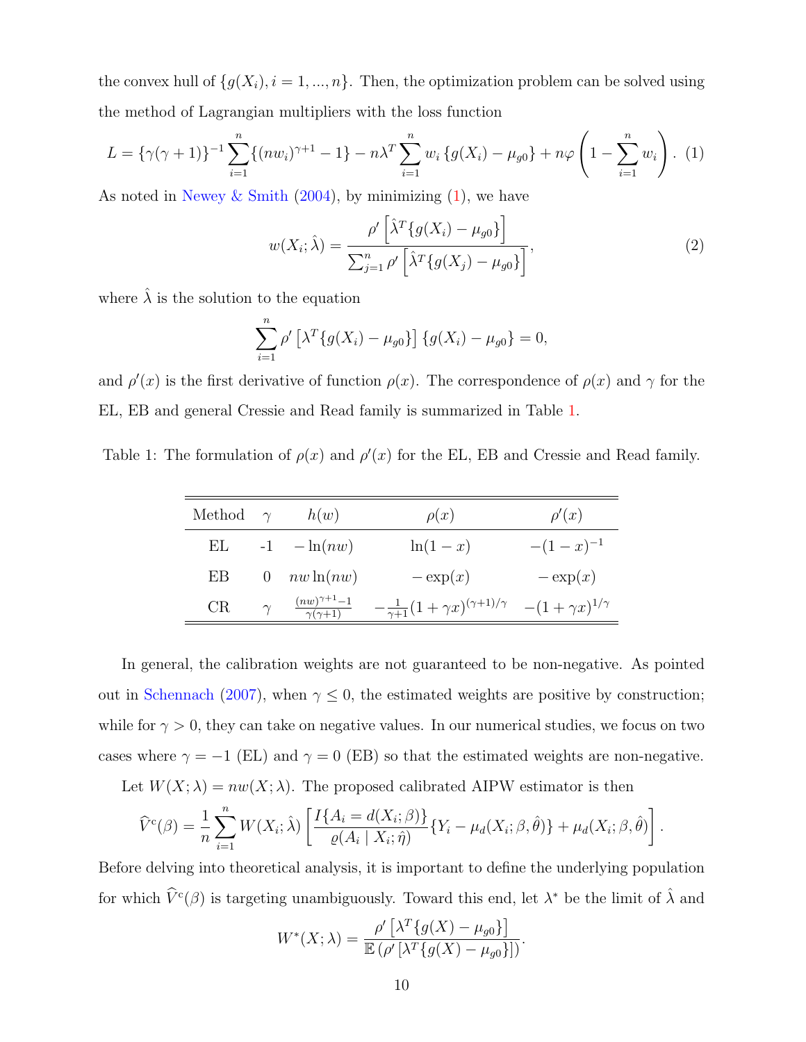the convex hull of $\{g(X_i), i = 1, ..., n\}$. Then, the optimization problem can be solved using the method of Lagrangian multipliers with the loss function

$$L = \{\gamma(\gamma+1)\}^{-1} \sum_{i=1}^{n} \{(nw_i)^{\gamma+1} - 1\} - n\lambda^T \sum_{i=1}^{n} w_i \{g(X_i) - \mu_{g0}\} + n\varphi \left(1 - \sum_{i=1}^{n} w_i\right). \quad (1)$$

As noted in Newey & Smith (2004), by minimizing (1), we have

$$w(X_i; \hat{\lambda}) = \frac{\rho' \left[\hat{\lambda}^T \{g(X_i) - \mu_{g0}\}\right]}{\sum_{j=1}^{n} \rho' \left[\hat{\lambda}^T \{g(X_j) - \mu_{g0}\}\right]}, \quad (2)$$

where $\hat{\lambda}$ is the solution to the equation

$$\sum_{i=1}^{n} \rho' \left[\lambda^T \{g(X_i) - \mu_{g0}\}\right] \{g(X_i) - \mu_{g0}\} = 0,$$

and $\rho'(x)$ is the first derivative of function $\rho(x)$. The correspondence of $\rho(x)$ and $\gamma$ for the EL, EB and general Cressie and Read family is summarized in Table 1.

Table 1: The formulation of $\rho(x)$ and $\rho'(x)$ for the EL, EB and Cressie and Read family.

| Method | $\gamma$ | $h(w)$ | $\rho(x)$ | $\rho'(x)$ |
|---|---|---|---|---|
| EL | -1 | $-\ln(nw)$ | $\ln(1-x)$ | $-(1-x)^{-1}$ |
| EB | 0 | $nw\ln(nw)$ | $-\exp(x)$ | $-\exp(x)$ |
| CR | $\gamma$ | $\frac{(nw)^{\gamma+1}-1}{\gamma(\gamma+1)}$ | $-\frac{1}{\gamma+1}(1+\gamma x)^{(\gamma+1)/\gamma}$ | $-(1+\gamma x)^{1/\gamma}$ |

In general, the calibration weights are not guaranteed to be non-negative. As pointed out in Schennach (2007), when $\gamma \leq 0$, the estimated weights are positive by construction; while for $\gamma > 0$, they can take on negative values. In our numerical studies, we focus on two cases where $\gamma = -1$ (EL) and $\gamma = 0$ (EB) so that the estimated weights are non-negative.

Let $W(X; \lambda) = nw(X; \lambda)$. The proposed calibrated AIPW estimator is then

$$\widehat{V}^{c}(\beta) = \frac{1}{n} \sum_{i=1}^{n} W(X_i; \hat{\lambda}) \left[\frac{I\{A_i = d(X_i; \beta)\}}{\varrho(A_i \mid X_i; \hat{\eta})} \{Y_i - \mu_d(X_i; \beta, \hat{\theta})\} + \mu_d(X_i; \beta, \hat{\theta})\right].$$

Before delving into theoretical analysis, it is important to define the underlying population for which $\widehat{V}^{c}(\beta)$ is targeting unambiguously. Toward this end, let $\lambda^*$ be the limit of $\hat{\lambda}$ and

$$W^*(X; \lambda) = \frac{\rho' \left[\lambda^T \{g(X) - \mu_{g0}\}\right]}{\mathbb{E}\left(\rho' \left[\lambda^T \{g(X) - \mu_{g0}\}\right]\right)}.$$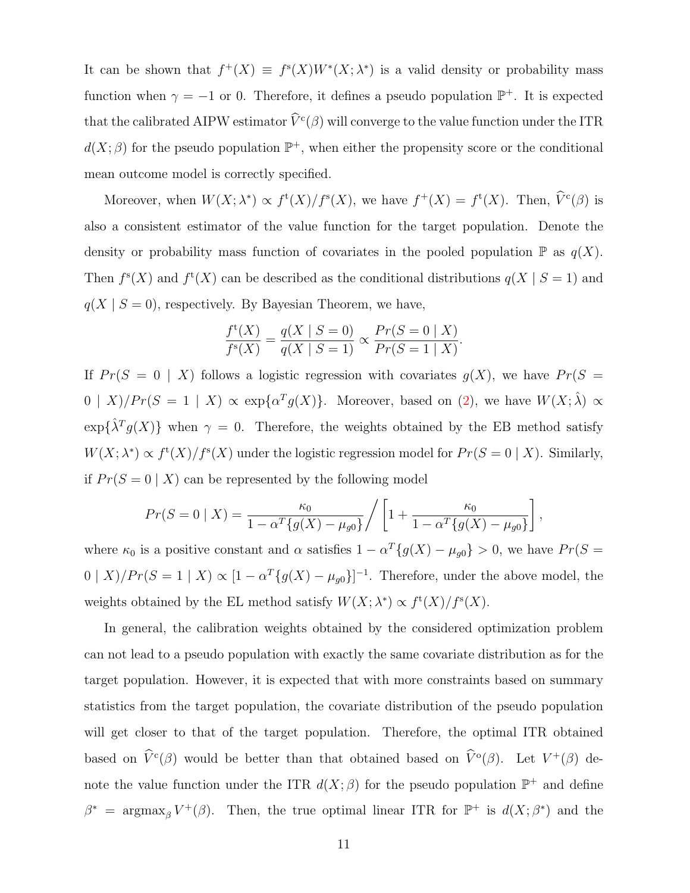It can be shown that $f^+(X) \equiv f^{\rm s}(X)W^*(X;\lambda^*)$ is a valid density or probability mass function when $\gamma = -1$ or 0. Therefore, it defines a pseudo population $\mathbb{P}^+$. It is expected that the calibrated AIPW estimator $\widehat{V}^{\rm c}(\beta)$ will converge to the value function under the ITR $d(X;\beta)$ for the pseudo population $\mathbb{P}^+$, when either the propensity score or the conditional mean outcome model is correctly specified.

Moreover, when $W(X;\lambda^*) \propto f^{\rm t}(X)/f^{\rm s}(X)$, we have $f^+(X) = f^{\rm t}(X)$. Then, $\widehat{V}^{\rm c}(\beta)$ is also a consistent estimator of the value function for the target population. Denote the density or probability mass function of covariates in the pooled population $\mathbb{P}$ as $q(X)$. Then $f^{\rm s}(X)$ and $f^{\rm t}(X)$ can be described as the conditional distributions $q(X \mid S=1)$ and $q(X \mid S=0)$, respectively. By Bayesian Theorem, we have,

$$\frac{f^{\rm t}(X)}{f^{\rm s}(X)} = \frac{q(X \mid S=0)}{q(X \mid S=1)} \propto \frac{Pr(S=0 \mid X)}{Pr(S=1 \mid X)}.$$

If $Pr(S=0 \mid X)$ follows a logistic regression with covariates $g(X)$, we have $Pr(S=0 \mid X)/Pr(S=1 \mid X) \propto \exp\{\alpha^T g(X)\}$. Moreover, based on (2), we have $W(X;\hat{\lambda}) \propto \exp\{\hat{\lambda}^T g(X)\}$ when $\gamma = 0$. Therefore, the weights obtained by the EB method satisfy $W(X;\lambda^*) \propto f^{\rm t}(X)/f^{\rm s}(X)$ under the logistic regression model for $Pr(S=0 \mid X)$. Similarly, if $Pr(S=0 \mid X)$ can be represented by the following model

$$Pr(S=0 \mid X) = \frac{\kappa_0}{1-\alpha^T\{g(X)-\mu_{g0}\}} \Bigg/ \left[1 + \frac{\kappa_0}{1-\alpha^T\{g(X)-\mu_{g0}\}}\right],$$

where $\kappa_0$ is a positive constant and $\alpha$ satisfies $1-\alpha^T\{g(X)-\mu_{g0}\} > 0$, we have $Pr(S=0 \mid X)/Pr(S=1 \mid X) \propto [1-\alpha^T\{g(X)-\mu_{g0}\}]^{-1}$. Therefore, under the above model, the weights obtained by the EL method satisfy $W(X;\lambda^*) \propto f^{\rm t}(X)/f^{\rm s}(X)$.

In general, the calibration weights obtained by the considered optimization problem can not lead to a pseudo population with exactly the same covariate distribution as for the target population. However, it is expected that with more constraints based on summary statistics from the target population, the covariate distribution of the pseudo population will get closer to that of the target population. Therefore, the optimal ITR obtained based on $\widehat{V}^{\rm c}(\beta)$ would be better than that obtained based on $\widehat{V}^{\rm o}(\beta)$. Let $V^+(\beta)$ denote the value function under the ITR $d(X;\beta)$ for the pseudo population $\mathbb{P}^+$ and define $\beta^* = \operatorname{argmax}_\beta V^+(\beta)$. Then, the true optimal linear ITR for $\mathbb{P}^+$ is $d(X;\beta^*)$ and the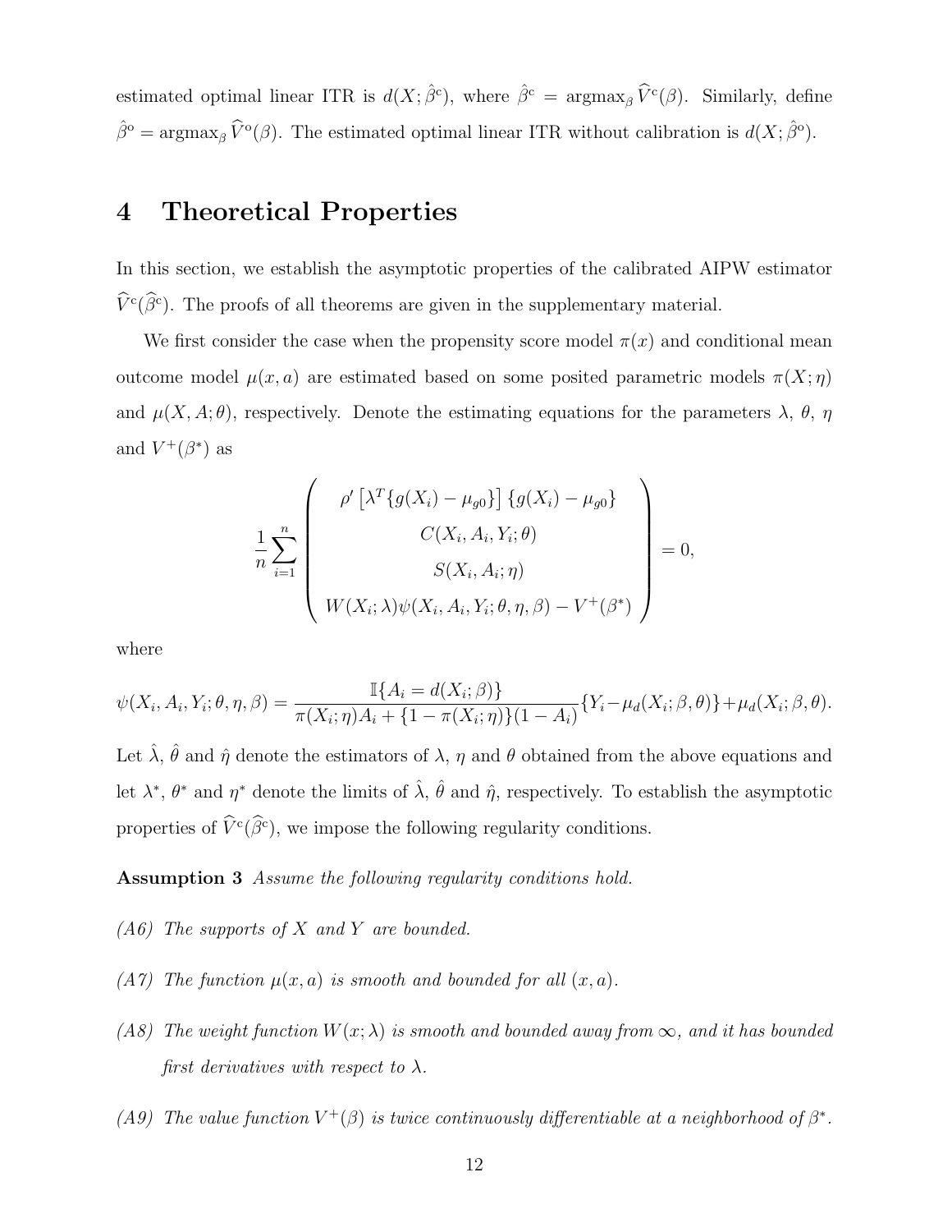estimated optimal linear ITR is $d(X; \hat{\beta}^{\mathrm{c}})$, where $\hat{\beta}^{\mathrm{c}} = \mathrm{argmax}_\beta \widehat{V}^{\mathrm{c}}(\beta)$. Similarly, define $\hat{\beta}^{\mathrm{o}} = \mathrm{argmax}_\beta \widehat{V}^{\mathrm{o}}(\beta)$. The estimated optimal linear ITR without calibration is $d(X; \hat{\beta}^{\mathrm{o}})$.

# 4 Theoretical Properties

In this section, we establish the asymptotic properties of the calibrated AIPW estimator $\widehat{V}^{\mathrm{c}}(\widehat{\beta}^{\mathrm{c}})$. The proofs of all theorems are given in the supplementary material.

We first consider the case when the propensity score model $\pi(x)$ and conditional mean outcome model $\mu(x, a)$ are estimated based on some posited parametric models $\pi(X; \eta)$ and $\mu(X, A; \theta)$, respectively. Denote the estimating equations for the parameters $\lambda$, $\theta$, $\eta$ and $V^+(\beta^*)$ as

$$
\frac{1}{n}\sum_{i=1}^{n}\begin{pmatrix} \rho'\left[\lambda^T\{g(X_i)-\mu_{g0}\}\right]\{g(X_i)-\mu_{g0}\} \\ C(X_i, A_i, Y_i; \theta) \\ S(X_i, A_i; \eta) \\ W(X_i;\lambda)\psi(X_i, A_i, Y_i; \theta, \eta, \beta) - V^+(\beta^*) \end{pmatrix} = 0,
$$

where

$$
\psi(X_i, A_i, Y_i; \theta, \eta, \beta) = \frac{\mathbb{I}\{A_i = d(X_i; \beta)\}}{\pi(X_i; \eta)A_i + \{1-\pi(X_i;\eta)\}(1-A_i)}\{Y_i - \mu_d(X_i; \beta, \theta)\} + \mu_d(X_i; \beta, \theta).
$$

Let $\hat{\lambda}$, $\hat{\theta}$ and $\hat{\eta}$ denote the estimators of $\lambda$, $\eta$ and $\theta$ obtained from the above equations and let $\lambda^*$, $\theta^*$ and $\eta^*$ denote the limits of $\hat{\lambda}$, $\hat{\theta}$ and $\hat{\eta}$, respectively. To establish the asymptotic properties of $\widehat{V}^{\mathrm{c}}(\widehat{\beta}^{\mathrm{c}})$, we impose the following regularity conditions.

**Assumption 3** *Assume the following regularity conditions hold.*

*(A6) The supports of $X$ and $Y$ are bounded.*

*(A7) The function $\mu(x, a)$ is smooth and bounded for all $(x, a)$.*

*(A8) The weight function $W(x; \lambda)$ is smooth and bounded away from $\infty$, and it has bounded first derivatives with respect to $\lambda$.*

*(A9) The value function $V^+(\beta)$ is twice continuously differentiable at a neighborhood of $\beta^*$.*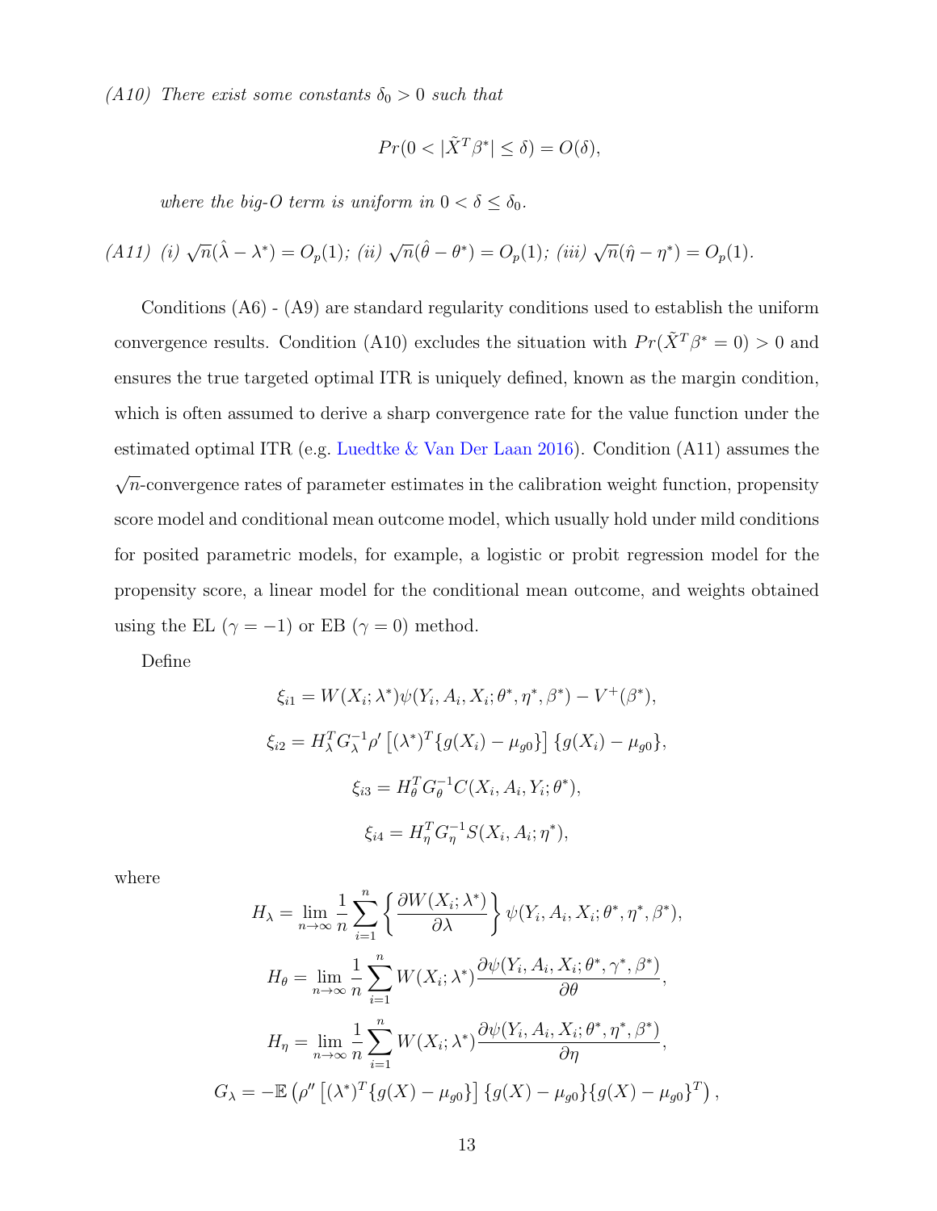*(A10) There exist some constants $\delta_0 > 0$ such that*

$$Pr(0 < |\tilde{X}^T \beta^*| \le \delta) = O(\delta),$$

*where the big-O term is uniform in $0 < \delta \le \delta_0$.*

*(A11) (i)* $\sqrt{n}(\hat{\lambda} - \lambda^*) = O_p(1)$*; (ii)* $\sqrt{n}(\hat{\theta} - \theta^*) = O_p(1)$*; (iii)* $\sqrt{n}(\hat{\eta} - \eta^*) = O_p(1)$.

Conditions (A6) - (A9) are standard regularity conditions used to establish the uniform convergence results. Condition (A10) excludes the situation with $Pr(\tilde{X}^T \beta^* = 0) > 0$ and ensures the true targeted optimal ITR is uniquely defined, known as the margin condition, which is often assumed to derive a sharp convergence rate for the value function under the estimated optimal ITR (e.g. Luedtke & Van Der Laan 2016). Condition (A11) assumes the $\sqrt{n}$-convergence rates of parameter estimates in the calibration weight function, propensity score model and conditional mean outcome model, which usually hold under mild conditions for posited parametric models, for example, a logistic or probit regression model for the propensity score, a linear model for the conditional mean outcome, and weights obtained using the EL ($\gamma = -1$) or EB ($\gamma = 0$) method.

Define

$$\xi_{i1} = W(X_i; \lambda^*)\psi(Y_i, A_i, X_i; \theta^*, \eta^*, \beta^*) - V^+(\beta^*),$$

$$\xi_{i2} = H_\lambda^T G_\lambda^{-1} \rho' \left[ (\lambda^*)^T \{g(X_i) - \mu_{g0}\} \right] \{g(X_i) - \mu_{g0}\},$$

$$\xi_{i3} = H_\theta^T G_\theta^{-1} C(X_i, A_i, Y_i; \theta^*),$$

$$\xi_{i4} = H_\eta^T G_\eta^{-1} S(X_i, A_i; \eta^*),$$

where

$$H_\lambda = \lim_{n \to \infty} \frac{1}{n} \sum_{i=1}^{n} \left\{ \frac{\partial W(X_i; \lambda^*)}{\partial \lambda} \right\} \psi(Y_i, A_i, X_i; \theta^*, \eta^*, \beta^*),$$

$$H_\theta = \lim_{n \to \infty} \frac{1}{n} \sum_{i=1}^{n} W(X_i; \lambda^*) \frac{\partial \psi(Y_i, A_i, X_i; \theta^*, \gamma^*, \beta^*)}{\partial \theta},$$

$$H_\eta = \lim_{n \to \infty} \frac{1}{n} \sum_{i=1}^{n} W(X_i; \lambda^*) \frac{\partial \psi(Y_i, A_i, X_i; \theta^*, \eta^*, \beta^*)}{\partial \eta},$$

$$G_\lambda = -\mathbb{E}\left( \rho'' \left[ (\lambda^*)^T \{g(X) - \mu_{g0}\} \right] \{g(X) - \mu_{g0}\}\{g(X) - \mu_{g0}\}^T \right),$$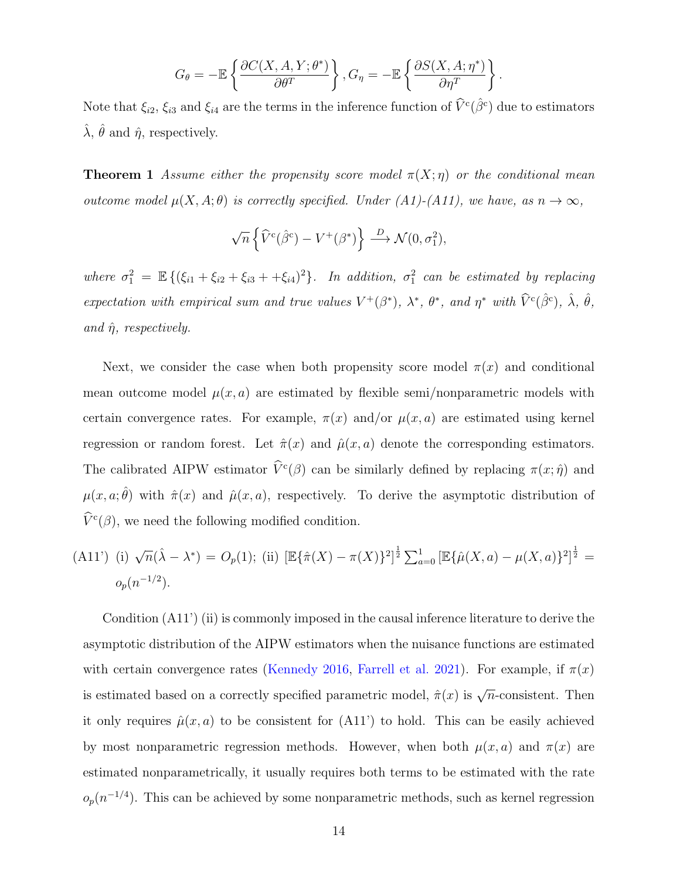$$G_\theta = -\mathbb{E}\left\{\frac{\partial C(X, A, Y; \theta^*)}{\partial \theta^T}\right\}, G_\eta = -\mathbb{E}\left\{\frac{\partial S(X, A; \eta^*)}{\partial \eta^T}\right\}.$$

Note that $\xi_{i2}$, $\xi_{i3}$ and $\xi_{i4}$ are the terms in the inference function of $\widehat{V}^{\text{c}}(\hat{\beta}^{\text{c}})$ due to estimators $\hat{\lambda}$, $\hat{\theta}$ and $\hat{\eta}$, respectively.

**Theorem 1** *Assume either the propensity score model $\pi(X;\eta)$ or the conditional mean outcome model $\mu(X, A; \theta)$ is correctly specified. Under (A1)-(A11), we have, as $n \to \infty$,*

$$\sqrt{n}\left\{\widehat{V}^{\text{c}}(\hat{\beta}^{\text{c}}) - V^{+}(\beta^*)\right\} \xrightarrow{D} \mathcal{N}(0, \sigma_1^2),$$

*where $\sigma_1^2 = \mathbb{E}\{(\xi_{i1} + \xi_{i2} + \xi_{i3} + +\xi_{i4})^2\}$. In addition, $\sigma_1^2$ can be estimated by replacing expectation with empirical sum and true values $V^{+}(\beta^*)$, $\lambda^*$, $\theta^*$, and $\eta^*$ with $\widehat{V}^{\text{c}}(\hat{\beta}^{\text{c}})$, $\hat{\lambda}$, $\hat{\theta}$, and $\hat{\eta}$, respectively.*

Next, we consider the case when both propensity score model $\pi(x)$ and conditional mean outcome model $\mu(x, a)$ are estimated by flexible semi/nonparametric models with certain convergence rates. For example, $\pi(x)$ and/or $\mu(x, a)$ are estimated using kernel regression or random forest. Let $\hat{\pi}(x)$ and $\hat{\mu}(x, a)$ denote the corresponding estimators. The calibrated AIPW estimator $\widehat{V}^{\text{c}}(\beta)$ can be similarly defined by replacing $\pi(x; \hat{\eta})$ and $\mu(x, a; \hat{\theta})$ with $\hat{\pi}(x)$ and $\hat{\mu}(x, a)$, respectively. To derive the asymptotic distribution of $\widehat{V}^{\text{c}}(\beta)$, we need the following modified condition.

(A11') (i) $\sqrt{n}(\hat{\lambda} - \lambda^*) = O_p(1)$; (ii) $[\mathbb{E}\{\hat{\pi}(X) - \pi(X)\}^2]^{\frac{1}{2}} \sum_{a=0}^{1} [\mathbb{E}\{\hat{\mu}(X, a) - \mu(X, a)\}^2]^{\frac{1}{2}} = o_p(n^{-1/2})$.

Condition (A11') (ii) is commonly imposed in the causal inference literature to derive the asymptotic distribution of the AIPW estimators when the nuisance functions are estimated with certain convergence rates (Kennedy 2016, Farrell et al. 2021). For example, if $\pi(x)$ is estimated based on a correctly specified parametric model, $\hat{\pi}(x)$ is $\sqrt{n}$-consistent. Then it only requires $\hat{\mu}(x, a)$ to be consistent for (A11') to hold. This can be easily achieved by most nonparametric regression methods. However, when both $\mu(x, a)$ and $\pi(x)$ are estimated nonparametrically, it usually requires both terms to be estimated with the rate $o_p(n^{-1/4})$. This can be achieved by some nonparametric methods, such as kernel regression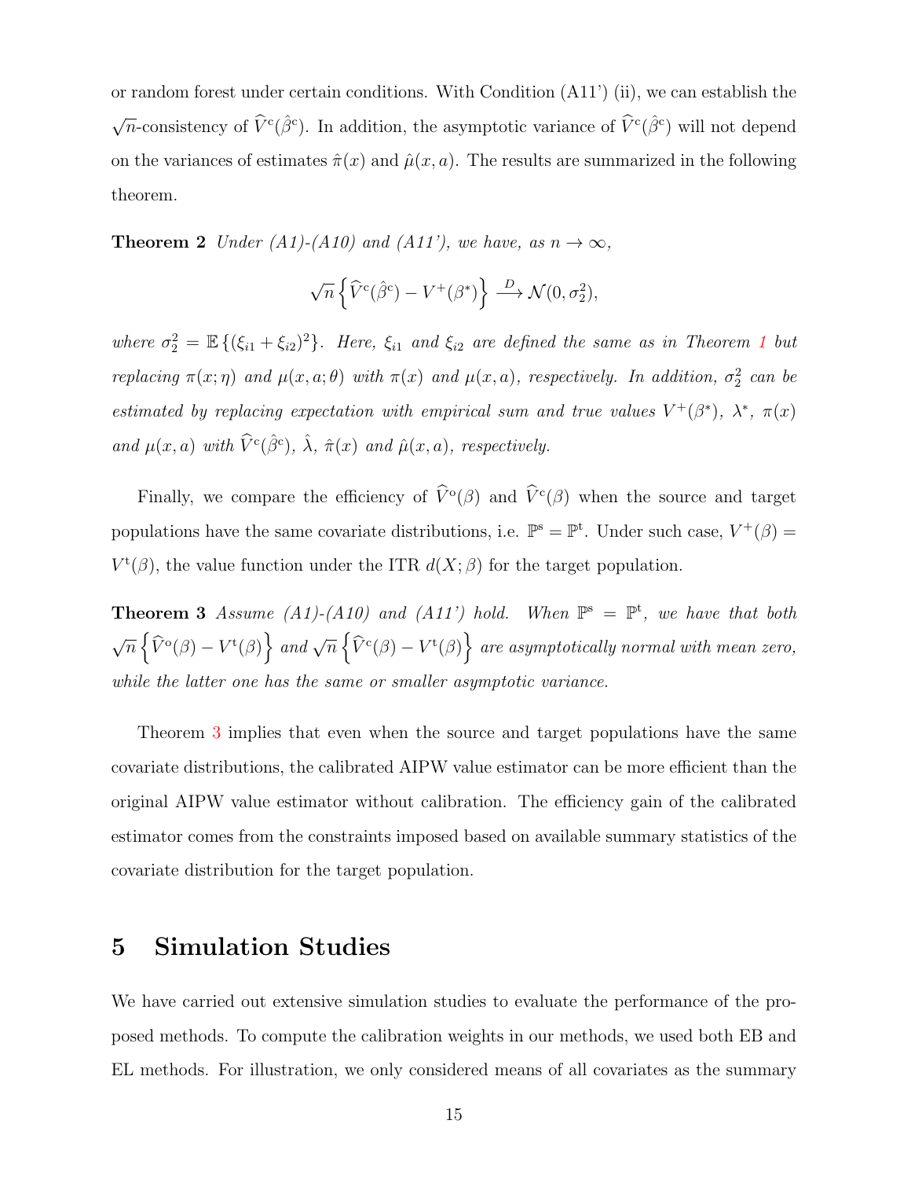or random forest under certain conditions. With Condition (A11') (ii), we can establish the $\sqrt{n}$-consistency of $\widehat{V}^{\mathrm{c}}(\hat{\beta}^{\mathrm{c}})$. In addition, the asymptotic variance of $\widehat{V}^{\mathrm{c}}(\hat{\beta}^{\mathrm{c}})$ will not depend on the variances of estimates $\hat{\pi}(x)$ and $\hat{\mu}(x, a)$. The results are summarized in the following theorem.

**Theorem 2** *Under (A1)-(A10) and (A11'), we have, as $n \to \infty$,*

$$\sqrt{n}\left\{\widehat{V}^{\mathrm{c}}(\hat{\beta}^{\mathrm{c}}) - V^{+}(\beta^{*})\right\} \xrightarrow{D} \mathcal{N}(0, \sigma_2^2),$$

*where $\sigma_2^2 = \mathbb{E}\{(\xi_{i1} + \xi_{i2})^2\}$. Here, $\xi_{i1}$ and $\xi_{i2}$ are defined the same as in Theorem 1 but replacing $\pi(x;\eta)$ and $\mu(x, a;\theta)$ with $\pi(x)$ and $\mu(x, a)$, respectively. In addition, $\sigma_2^2$ can be estimated by replacing expectation with empirical sum and true values $V^{+}(\beta^{*})$, $\lambda^{*}$, $\pi(x)$ and $\mu(x, a)$ with $\widehat{V}^{\mathrm{c}}(\hat{\beta}^{\mathrm{c}})$, $\hat{\lambda}$, $\hat{\pi}(x)$ and $\hat{\mu}(x, a)$, respectively.*

Finally, we compare the efficiency of $\widehat{V}^{\mathrm{o}}(\beta)$ and $\widehat{V}^{\mathrm{c}}(\beta)$ when the source and target populations have the same covariate distributions, i.e. $\mathbb{P}^{\mathrm{s}} = \mathbb{P}^{\mathrm{t}}$. Under such case, $V^{+}(\beta) = V^{\mathrm{t}}(\beta)$, the value function under the ITR $d(X;\beta)$ for the target population.

**Theorem 3** *Assume (A1)-(A10) and (A11') hold. When $\mathbb{P}^{\mathrm{s}} = \mathbb{P}^{\mathrm{t}}$, we have that both $\sqrt{n}\left\{\widehat{V}^{\mathrm{o}}(\beta) - V^{\mathrm{t}}(\beta)\right\}$ and $\sqrt{n}\left\{\widehat{V}^{\mathrm{c}}(\beta) - V^{\mathrm{t}}(\beta)\right\}$ are asymptotically normal with mean zero, while the latter one has the same or smaller asymptotic variance.*

Theorem 3 implies that even when the source and target populations have the same covariate distributions, the calibrated AIPW value estimator can be more efficient than the original AIPW value estimator without calibration. The efficiency gain of the calibrated estimator comes from the constraints imposed based on available summary statistics of the covariate distribution for the target population.

# 5 Simulation Studies

We have carried out extensive simulation studies to evaluate the performance of the proposed methods. To compute the calibration weights in our methods, we used both EB and EL methods. For illustration, we only considered means of all covariates as the summary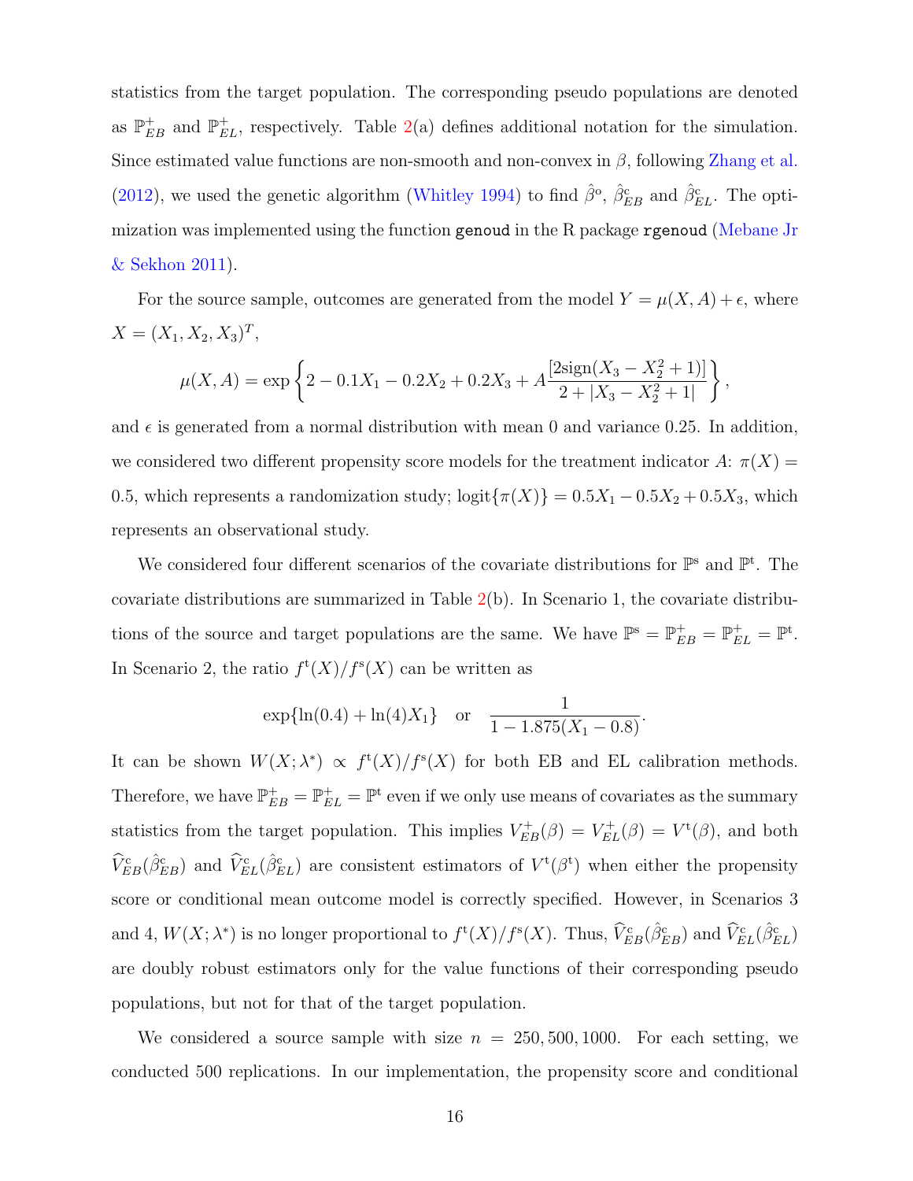statistics from the target population. The corresponding pseudo populations are denoted as $\mathbb{P}^{+}_{EB}$ and $\mathbb{P}^{+}_{EL}$, respectively. Table 2(a) defines additional notation for the simulation. Since estimated value functions are non-smooth and non-convex in $\beta$, following Zhang et al. (2012), we used the genetic algorithm (Whitley 1994) to find $\hat{\beta}^{\mathrm{o}}$, $\hat{\beta}^{\mathrm{c}}_{EB}$ and $\hat{\beta}^{\mathrm{c}}_{EL}$. The optimization was implemented using the function `genoud` in the R package `rgenoud` (Mebane Jr & Sekhon 2011).

For the source sample, outcomes are generated from the model $Y = \mu(X, A) + \epsilon$, where $X = (X_1, X_2, X_3)^T$,

$$\mu(X, A) = \exp\left\{2 - 0.1X_1 - 0.2X_2 + 0.2X_3 + A\frac{[2\mathrm{sign}(X_3 - X_2^2 + 1)]}{2 + |X_3 - X_2^2 + 1|}\right\},$$

and $\epsilon$ is generated from a normal distribution with mean 0 and variance 0.25. In addition, we considered two different propensity score models for the treatment indicator $A$: $\pi(X) = 0.5$, which represents a randomization study; $\mathrm{logit}\{\pi(X)\} = 0.5X_1 - 0.5X_2 + 0.5X_3$, which represents an observational study.

We considered four different scenarios of the covariate distributions for $\mathbb{P}^{\mathrm{s}}$ and $\mathbb{P}^{\mathrm{t}}$. The covariate distributions are summarized in Table 2(b). In Scenario 1, the covariate distributions of the source and target populations are the same. We have $\mathbb{P}^{\mathrm{s}} = \mathbb{P}^{+}_{EB} = \mathbb{P}^{+}_{EL} = \mathbb{P}^{\mathrm{t}}$. In Scenario 2, the ratio $f^{\mathrm{t}}(X)/f^{\mathrm{s}}(X)$ can be written as

$$\exp\{\ln(0.4) + \ln(4)X_1\} \quad \text{or} \quad \frac{1}{1 - 1.875(X_1 - 0.8)}.$$

It can be shown $W(X; \lambda^*) \propto f^{\mathrm{t}}(X)/f^{\mathrm{s}}(X)$ for both EB and EL calibration methods. Therefore, we have $\mathbb{P}^{+}_{EB} = \mathbb{P}^{+}_{EL} = \mathbb{P}^{\mathrm{t}}$ even if we only use means of covariates as the summary statistics from the target population. This implies $V^{+}_{EB}(\beta) = V^{+}_{EL}(\beta) = V^{\mathrm{t}}(\beta)$, and both $\widehat{V}^{\mathrm{c}}_{EB}(\hat{\beta}^{\mathrm{c}}_{EB})$ and $\widehat{V}^{\mathrm{c}}_{EL}(\hat{\beta}^{\mathrm{c}}_{EL})$ are consistent estimators of $V^{\mathrm{t}}(\beta^{\mathrm{t}})$ when either the propensity score or conditional mean outcome model is correctly specified. However, in Scenarios 3 and 4, $W(X; \lambda^*)$ is no longer proportional to $f^{\mathrm{t}}(X)/f^{\mathrm{s}}(X)$. Thus, $\widehat{V}^{\mathrm{c}}_{EB}(\hat{\beta}^{\mathrm{c}}_{EB})$ and $\widehat{V}^{\mathrm{c}}_{EL}(\hat{\beta}^{\mathrm{c}}_{EL})$ are doubly robust estimators only for the value functions of their corresponding pseudo populations, but not for that of the target population.

We considered a source sample with size $n = 250, 500, 1000$. For each setting, we conducted 500 replications. In our implementation, the propensity score and conditional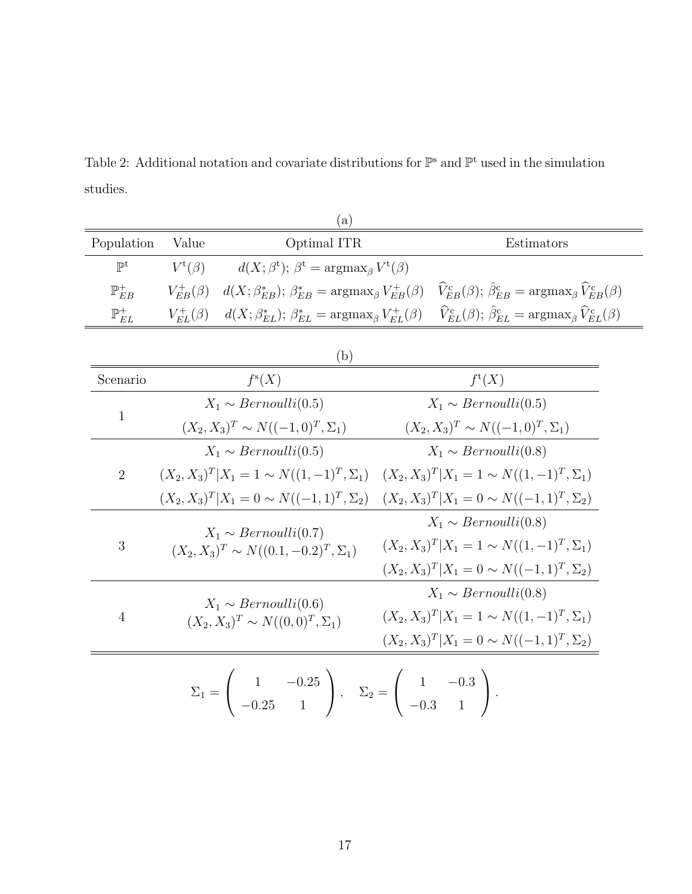Table 2: Additional notation and covariate distributions for $\mathbb{P}^{\mathrm{s}}$ and $\mathbb{P}^{\mathrm{t}}$ used in the simulation studies.

(a)

| Population | Value | Optimal ITR | Estimators |
|---|---|---|---|
| $\mathbb{P}^{\mathrm{t}}$ | $V^{\mathrm{t}}(\beta)$ | $d(X;\beta^{\mathrm{t}})$; $\beta^{\mathrm{t}} = \mathrm{argmax}_\beta V^{\mathrm{t}}(\beta)$ | |
| $\mathbb{P}^{+}_{EB}$ | $V^{+}_{EB}(\beta)$ | $d(X;\beta^{*}_{EB})$; $\beta^{*}_{EB} = \mathrm{argmax}_\beta V^{+}_{EB}(\beta)$ | $\widehat{V}^{\mathrm{c}}_{EB}(\beta)$; $\hat{\beta}^{\mathrm{c}}_{EB} = \mathrm{argmax}_\beta \widehat{V}^{\mathrm{c}}_{EB}(\beta)$ |
| $\mathbb{P}^{+}_{EL}$ | $V^{+}_{EL}(\beta)$ | $d(X;\beta^{*}_{EL})$; $\beta^{*}_{EL} = \mathrm{argmax}_\beta V^{+}_{EL}(\beta)$ | $\widehat{V}^{\mathrm{c}}_{EL}(\beta)$; $\hat{\beta}^{\mathrm{c}}_{EL} = \mathrm{argmax}_\beta \widehat{V}^{\mathrm{c}}_{EL}(\beta)$ |

(b)

| Scenario | $f^{\mathrm{s}}(X)$ | $f^{\mathrm{t}}(X)$ |
|---|---|---|
| 1 | $X_1 \sim Bernoulli(0.5)$ | $X_1 \sim Bernoulli(0.5)$ |
| | $(X_2, X_3)^T \sim N((-1,0)^T, \Sigma_1)$ | $(X_2, X_3)^T \sim N((-1,0)^T, \Sigma_1)$ |
| 2 | $X_1 \sim Bernoulli(0.5)$ | $X_1 \sim Bernoulli(0.8)$ |
| | $(X_2, X_3)^T \mid X_1 = 1 \sim N((1,-1)^T, \Sigma_1)$ | $(X_2, X_3)^T \mid X_1 = 1 \sim N((1,-1)^T, \Sigma_1)$ |
| | $(X_2, X_3)^T \mid X_1 = 0 \sim N((-1,1)^T, \Sigma_2)$ | $(X_2, X_3)^T \mid X_1 = 0 \sim N((-1,1)^T, \Sigma_2)$ |
| 3 | $X_1 \sim Bernoulli(0.7)$ | $X_1 \sim Bernoulli(0.8)$ |
| | $(X_2, X_3)^T \sim N((0.1,-0.2)^T, \Sigma_1)$ | $(X_2, X_3)^T \mid X_1 = 1 \sim N((1,-1)^T, \Sigma_1)$ |
| | | $(X_2, X_3)^T \mid X_1 = 0 \sim N((-1,1)^T, \Sigma_2)$ |
| 4 | $X_1 \sim Bernoulli(0.6)$ | $X_1 \sim Bernoulli(0.8)$ |
| | $(X_2, X_3)^T \sim N((0,0)^T, \Sigma_1)$ | $(X_2, X_3)^T \mid X_1 = 1 \sim N((1,-1)^T, \Sigma_1)$ |
| | | $(X_2, X_3)^T \mid X_1 = 0 \sim N((-1,1)^T, \Sigma_2)$ |

$$\Sigma_1 = \begin{pmatrix} 1 & -0.25 \\ -0.25 & 1 \end{pmatrix}, \quad \Sigma_2 = \begin{pmatrix} 1 & -0.3 \\ -0.3 & 1 \end{pmatrix}.$$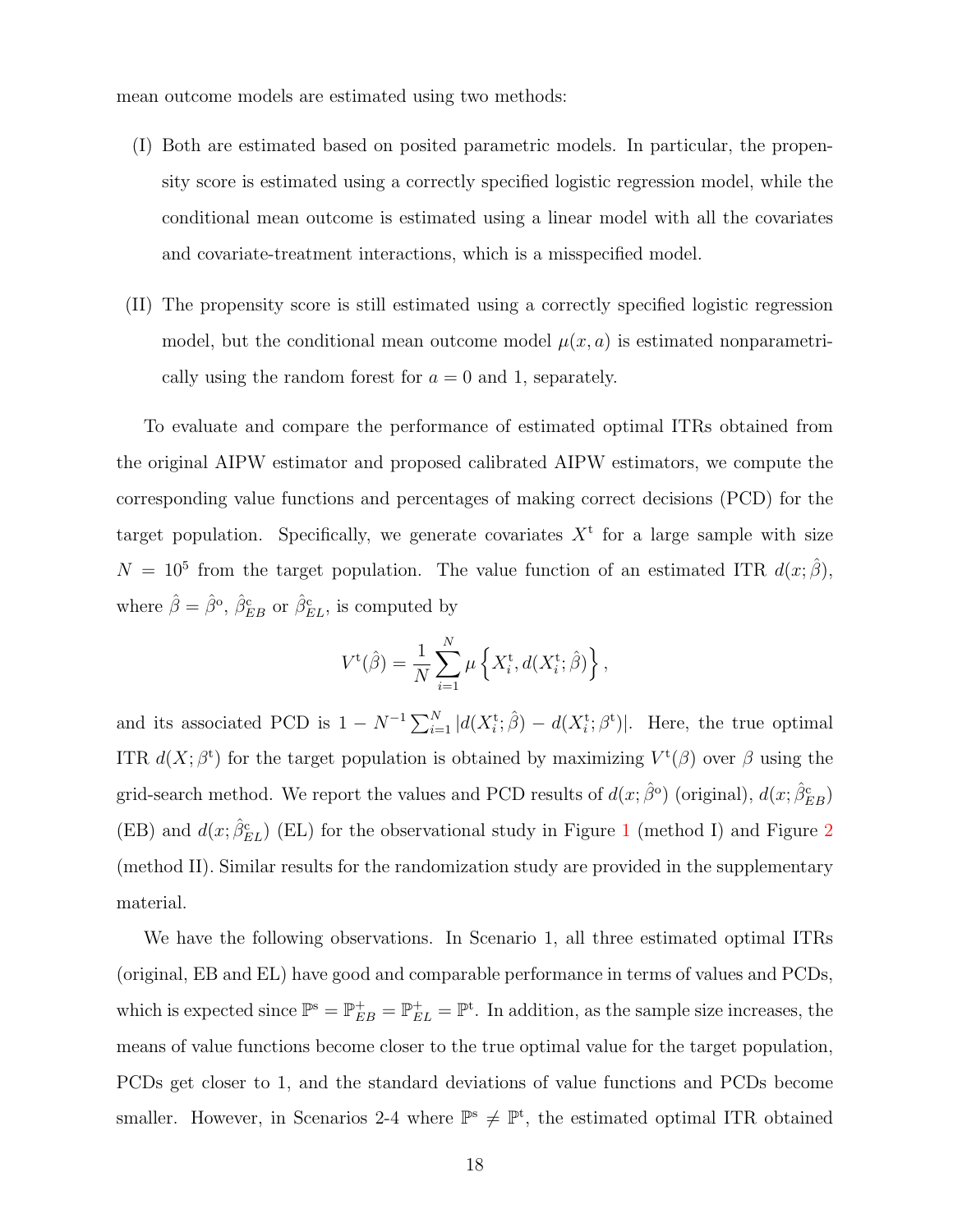mean outcome models are estimated using two methods:

(I) Both are estimated based on posited parametric models. In particular, the propensity score is estimated using a correctly specified logistic regression model, while the conditional mean outcome is estimated using a linear model with all the covariates and covariate-treatment interactions, which is a misspecified model.

(II) The propensity score is still estimated using a correctly specified logistic regression model, but the conditional mean outcome model $\mu(x, a)$ is estimated nonparametrically using the random forest for $a = 0$ and 1, separately.

To evaluate and compare the performance of estimated optimal ITRs obtained from the original AIPW estimator and proposed calibrated AIPW estimators, we compute the corresponding value functions and percentages of making correct decisions (PCD) for the target population. Specifically, we generate covariates $X^{\mathrm{t}}$ for a large sample with size $N = 10^5$ from the target population. The value function of an estimated ITR $d(x; \hat{\beta})$, where $\hat{\beta} = \hat{\beta}^{\mathrm{o}}$, $\hat{\beta}^{\mathrm{c}}_{EB}$ or $\hat{\beta}^{\mathrm{c}}_{EL}$, is computed by

$$V^{\mathrm{t}}(\hat{\beta}) = \frac{1}{N} \sum_{i=1}^{N} \mu \left\{ X_i^{\mathrm{t}}, d(X_i^{\mathrm{t}}; \hat{\beta}) \right\},$$

and its associated PCD is $1 - N^{-1} \sum_{i=1}^{N} |d(X_i^{\mathrm{t}}; \hat{\beta}) - d(X_i^{\mathrm{t}}; \beta^{\mathrm{t}})|$. Here, the true optimal ITR $d(X; \beta^{\mathrm{t}})$ for the target population is obtained by maximizing $V^{\mathrm{t}}(\beta)$ over $\beta$ using the grid-search method. We report the values and PCD results of $d(x; \hat{\beta}^{\mathrm{o}})$ (original), $d(x; \hat{\beta}^{\mathrm{c}}_{EB})$ (EB) and $d(x; \hat{\beta}^{\mathrm{c}}_{EL})$ (EL) for the observational study in Figure 1 (method I) and Figure 2 (method II). Similar results for the randomization study are provided in the supplementary material.

We have the following observations. In Scenario 1, all three estimated optimal ITRs (original, EB and EL) have good and comparable performance in terms of values and PCDs, which is expected since $\mathbb{P}^{\mathrm{s}} = \mathbb{P}^{+}_{EB} = \mathbb{P}^{+}_{EL} = \mathbb{P}^{\mathrm{t}}$. In addition, as the sample size increases, the means of value functions become closer to the true optimal value for the target population, PCDs get closer to 1, and the standard deviations of value functions and PCDs become smaller. However, in Scenarios 2-4 where $\mathbb{P}^{\mathrm{s}} \neq \mathbb{P}^{\mathrm{t}}$, the estimated optimal ITR obtained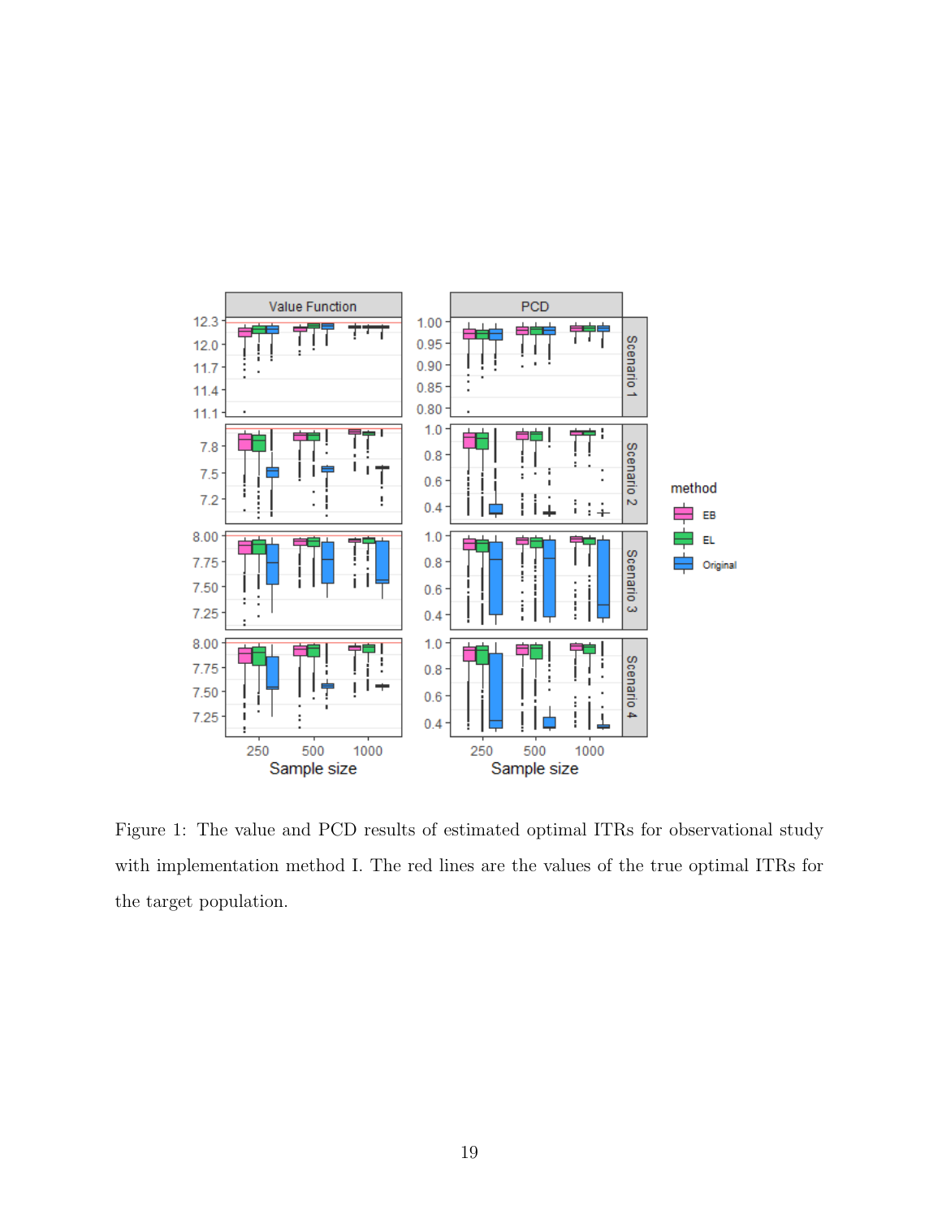Figure 1: The value and PCD results of estimated optimal ITRs for observational study with implementation method I. The red lines are the values of the true optimal ITRs for the target population.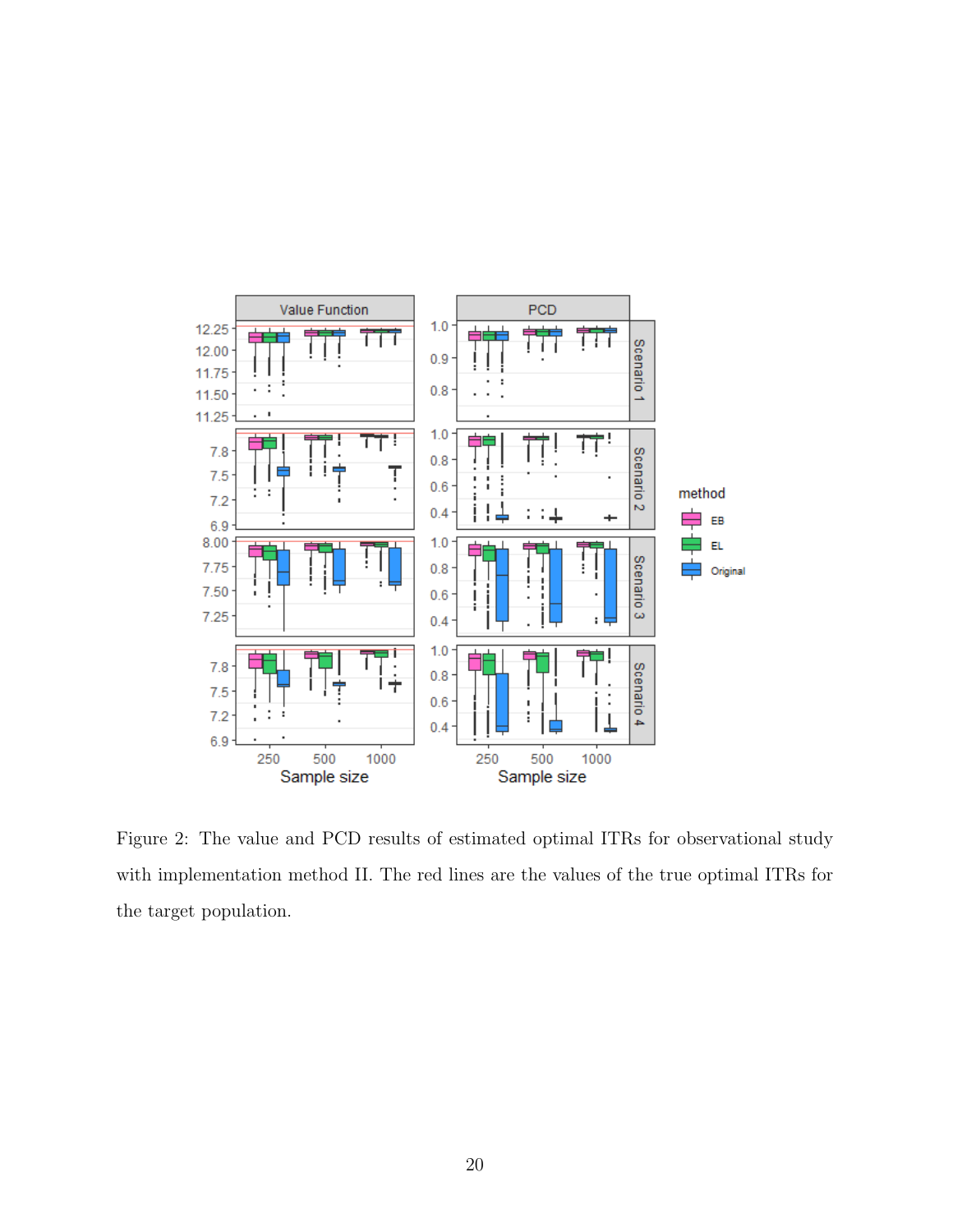Figure 2: The value and PCD results of estimated optimal ITRs for observational study with implementation method II. The red lines are the values of the true optimal ITRs for the target population.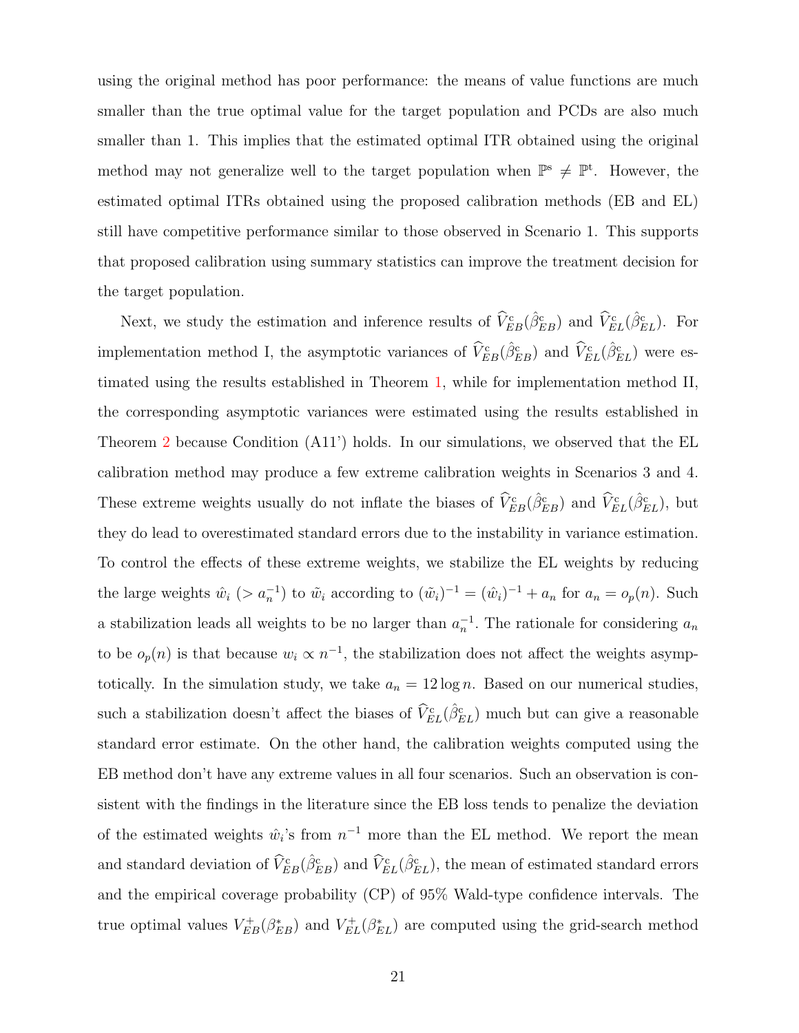using the original method has poor performance: the means of value functions are much smaller than the true optimal value for the target population and PCDs are also much smaller than 1. This implies that the estimated optimal ITR obtained using the original method may not generalize well to the target population when $\mathbb{P}^{\mathrm{s}} \neq \mathbb{P}^{\mathrm{t}}$. However, the estimated optimal ITRs obtained using the proposed calibration methods (EB and EL) still have competitive performance similar to those observed in Scenario 1. This supports that proposed calibration using summary statistics can improve the treatment decision for the target population.

Next, we study the estimation and inference results of $\widehat{V}^{\mathrm{c}}_{EB}(\hat{\beta}^{\mathrm{c}}_{EB})$ and $\widehat{V}^{\mathrm{c}}_{EL}(\hat{\beta}^{\mathrm{c}}_{EL})$. For implementation method I, the asymptotic variances of $\widehat{V}^{\mathrm{c}}_{EB}(\hat{\beta}^{\mathrm{c}}_{EB})$ and $\widehat{V}^{\mathrm{c}}_{EL}(\hat{\beta}^{\mathrm{c}}_{EL})$ were estimated using the results established in Theorem 1, while for implementation method II, the corresponding asymptotic variances were estimated using the results established in Theorem 2 because Condition (A11') holds. In our simulations, we observed that the EL calibration method may produce a few extreme calibration weights in Scenarios 3 and 4. These extreme weights usually do not inflate the biases of $\widehat{V}^{\mathrm{c}}_{EB}(\hat{\beta}^{\mathrm{c}}_{EB})$ and $\widehat{V}^{\mathrm{c}}_{EL}(\hat{\beta}^{\mathrm{c}}_{EL})$, but they do lead to overestimated standard errors due to the instability in variance estimation. To control the effects of these extreme weights, we stabilize the EL weights by reducing the large weights $\hat{w}_i$ ($> a_n^{-1}$) to $\tilde{w}_i$ according to $(\tilde{w}_i)^{-1} = (\hat{w}_i)^{-1} + a_n$ for $a_n = o_p(n)$. Such a stabilization leads all weights to be no larger than $a_n^{-1}$. The rationale for considering $a_n$ to be $o_p(n)$ is that because $w_i \propto n^{-1}$, the stabilization does not affect the weights asymptotically. In the simulation study, we take $a_n = 12 \log n$. Based on our numerical studies, such a stabilization doesn't affect the biases of $\widehat{V}^{\mathrm{c}}_{EL}(\hat{\beta}^{\mathrm{c}}_{EL})$ much but can give a reasonable standard error estimate. On the other hand, the calibration weights computed using the EB method don't have any extreme values in all four scenarios. Such an observation is consistent with the findings in the literature since the EB loss tends to penalize the deviation of the estimated weights $\hat{w}_i$'s from $n^{-1}$ more than the EL method. We report the mean and standard deviation of $\widehat{V}^{\mathrm{c}}_{EB}(\hat{\beta}^{\mathrm{c}}_{EB})$ and $\widehat{V}^{\mathrm{c}}_{EL}(\hat{\beta}^{\mathrm{c}}_{EL})$, the mean of estimated standard errors and the empirical coverage probability (CP) of 95% Wald-type confidence intervals. The true optimal values $V^{+}_{EB}(\beta^{*}_{EB})$ and $V^{+}_{EL}(\beta^{*}_{EL})$ are computed using the grid-search method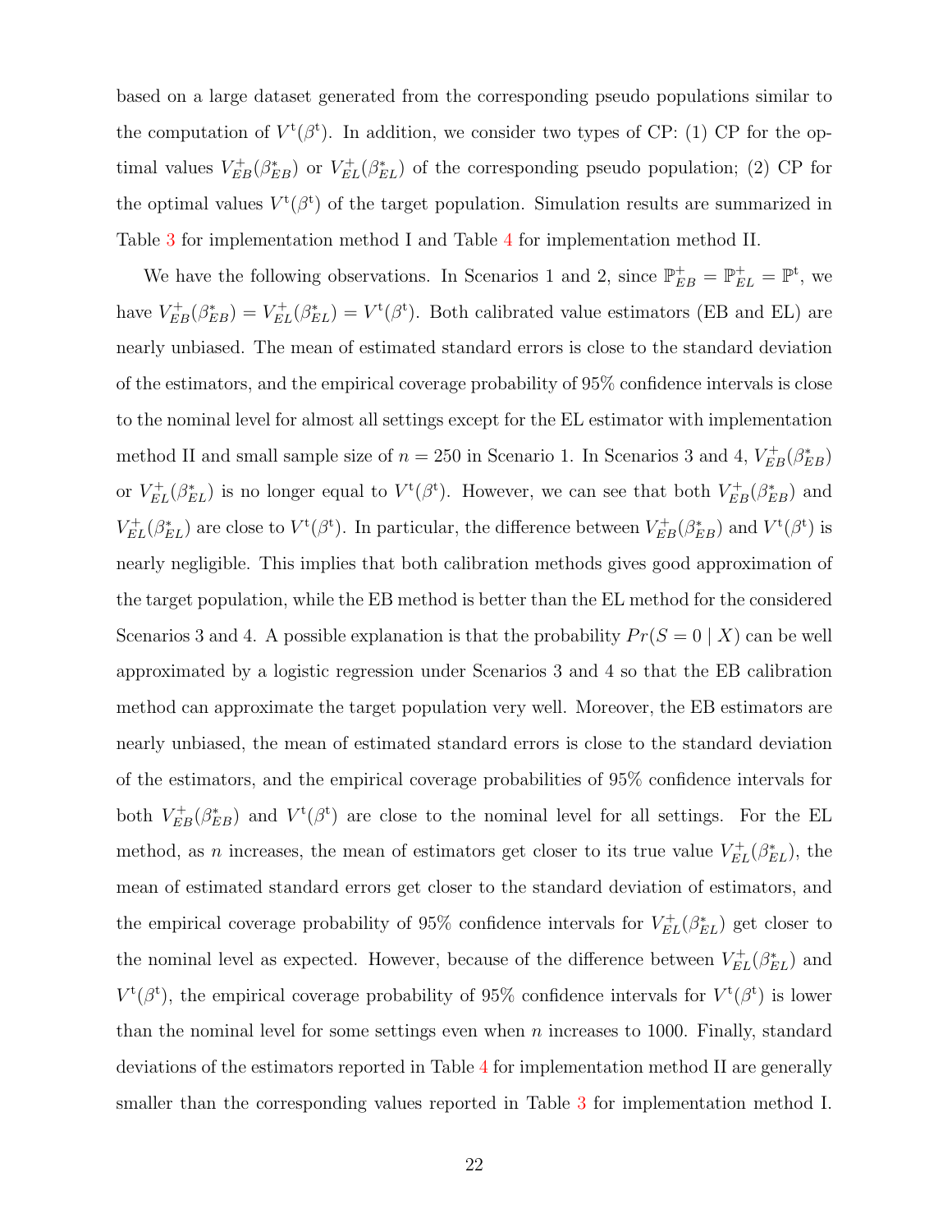based on a large dataset generated from the corresponding pseudo populations similar to the computation of $V^{\mathrm{t}}(\beta^{\mathrm{t}})$. In addition, we consider two types of CP: (1) CP for the optimal values $V^{+}_{EB}(\beta^{*}_{EB})$ or $V^{+}_{EL}(\beta^{*}_{EL})$ of the corresponding pseudo population; (2) CP for the optimal values $V^{\mathrm{t}}(\beta^{\mathrm{t}})$ of the target population. Simulation results are summarized in Table 3 for implementation method I and Table 4 for implementation method II.

We have the following observations. In Scenarios 1 and 2, since $\mathbb{P}^{+}_{EB} = \mathbb{P}^{+}_{EL} = \mathbb{P}^{\mathrm{t}}$, we have $V^{+}_{EB}(\beta^{*}_{EB}) = V^{+}_{EL}(\beta^{*}_{EL}) = V^{\mathrm{t}}(\beta^{\mathrm{t}})$. Both calibrated value estimators (EB and EL) are nearly unbiased. The mean of estimated standard errors is close to the standard deviation of the estimators, and the empirical coverage probability of 95% confidence intervals is close to the nominal level for almost all settings except for the EL estimator with implementation method II and small sample size of $n = 250$ in Scenario 1. In Scenarios 3 and 4, $V^{+}_{EB}(\beta^{*}_{EB})$ or $V^{+}_{EL}(\beta^{*}_{EL})$ is no longer equal to $V^{\mathrm{t}}(\beta^{\mathrm{t}})$. However, we can see that both $V^{+}_{EB}(\beta^{*}_{EB})$ and $V^{+}_{EL}(\beta^{*}_{EL})$ are close to $V^{\mathrm{t}}(\beta^{\mathrm{t}})$. In particular, the difference between $V^{+}_{EB}(\beta^{*}_{EB})$ and $V^{\mathrm{t}}(\beta^{\mathrm{t}})$ is nearly negligible. This implies that both calibration methods gives good approximation of the target population, while the EB method is better than the EL method for the considered Scenarios 3 and 4. A possible explanation is that the probability $Pr(S = 0 \mid X)$ can be well approximated by a logistic regression under Scenarios 3 and 4 so that the EB calibration method can approximate the target population very well. Moreover, the EB estimators are nearly unbiased, the mean of estimated standard errors is close to the standard deviation of the estimators, and the empirical coverage probabilities of 95% confidence intervals for both $V^{+}_{EB}(\beta^{*}_{EB})$ and $V^{\mathrm{t}}(\beta^{\mathrm{t}})$ are close to the nominal level for all settings. For the EL method, as $n$ increases, the mean of estimators get closer to its true value $V^{+}_{EL}(\beta^{*}_{EL})$, the mean of estimated standard errors get closer to the standard deviation of estimators, and the empirical coverage probability of 95% confidence intervals for $V^{+}_{EL}(\beta^{*}_{EL})$ get closer to the nominal level as expected. However, because of the difference between $V^{+}_{EL}(\beta^{*}_{EL})$ and $V^{\mathrm{t}}(\beta^{\mathrm{t}})$, the empirical coverage probability of 95% confidence intervals for $V^{\mathrm{t}}(\beta^{\mathrm{t}})$ is lower than the nominal level for some settings even when $n$ increases to 1000. Finally, standard deviations of the estimators reported in Table 4 for implementation method II are generally smaller than the corresponding values reported in Table 3 for implementation method I.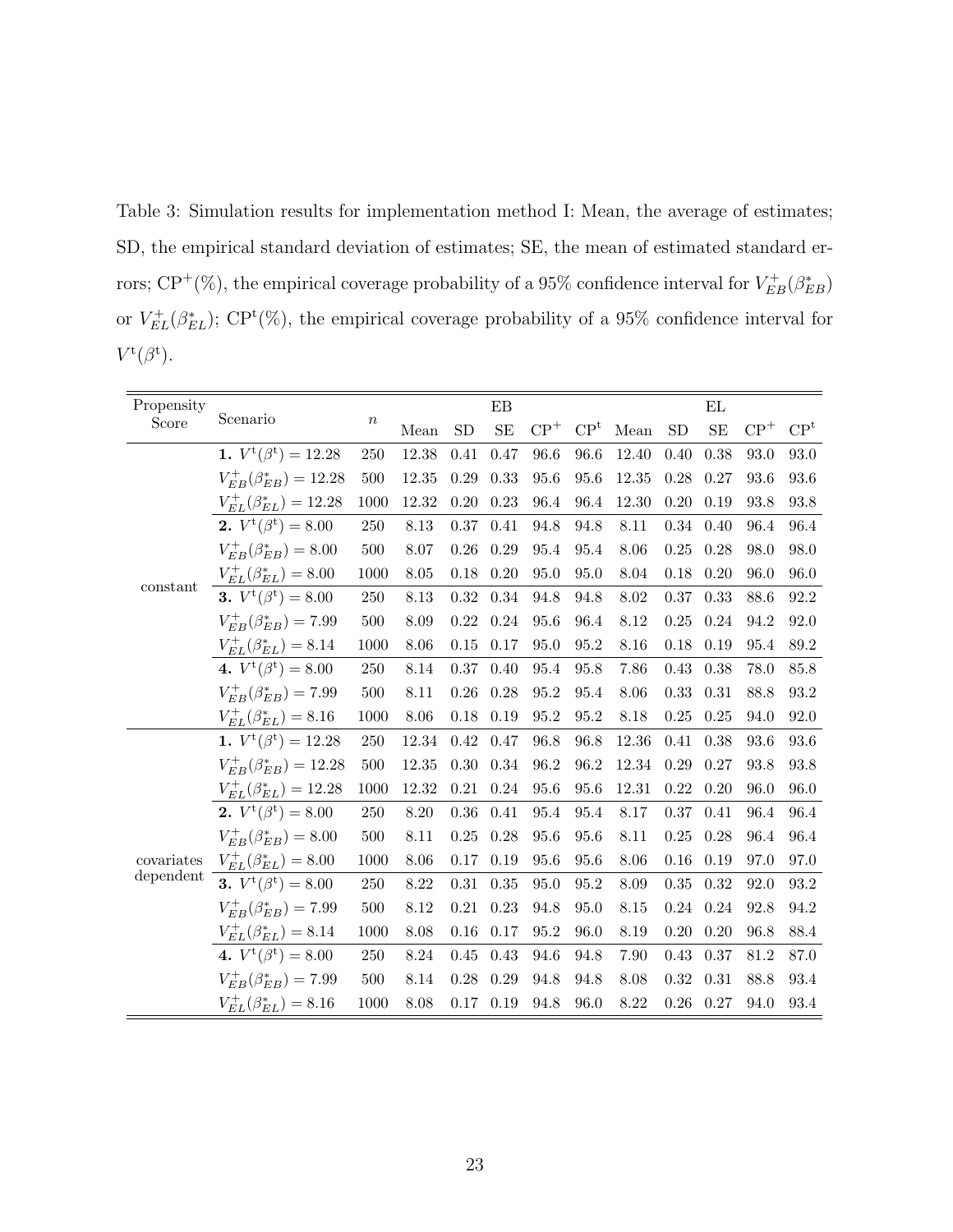Table 3: Simulation results for implementation method I: Mean, the average of estimates; SD, the empirical standard deviation of estimates; SE, the mean of estimated standard errors; $\text{CP}^{+}(\%)$, the empirical coverage probability of a 95% confidence interval for $V^{+}_{EB}(\beta^{*}_{EB})$ or $V^{+}_{EL}(\beta^{*}_{EL})$; $\text{CP}^{\text{t}}(\%)$, the empirical coverage probability of a 95% confidence interval for $V^{\text{t}}(\beta^{\text{t}})$.

| Propensity Score | Scenario | $n$ | EB | | | | | EL | | | | |
|---|---|---|---|---|---|---|---|---|---|---|---|---|
| | | | Mean | SD | SE | $\text{CP}^{+}$ | $\text{CP}^{\text{t}}$ | Mean | SD | SE | $\text{CP}^{+}$ | $\text{CP}^{\text{t}}$ |
| constant | **1.** $V^{\text{t}}(\beta^{\text{t}}) = 12.28$ | 250 | 12.38 | 0.41 | 0.47 | 96.6 | 96.6 | 12.40 | 0.40 | 0.38 | 93.0 | 93.0 |
| | $V^{+}_{EB}(\beta^{*}_{EB}) = 12.28$ | 500 | 12.35 | 0.29 | 0.33 | 95.6 | 95.6 | 12.35 | 0.28 | 0.27 | 93.6 | 93.6 |
| | $V^{+}_{EL}(\beta^{*}_{EL}) = 12.28$ | 1000 | 12.32 | 0.20 | 0.23 | 96.4 | 96.4 | 12.30 | 0.20 | 0.19 | 93.8 | 93.8 |
| | **2.** $V^{\text{t}}(\beta^{\text{t}}) = 8.00$ | 250 | 8.13 | 0.37 | 0.41 | 94.8 | 94.8 | 8.11 | 0.34 | 0.40 | 96.4 | 96.4 |
| | $V^{+}_{EB}(\beta^{*}_{EB}) = 8.00$ | 500 | 8.07 | 0.26 | 0.29 | 95.4 | 95.4 | 8.06 | 0.25 | 0.28 | 98.0 | 98.0 |
| | $V^{+}_{EL}(\beta^{*}_{EL}) = 8.00$ | 1000 | 8.05 | 0.18 | 0.20 | 95.0 | 95.0 | 8.04 | 0.18 | 0.20 | 96.0 | 96.0 |
| | **3.** $V^{\text{t}}(\beta^{\text{t}}) = 8.00$ | 250 | 8.13 | 0.32 | 0.34 | 94.8 | 94.8 | 8.02 | 0.37 | 0.33 | 88.6 | 92.2 |
| | $V^{+}_{EB}(\beta^{*}_{EB}) = 7.99$ | 500 | 8.09 | 0.22 | 0.24 | 95.6 | 96.4 | 8.12 | 0.25 | 0.24 | 94.2 | 92.0 |
| | $V^{+}_{EL}(\beta^{*}_{EL}) = 8.14$ | 1000 | 8.06 | 0.15 | 0.17 | 95.0 | 95.2 | 8.16 | 0.18 | 0.19 | 95.4 | 89.2 |
| | **4.** $V^{\text{t}}(\beta^{\text{t}}) = 8.00$ | 250 | 8.14 | 0.37 | 0.40 | 95.4 | 95.8 | 7.86 | 0.43 | 0.38 | 78.0 | 85.8 |
| | $V^{+}_{EB}(\beta^{*}_{EB}) = 7.99$ | 500 | 8.11 | 0.26 | 0.28 | 95.2 | 95.4 | 8.06 | 0.33 | 0.31 | 88.8 | 93.2 |
| | $V^{+}_{EL}(\beta^{*}_{EL}) = 8.16$ | 1000 | 8.06 | 0.18 | 0.19 | 95.2 | 95.2 | 8.18 | 0.25 | 0.25 | 94.0 | 92.0 |
| covariates dependent | **1.** $V^{\text{t}}(\beta^{\text{t}}) = 12.28$ | 250 | 12.34 | 0.42 | 0.47 | 96.8 | 96.8 | 12.36 | 0.41 | 0.38 | 93.6 | 93.6 |
| | $V^{+}_{EB}(\beta^{*}_{EB}) = 12.28$ | 500 | 12.35 | 0.30 | 0.34 | 96.2 | 96.2 | 12.34 | 0.29 | 0.27 | 93.8 | 93.8 |
| | $V^{+}_{EL}(\beta^{*}_{EL}) = 12.28$ | 1000 | 12.32 | 0.21 | 0.24 | 95.6 | 95.6 | 12.31 | 0.22 | 0.20 | 96.0 | 96.0 |
| | **2.** $V^{\text{t}}(\beta^{\text{t}}) = 8.00$ | 250 | 8.20 | 0.36 | 0.41 | 95.4 | 95.4 | 8.17 | 0.37 | 0.41 | 96.4 | 96.4 |
| | $V^{+}_{EB}(\beta^{*}_{EB}) = 8.00$ | 500 | 8.11 | 0.25 | 0.28 | 95.6 | 95.6 | 8.11 | 0.25 | 0.28 | 96.4 | 96.4 |
| | $V^{+}_{EL}(\beta^{*}_{EL}) = 8.00$ | 1000 | 8.06 | 0.17 | 0.19 | 95.6 | 95.6 | 8.06 | 0.16 | 0.19 | 97.0 | 97.0 |
| | **3.** $V^{\text{t}}(\beta^{\text{t}}) = 8.00$ | 250 | 8.22 | 0.31 | 0.35 | 95.0 | 95.2 | 8.09 | 0.35 | 0.32 | 92.0 | 93.2 |
| | $V^{+}_{EB}(\beta^{*}_{EB}) = 7.99$ | 500 | 8.12 | 0.21 | 0.23 | 94.8 | 95.0 | 8.15 | 0.24 | 0.24 | 92.8 | 94.2 |
| | $V^{+}_{EL}(\beta^{*}_{EL}) = 8.14$ | 1000 | 8.08 | 0.16 | 0.17 | 95.2 | 96.0 | 8.19 | 0.20 | 0.20 | 96.8 | 88.4 |
| | **4.** $V^{\text{t}}(\beta^{\text{t}}) = 8.00$ | 250 | 8.24 | 0.45 | 0.43 | 94.6 | 94.8 | 7.90 | 0.43 | 0.37 | 81.2 | 87.0 |
| | $V^{+}_{EB}(\beta^{*}_{EB}) = 7.99$ | 500 | 8.14 | 0.28 | 0.29 | 94.8 | 94.8 | 8.08 | 0.32 | 0.31 | 88.8 | 93.4 |
| | $V^{+}_{EL}(\beta^{*}_{EL}) = 8.16$ | 1000 | 8.08 | 0.17 | 0.19 | 94.8 | 96.0 | 8.22 | 0.26 | 0.27 | 94.0 | 93.4 |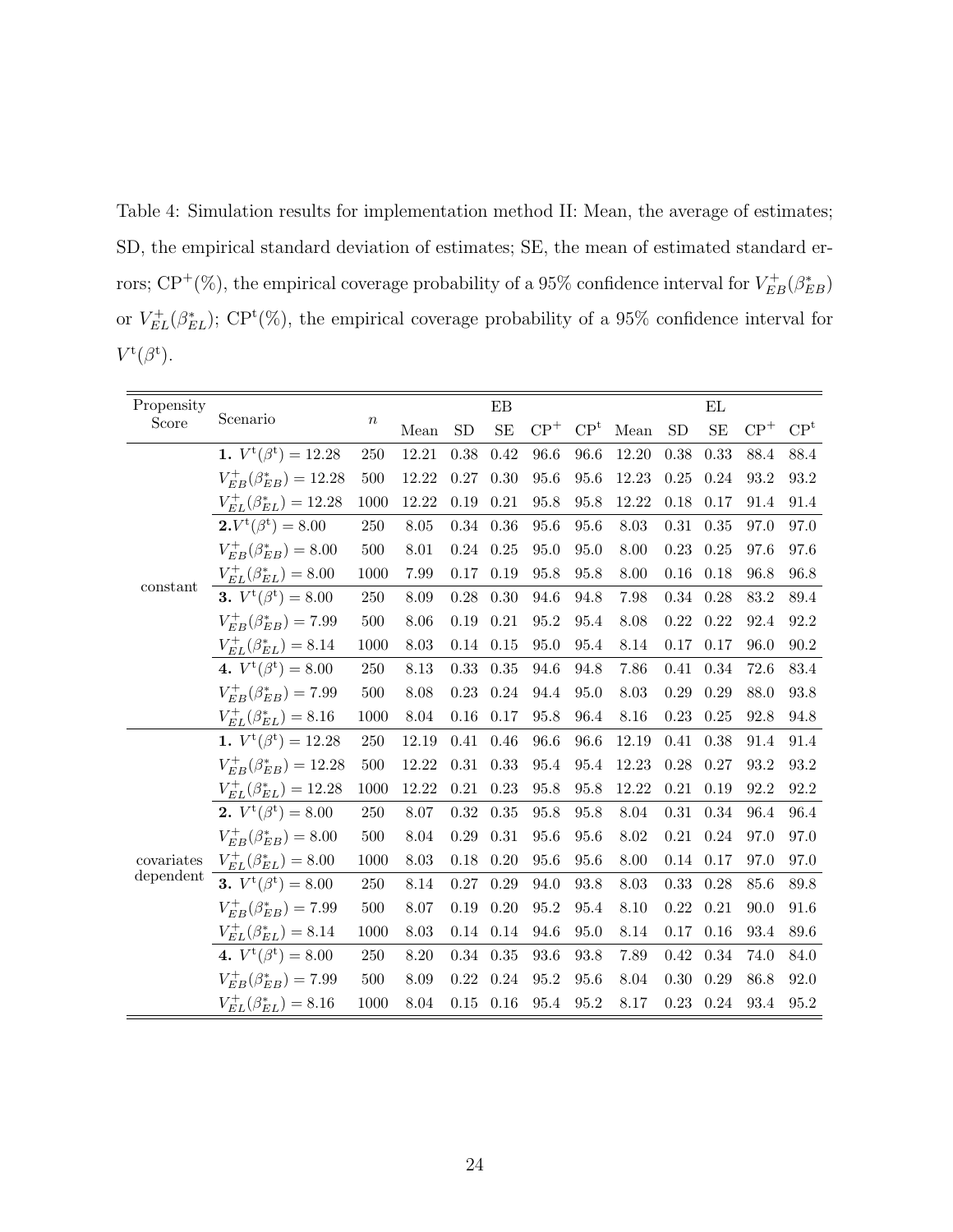Table 4: Simulation results for implementation method II: Mean, the average of estimates; SD, the empirical standard deviation of estimates; SE, the mean of estimated standard errors; $\text{CP}^{+}$(%), the empirical coverage probability of a 95% confidence interval for $V_{EB}^{+}(\beta_{EB}^{*})$ or $V_{EL}^{+}(\beta_{EL}^{*})$; $\text{CP}^{\text{t}}$(%), the empirical coverage probability of a 95% confidence interval for $V^{\text{t}}(\beta^{\text{t}})$.

| Propensity Score | Scenario | $n$ | EB | | | | | EL | | | | |
|---|---|---|---|---|---|---|---|---|---|---|---|---|
| | | | Mean | SD | SE | $\text{CP}^{+}$ | $\text{CP}^{\text{t}}$ | Mean | SD | SE | $\text{CP}^{+}$ | $\text{CP}^{\text{t}}$ |
| constant | **1.** $V^{\text{t}}(\beta^{\text{t}}) = 12.28$ | 250 | 12.21 | 0.38 | 0.42 | 96.6 | 96.6 | 12.20 | 0.38 | 0.33 | 88.4 | 88.4 |
| | $V_{EB}^{+}(\beta_{EB}^{*}) = 12.28$ | 500 | 12.22 | 0.27 | 0.30 | 95.6 | 95.6 | 12.23 | 0.25 | 0.24 | 93.2 | 93.2 |
| | $V_{EL}^{+}(\beta_{EL}^{*}) = 12.28$ | 1000 | 12.22 | 0.19 | 0.21 | 95.8 | 95.8 | 12.22 | 0.18 | 0.17 | 91.4 | 91.4 |
| | **2.** $V^{\text{t}}(\beta^{\text{t}}) = 8.00$ | 250 | 8.05 | 0.34 | 0.36 | 95.6 | 95.6 | 8.03 | 0.31 | 0.35 | 97.0 | 97.0 |
| | $V_{EB}^{+}(\beta_{EB}^{*}) = 8.00$ | 500 | 8.01 | 0.24 | 0.25 | 95.0 | 95.0 | 8.00 | 0.23 | 0.25 | 97.6 | 97.6 |
| | $V_{EL}^{+}(\beta_{EL}^{*}) = 8.00$ | 1000 | 7.99 | 0.17 | 0.19 | 95.8 | 95.8 | 8.00 | 0.16 | 0.18 | 96.8 | 96.8 |
| | **3.** $V^{\text{t}}(\beta^{\text{t}}) = 8.00$ | 250 | 8.09 | 0.28 | 0.30 | 94.6 | 94.8 | 7.98 | 0.34 | 0.28 | 83.2 | 89.4 |
| | $V_{EB}^{+}(\beta_{EB}^{*}) = 7.99$ | 500 | 8.06 | 0.19 | 0.21 | 95.2 | 95.4 | 8.08 | 0.22 | 0.22 | 92.4 | 92.2 |
| | $V_{EL}^{+}(\beta_{EL}^{*}) = 8.14$ | 1000 | 8.03 | 0.14 | 0.15 | 95.0 | 95.4 | 8.14 | 0.17 | 0.17 | 96.0 | 90.2 |
| | **4.** $V^{\text{t}}(\beta^{\text{t}}) = 8.00$ | 250 | 8.13 | 0.33 | 0.35 | 94.6 | 94.8 | 7.86 | 0.41 | 0.34 | 72.6 | 83.4 |
| | $V_{EB}^{+}(\beta_{EB}^{*}) = 7.99$ | 500 | 8.08 | 0.23 | 0.24 | 94.4 | 95.0 | 8.03 | 0.29 | 0.29 | 88.0 | 93.8 |
| | $V_{EL}^{+}(\beta_{EL}^{*}) = 8.16$ | 1000 | 8.04 | 0.16 | 0.17 | 95.8 | 96.4 | 8.16 | 0.23 | 0.25 | 92.8 | 94.8 |
| covariates dependent | **1.** $V^{\text{t}}(\beta^{\text{t}}) = 12.28$ | 250 | 12.19 | 0.41 | 0.46 | 96.6 | 96.6 | 12.19 | 0.41 | 0.38 | 91.4 | 91.4 |
| | $V_{EB}^{+}(\beta_{EB}^{*}) = 12.28$ | 500 | 12.22 | 0.31 | 0.33 | 95.4 | 95.4 | 12.23 | 0.28 | 0.27 | 93.2 | 93.2 |
| | $V_{EL}^{+}(\beta_{EL}^{*}) = 12.28$ | 1000 | 12.22 | 0.21 | 0.23 | 95.8 | 95.8 | 12.22 | 0.21 | 0.19 | 92.2 | 92.2 |
| | **2.** $V^{\text{t}}(\beta^{\text{t}}) = 8.00$ | 250 | 8.07 | 0.32 | 0.35 | 95.8 | 95.8 | 8.04 | 0.31 | 0.34 | 96.4 | 96.4 |
| | $V_{EB}^{+}(\beta_{EB}^{*}) = 8.00$ | 500 | 8.04 | 0.29 | 0.31 | 95.6 | 95.6 | 8.02 | 0.21 | 0.24 | 97.0 | 97.0 |
| | $V_{EL}^{+}(\beta_{EL}^{*}) = 8.00$ | 1000 | 8.03 | 0.18 | 0.20 | 95.6 | 95.6 | 8.00 | 0.14 | 0.17 | 97.0 | 97.0 |
| | **3.** $V^{\text{t}}(\beta^{\text{t}}) = 8.00$ | 250 | 8.14 | 0.27 | 0.29 | 94.0 | 93.8 | 8.03 | 0.33 | 0.28 | 85.6 | 89.8 |
| | $V_{EB}^{+}(\beta_{EB}^{*}) = 7.99$ | 500 | 8.07 | 0.19 | 0.20 | 95.2 | 95.4 | 8.10 | 0.22 | 0.21 | 90.0 | 91.6 |
| | $V_{EL}^{+}(\beta_{EL}^{*}) = 8.14$ | 1000 | 8.03 | 0.14 | 0.14 | 94.6 | 95.0 | 8.14 | 0.17 | 0.16 | 93.4 | 89.6 |
| | **4.** $V^{\text{t}}(\beta^{\text{t}}) = 8.00$ | 250 | 8.20 | 0.34 | 0.35 | 93.6 | 93.8 | 7.89 | 0.42 | 0.34 | 74.0 | 84.0 |
| | $V_{EB}^{+}(\beta_{EB}^{*}) = 7.99$ | 500 | 8.09 | 0.22 | 0.24 | 95.2 | 95.6 | 8.04 | 0.30 | 0.29 | 86.8 | 92.0 |
| | $V_{EL}^{+}(\beta_{EL}^{*}) = 8.16$ | 1000 | 8.04 | 0.15 | 0.16 | 95.4 | 95.2 | 8.17 | 0.23 | 0.24 | 93.4 | 95.2 |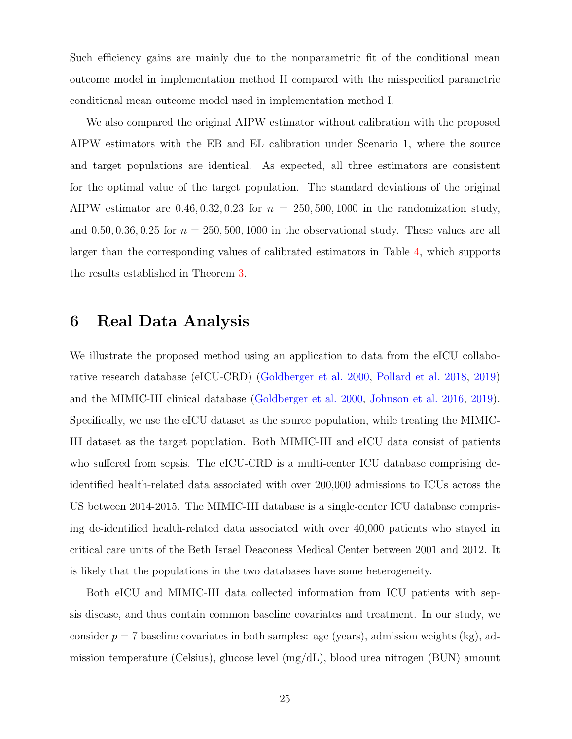Such efficiency gains are mainly due to the nonparametric fit of the conditional mean outcome model in implementation method II compared with the misspecified parametric conditional mean outcome model used in implementation method I.

We also compared the original AIPW estimator without calibration with the proposed AIPW estimators with the EB and EL calibration under Scenario 1, where the source and target populations are identical. As expected, all three estimators are consistent for the optimal value of the target population. The standard deviations of the original AIPW estimator are $0.46, 0.32, 0.23$ for $n = 250, 500, 1000$ in the randomization study, and $0.50, 0.36, 0.25$ for $n = 250, 500, 1000$ in the observational study. These values are all larger than the corresponding values of calibrated estimators in Table 4, which supports the results established in Theorem 3.

# 6 Real Data Analysis

We illustrate the proposed method using an application to data from the eICU collaborative research database (eICU-CRD) (Goldberger et al. 2000, Pollard et al. 2018, 2019) and the MIMIC-III clinical database (Goldberger et al. 2000, Johnson et al. 2016, 2019). Specifically, we use the eICU dataset as the source population, while treating the MIMIC-III dataset as the target population. Both MIMIC-III and eICU data consist of patients who suffered from sepsis. The eICU-CRD is a multi-center ICU database comprising de-identified health-related data associated with over 200,000 admissions to ICUs across the US between 2014-2015. The MIMIC-III database is a single-center ICU database comprising de-identified health-related data associated with over 40,000 patients who stayed in critical care units of the Beth Israel Deaconess Medical Center between 2001 and 2012. It is likely that the populations in the two databases have some heterogeneity.

Both eICU and MIMIC-III data collected information from ICU patients with sepsis disease, and thus contain common baseline covariates and treatment. In our study, we consider $p = 7$ baseline covariates in both samples: age (years), admission weights (kg), admission temperature (Celsius), glucose level (mg/dL), blood urea nitrogen (BUN) amount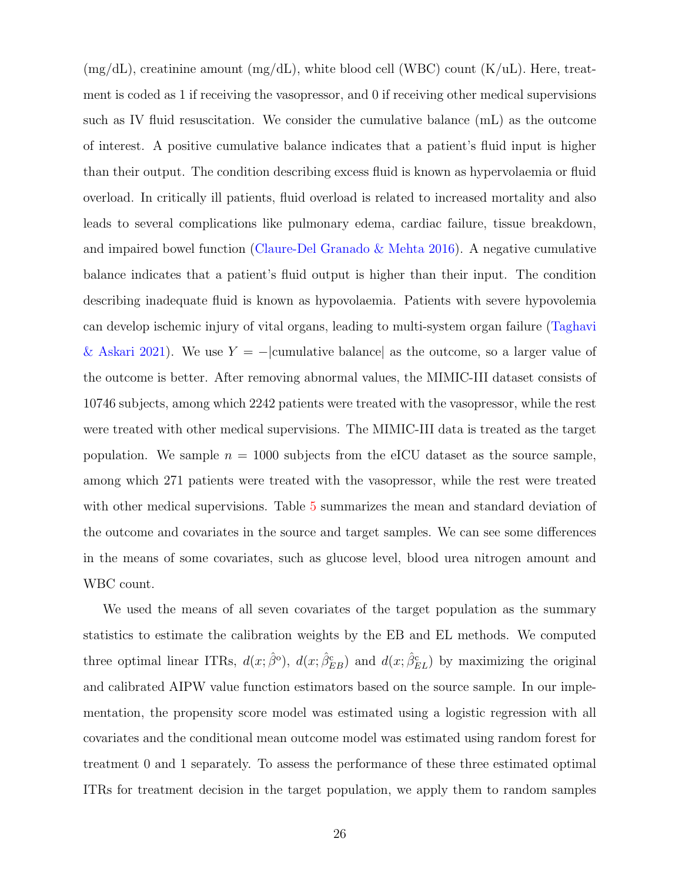(mg/dL), creatinine amount (mg/dL), white blood cell (WBC) count (K/uL). Here, treatment is coded as 1 if receiving the vasopressor, and 0 if receiving other medical supervisions such as IV fluid resuscitation. We consider the cumulative balance (mL) as the outcome of interest. A positive cumulative balance indicates that a patient's fluid input is higher than their output. The condition describing excess fluid is known as hypervolaemia or fluid overload. In critically ill patients, fluid overload is related to increased mortality and also leads to several complications like pulmonary edema, cardiac failure, tissue breakdown, and impaired bowel function (Claure-Del Granado & Mehta 2016). A negative cumulative balance indicates that a patient's fluid output is higher than their input. The condition describing inadequate fluid is known as hypovolaemia. Patients with severe hypovolemia can develop ischemic injury of vital organs, leading to multi-system organ failure (Taghavi & Askari 2021). We use $Y = -|\text{cumulative balance}|$ as the outcome, so a larger value of the outcome is better. After removing abnormal values, the MIMIC-III dataset consists of 10746 subjects, among which 2242 patients were treated with the vasopressor, while the rest were treated with other medical supervisions. The MIMIC-III data is treated as the target population. We sample $n = 1000$ subjects from the eICU dataset as the source sample, among which 271 patients were treated with the vasopressor, while the rest were treated with other medical supervisions. Table 5 summarizes the mean and standard deviation of the outcome and covariates in the source and target samples. We can see some differences in the means of some covariates, such as glucose level, blood urea nitrogen amount and WBC count.

We used the means of all seven covariates of the target population as the summary statistics to estimate the calibration weights by the EB and EL methods. We computed three optimal linear ITRs, $d(x; \hat{\beta}^{o})$, $d(x; \hat{\beta}^{c}_{EB})$ and $d(x; \hat{\beta}^{c}_{EL})$ by maximizing the original and calibrated AIPW value function estimators based on the source sample. In our implementation, the propensity score model was estimated using a logistic regression with all covariates and the conditional mean outcome model was estimated using random forest for treatment 0 and 1 separately. To assess the performance of these three estimated optimal ITRs for treatment decision in the target population, we apply them to random samples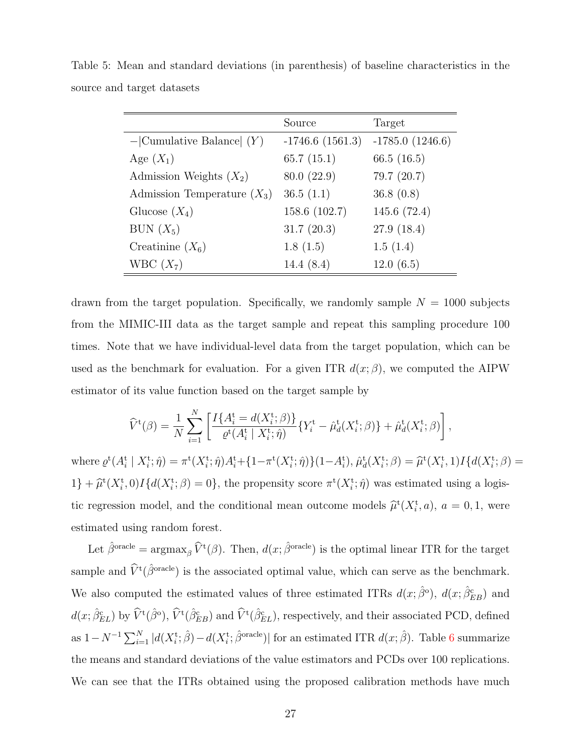Table 5: Mean and standard deviations (in parenthesis) of baseline characteristics in the source and target datasets

| | Source | Target |
|---|---|---|
| $-$\|Cumulative Balance\| ($Y$) | -1746.6 (1561.3) | -1785.0 (1246.6) |
| Age ($X_1$) | 65.7 (15.1) | 66.5 (16.5) |
| Admission Weights ($X_2$) | 80.0 (22.9) | 79.7 (20.7) |
| Admission Temperature ($X_3$) | 36.5 (1.1) | 36.8 (0.8) |
| Glucose ($X_4$) | 158.6 (102.7) | 145.6 (72.4) |
| BUN ($X_5$) | 31.7 (20.3) | 27.9 (18.4) |
| Creatinine ($X_6$) | 1.8 (1.5) | 1.5 (1.4) |
| WBC ($X_7$) | 14.4 (8.4) | 12.0 (6.5) |

drawn from the target population. Specifically, we randomly sample $N = 1000$ subjects from the MIMIC-III data as the target sample and repeat this sampling procedure 100 times. Note that we have individual-level data from the target population, which can be used as the benchmark for evaluation. For a given ITR $d(x;\beta)$, we computed the AIPW estimator of its value function based on the target sample by

$$\widehat{V}^{\mathrm{t}}(\beta) = \frac{1}{N}\sum_{i=1}^{N}\left[\frac{I\{A_i^{\mathrm{t}} = d(X_i^{\mathrm{t}};\beta)\}}{\varrho^{\mathrm{t}}(A_i^{\mathrm{t}} \mid X_i^{\mathrm{t}};\hat{\eta})}\{Y_i^{\mathrm{t}} - \hat{\mu}_d^{\mathrm{t}}(X_i^{\mathrm{t}};\beta)\} + \hat{\mu}_d^{\mathrm{t}}(X_i^{\mathrm{t}};\beta)\right],$$

where $\varrho^{\mathrm{t}}(A_i^{\mathrm{t}} \mid X_i^{\mathrm{t}};\hat{\eta}) = \pi^{\mathrm{t}}(X_i^{\mathrm{t}};\hat{\eta})A_i^{\mathrm{t}} + \{1-\pi^{\mathrm{t}}(X_i^{\mathrm{t}};\hat{\eta})\}(1-A_i^{\mathrm{t}})$, $\hat{\mu}_d^{\mathrm{t}}(X_i^{\mathrm{t}};\beta) = \widehat{\mu}^{\mathrm{t}}(X_i^{\mathrm{t}},1)I\{d(X_i^{\mathrm{t}};\beta) = 1\} + \widehat{\mu}^{\mathrm{t}}(X_i^{\mathrm{t}},0)I\{d(X_i^{\mathrm{t}};\beta) = 0\}$, the propensity score $\pi^{\mathrm{t}}(X_i^{\mathrm{t}};\hat{\eta})$ was estimated using a logistic regression model, and the conditional mean outcome models $\widehat{\mu}^{\mathrm{t}}(X_i^{\mathrm{t}},a)$, $a = 0,1$, were estimated using random forest.

Let $\hat{\beta}^{\mathrm{oracle}} = \mathrm{argmax}_{\beta}\,\widehat{V}^{\mathrm{t}}(\beta)$. Then, $d(x;\hat{\beta}^{\mathrm{oracle}})$ is the optimal linear ITR for the target sample and $\widehat{V}^{\mathrm{t}}(\hat{\beta}^{\mathrm{oracle}})$ is the associated optimal value, which can serve as the benchmark. We also computed the estimated values of three estimated ITRs $d(x;\hat{\beta}^{\mathrm{o}})$, $d(x;\hat{\beta}^{\mathrm{c}}_{EB})$ and $d(x;\hat{\beta}^{\mathrm{c}}_{EL})$ by $\widehat{V}^{\mathrm{t}}(\hat{\beta}^{\mathrm{o}})$, $\widehat{V}^{\mathrm{t}}(\hat{\beta}^{\mathrm{c}}_{EB})$ and $\widehat{V}^{\mathrm{t}}(\hat{\beta}^{\mathrm{c}}_{EL})$, respectively, and their associated PCD, defined as $1 - N^{-1}\sum_{i=1}^{N}|d(X_i^{\mathrm{t}};\hat{\beta}) - d(X_i^{\mathrm{t}};\hat{\beta}^{\mathrm{oracle}})|$ for an estimated ITR $d(x;\hat{\beta})$. Table 6 summarize the means and standard deviations of the value estimators and PCDs over 100 replications. We can see that the ITRs obtained using the proposed calibration methods have much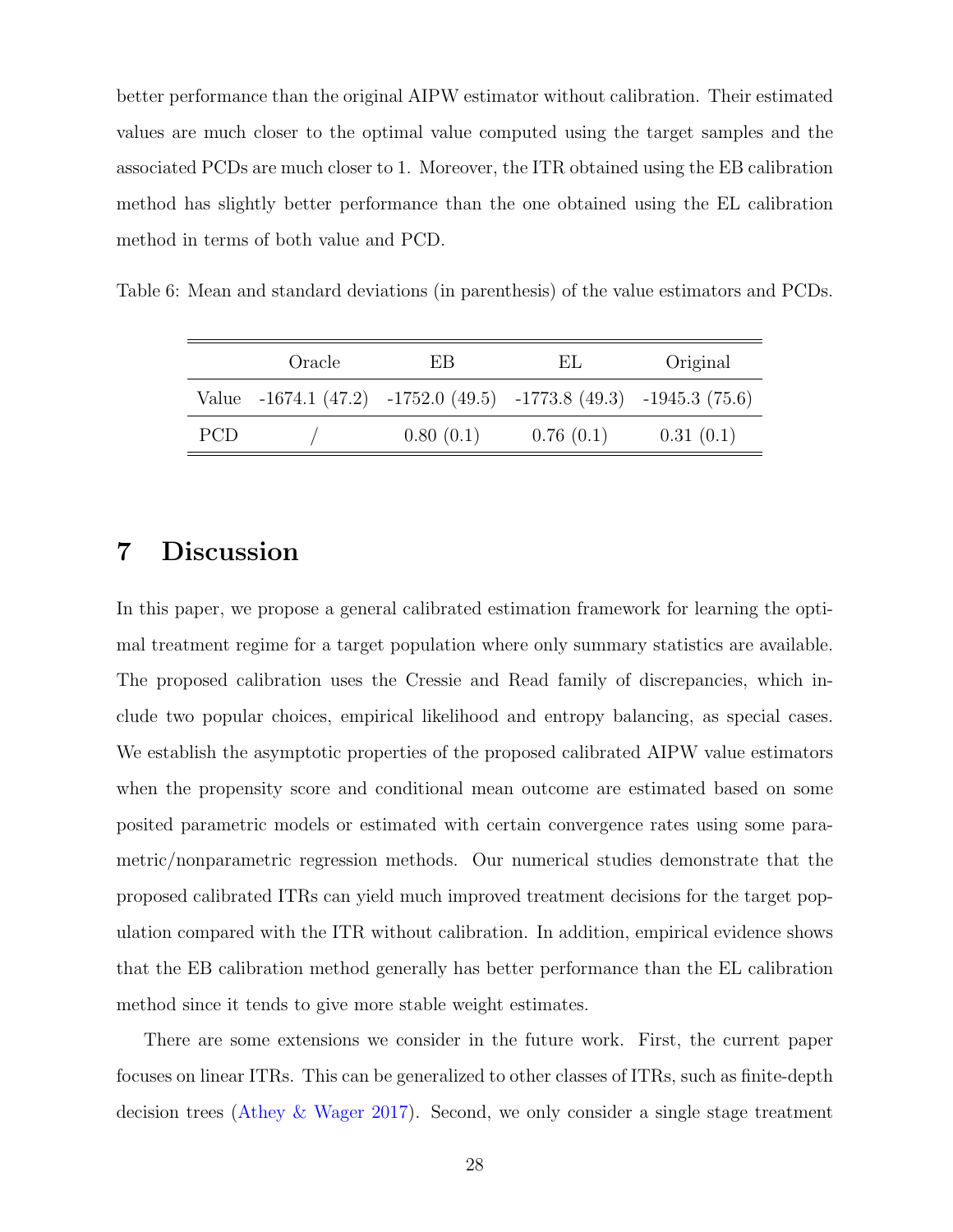better performance than the original AIPW estimator without calibration. Their estimated values are much closer to the optimal value computed using the target samples and the associated PCDs are much closer to 1. Moreover, the ITR obtained using the EB calibration method has slightly better performance than the one obtained using the EL calibration method in terms of both value and PCD.

Table 6: Mean and standard deviations (in parenthesis) of the value estimators and PCDs.

| | Oracle | EB | EL | Original |
|---|---|---|---|---|
| Value | -1674.1 (47.2) | -1752.0 (49.5) | -1773.8 (49.3) | -1945.3 (75.6) |
| PCD | / | 0.80 (0.1) | 0.76 (0.1) | 0.31 (0.1) |

# 7 Discussion

In this paper, we propose a general calibrated estimation framework for learning the optimal treatment regime for a target population where only summary statistics are available. The proposed calibration uses the Cressie and Read family of discrepancies, which include two popular choices, empirical likelihood and entropy balancing, as special cases. We establish the asymptotic properties of the proposed calibrated AIPW value estimators when the propensity score and conditional mean outcome are estimated based on some posited parametric models or estimated with certain convergence rates using some parametric/nonparametric regression methods. Our numerical studies demonstrate that the proposed calibrated ITRs can yield much improved treatment decisions for the target population compared with the ITR without calibration. In addition, empirical evidence shows that the EB calibration method generally has better performance than the EL calibration method since it tends to give more stable weight estimates.

There are some extensions we consider in the future work. First, the current paper focuses on linear ITRs. This can be generalized to other classes of ITRs, such as finite-depth decision trees (Athey & Wager 2017). Second, we only consider a single stage treatment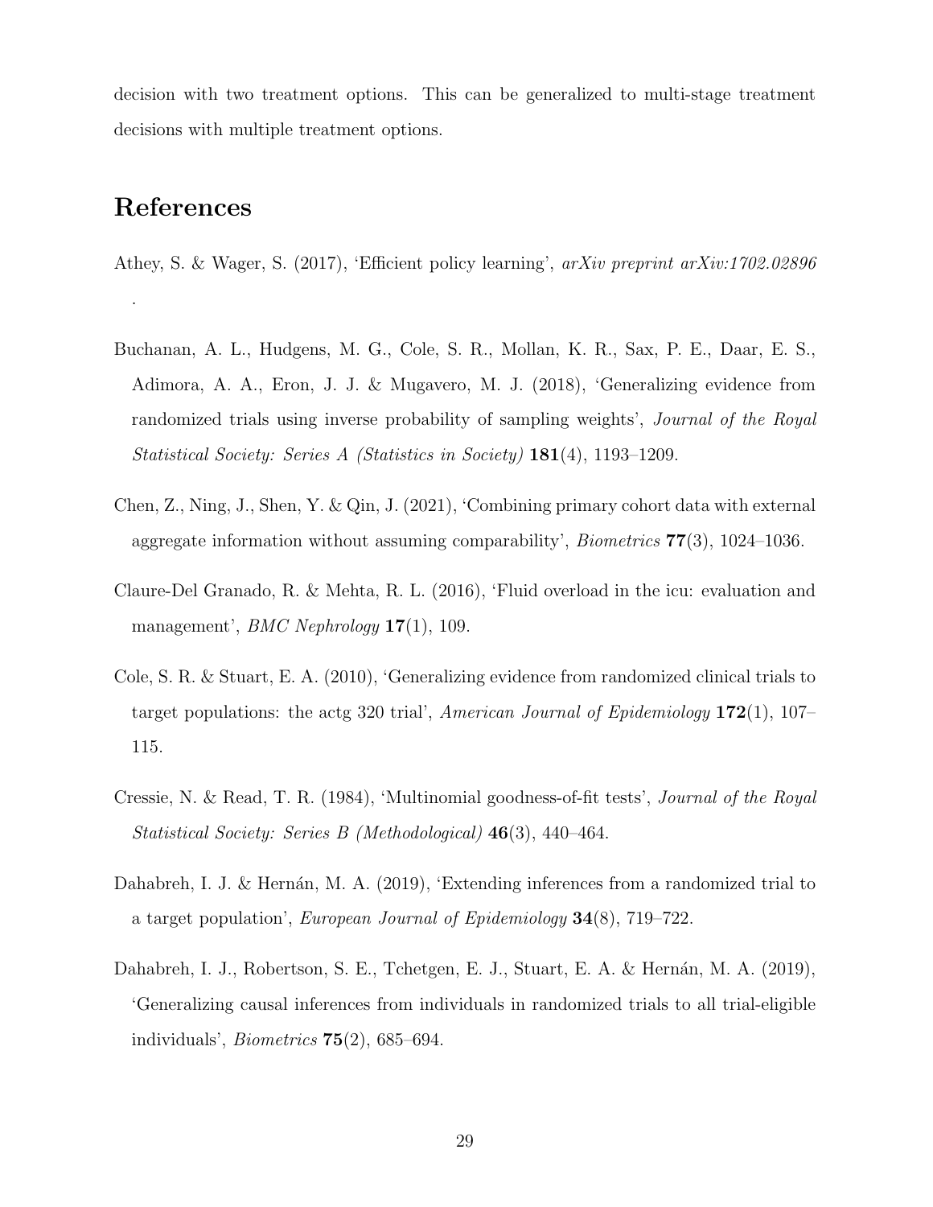decision with two treatment options. This can be generalized to multi-stage treatment decisions with multiple treatment options.

# References

Athey, S. & Wager, S. (2017), 'Efficient policy learning', *arXiv preprint arXiv:1702.02896* .

Buchanan, A. L., Hudgens, M. G., Cole, S. R., Mollan, K. R., Sax, P. E., Daar, E. S., Adimora, A. A., Eron, J. J. & Mugavero, M. J. (2018), 'Generalizing evidence from randomized trials using inverse probability of sampling weights', *Journal of the Royal Statistical Society: Series A (Statistics in Society)* **181**(4), 1193–1209.

Chen, Z., Ning, J., Shen, Y. & Qin, J. (2021), 'Combining primary cohort data with external aggregate information without assuming comparability', *Biometrics* **77**(3), 1024–1036.

Claure-Del Granado, R. & Mehta, R. L. (2016), 'Fluid overload in the icu: evaluation and management', *BMC Nephrology* **17**(1), 109.

Cole, S. R. & Stuart, E. A. (2010), 'Generalizing evidence from randomized clinical trials to target populations: the actg 320 trial', *American Journal of Epidemiology* **172**(1), 107–115.

Cressie, N. & Read, T. R. (1984), 'Multinomial goodness-of-fit tests', *Journal of the Royal Statistical Society: Series B (Methodological)* **46**(3), 440–464.

Dahabreh, I. J. & Hernán, M. A. (2019), 'Extending inferences from a randomized trial to a target population', *European Journal of Epidemiology* **34**(8), 719–722.

Dahabreh, I. J., Robertson, S. E., Tchetgen, E. J., Stuart, E. A. & Hernán, M. A. (2019), 'Generalizing causal inferences from individuals in randomized trials to all trial-eligible individuals', *Biometrics* **75**(2), 685–694.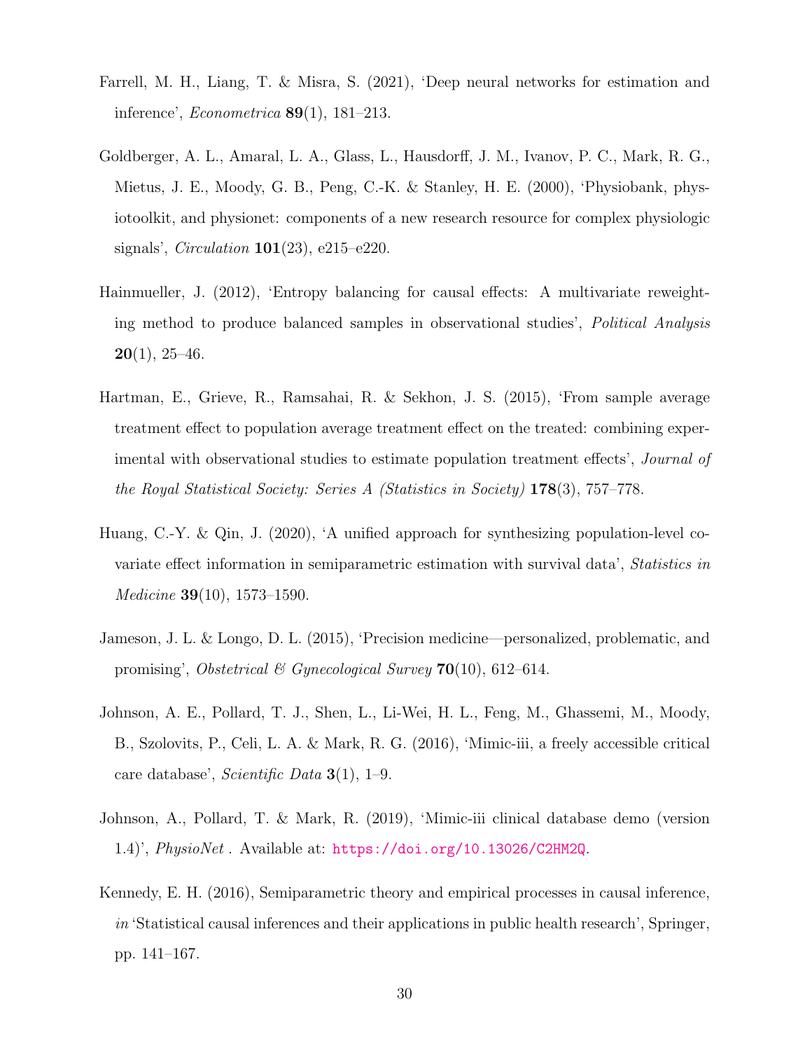Farrell, M. H., Liang, T. & Misra, S. (2021), 'Deep neural networks for estimation and inference', *Econometrica* **89**(1), 181–213.

Goldberger, A. L., Amaral, L. A., Glass, L., Hausdorff, J. M., Ivanov, P. C., Mark, R. G., Mietus, J. E., Moody, G. B., Peng, C.-K. & Stanley, H. E. (2000), 'Physiobank, physiotoolkit, and physionet: components of a new research resource for complex physiologic signals', *Circulation* **101**(23), e215–e220.

Hainmueller, J. (2012), 'Entropy balancing for causal effects: A multivariate reweighting method to produce balanced samples in observational studies', *Political Analysis* **20**(1), 25–46.

Hartman, E., Grieve, R., Ramsahai, R. & Sekhon, J. S. (2015), 'From sample average treatment effect to population average treatment effect on the treated: combining experimental with observational studies to estimate population treatment effects', *Journal of the Royal Statistical Society: Series A (Statistics in Society)* **178**(3), 757–778.

Huang, C.-Y. & Qin, J. (2020), 'A unified approach for synthesizing population-level covariate effect information in semiparametric estimation with survival data', *Statistics in Medicine* **39**(10), 1573–1590.

Jameson, J. L. & Longo, D. L. (2015), 'Precision medicine—personalized, problematic, and promising', *Obstetrical & Gynecological Survey* **70**(10), 612–614.

Johnson, A. E., Pollard, T. J., Shen, L., Li-Wei, H. L., Feng, M., Ghassemi, M., Moody, B., Szolovits, P., Celi, L. A. & Mark, R. G. (2016), 'Mimic-iii, a freely accessible critical care database', *Scientific Data* **3**(1), 1–9.

Johnson, A., Pollard, T. & Mark, R. (2019), 'Mimic-iii clinical database demo (version 1.4)', *PhysioNet* . Available at: https://doi.org/10.13026/C2HM2Q.

Kennedy, E. H. (2016), Semiparametric theory and empirical processes in causal inference, *in* 'Statistical causal inferences and their applications in public health research', Springer, pp. 141–167.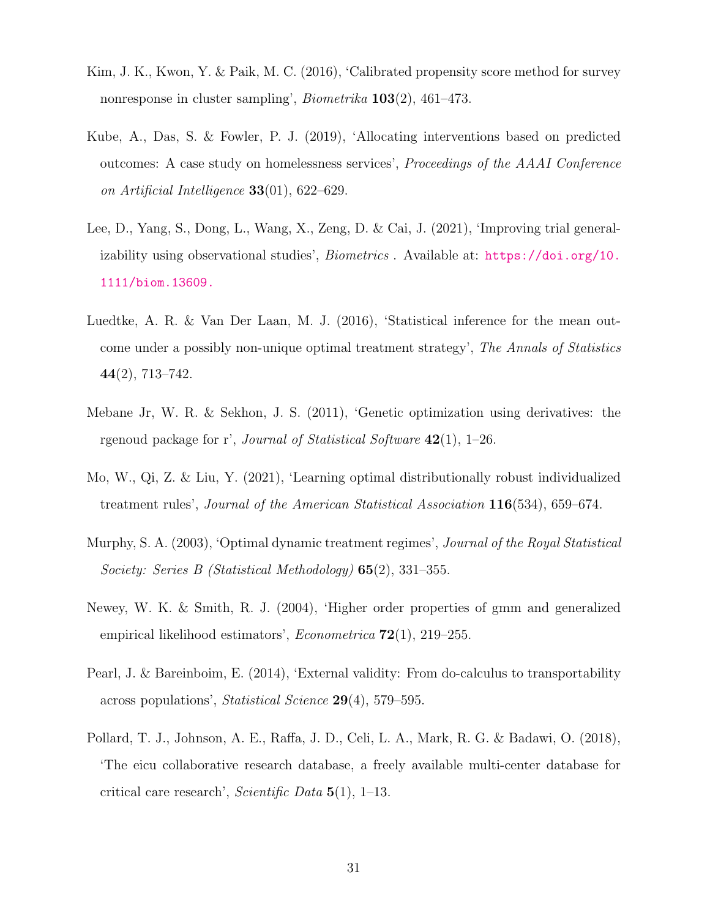Kim, J. K., Kwon, Y. & Paik, M. C. (2016), 'Calibrated propensity score method for survey nonresponse in cluster sampling', *Biometrika* **103**(2), 461–473.

Kube, A., Das, S. & Fowler, P. J. (2019), 'Allocating interventions based on predicted outcomes: A case study on homelessness services', *Proceedings of the AAAI Conference on Artificial Intelligence* **33**(01), 622–629.

Lee, D., Yang, S., Dong, L., Wang, X., Zeng, D. & Cai, J. (2021), 'Improving trial generalizability using observational studies', *Biometrics* . Available at: https://doi.org/10.1111/biom.13609.

Luedtke, A. R. & Van Der Laan, M. J. (2016), 'Statistical inference for the mean outcome under a possibly non-unique optimal treatment strategy', *The Annals of Statistics* **44**(2), 713–742.

Mebane Jr, W. R. & Sekhon, J. S. (2011), 'Genetic optimization using derivatives: the rgenoud package for r', *Journal of Statistical Software* **42**(1), 1–26.

Mo, W., Qi, Z. & Liu, Y. (2021), 'Learning optimal distributionally robust individualized treatment rules', *Journal of the American Statistical Association* **116**(534), 659–674.

Murphy, S. A. (2003), 'Optimal dynamic treatment regimes', *Journal of the Royal Statistical Society: Series B (Statistical Methodology)* **65**(2), 331–355.

Newey, W. K. & Smith, R. J. (2004), 'Higher order properties of gmm and generalized empirical likelihood estimators', *Econometrica* **72**(1), 219–255.

Pearl, J. & Bareinboim, E. (2014), 'External validity: From do-calculus to transportability across populations', *Statistical Science* **29**(4), 579–595.

Pollard, T. J., Johnson, A. E., Raffa, J. D., Celi, L. A., Mark, R. G. & Badawi, O. (2018), 'The eicu collaborative research database, a freely available multi-center database for critical care research', *Scientific Data* **5**(1), 1–13.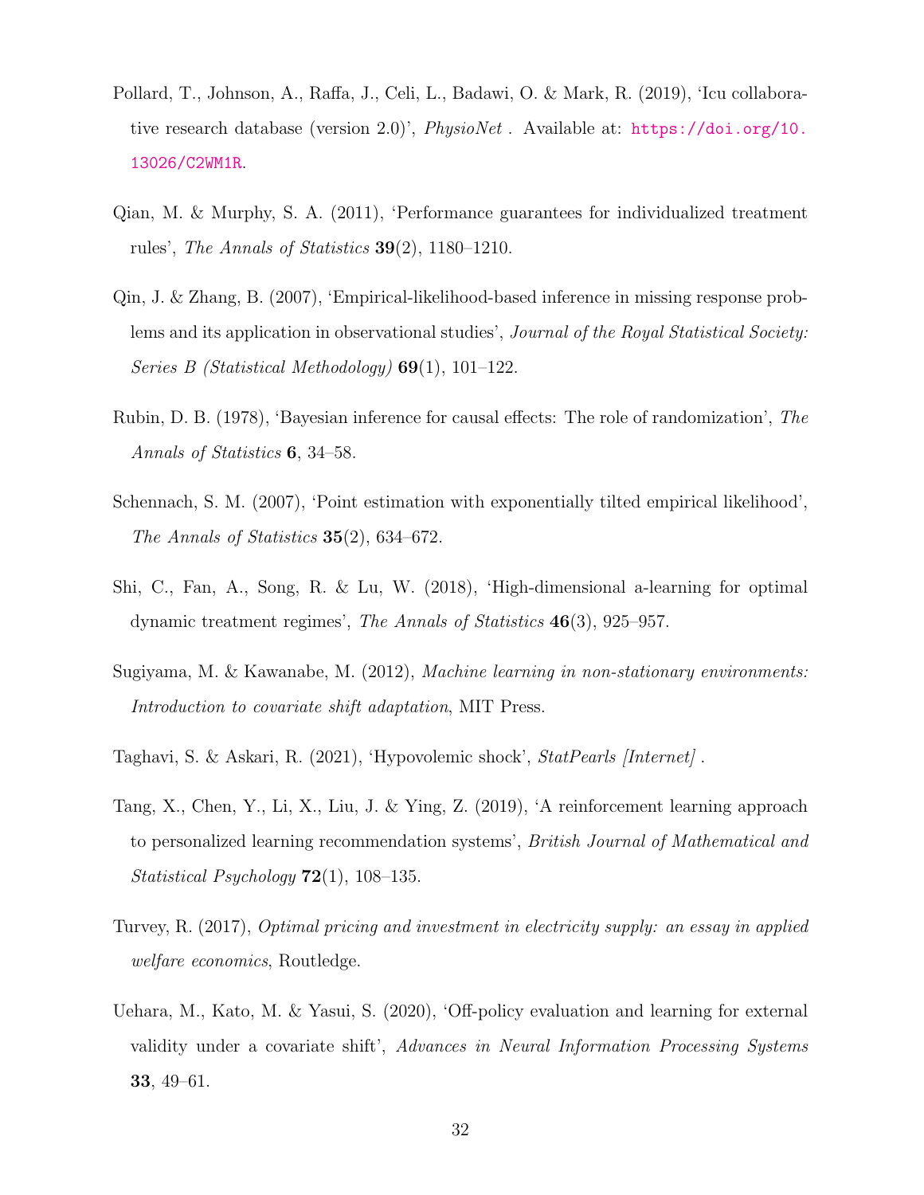Pollard, T., Johnson, A., Raffa, J., Celi, L., Badawi, O. & Mark, R. (2019), 'Icu collaborative research database (version 2.0)', *PhysioNet* . Available at: https://doi.org/10.13026/C2WM1R.

Qian, M. & Murphy, S. A. (2011), 'Performance guarantees for individualized treatment rules', *The Annals of Statistics* **39**(2), 1180–1210.

Qin, J. & Zhang, B. (2007), 'Empirical-likelihood-based inference in missing response problems and its application in observational studies', *Journal of the Royal Statistical Society: Series B (Statistical Methodology)* **69**(1), 101–122.

Rubin, D. B. (1978), 'Bayesian inference for causal effects: The role of randomization', *The Annals of Statistics* **6**, 34–58.

Schennach, S. M. (2007), 'Point estimation with exponentially tilted empirical likelihood', *The Annals of Statistics* **35**(2), 634–672.

Shi, C., Fan, A., Song, R. & Lu, W. (2018), 'High-dimensional a-learning for optimal dynamic treatment regimes', *The Annals of Statistics* **46**(3), 925–957.

Sugiyama, M. & Kawanabe, M. (2012), *Machine learning in non-stationary environments: Introduction to covariate shift adaptation*, MIT Press.

Taghavi, S. & Askari, R. (2021), 'Hypovolemic shock', *StatPearls [Internet]* .

Tang, X., Chen, Y., Li, X., Liu, J. & Ying, Z. (2019), 'A reinforcement learning approach to personalized learning recommendation systems', *British Journal of Mathematical and Statistical Psychology* **72**(1), 108–135.

Turvey, R. (2017), *Optimal pricing and investment in electricity supply: an essay in applied welfare economics*, Routledge.

Uehara, M., Kato, M. & Yasui, S. (2020), 'Off-policy evaluation and learning for external validity under a covariate shift', *Advances in Neural Information Processing Systems* **33**, 49–61.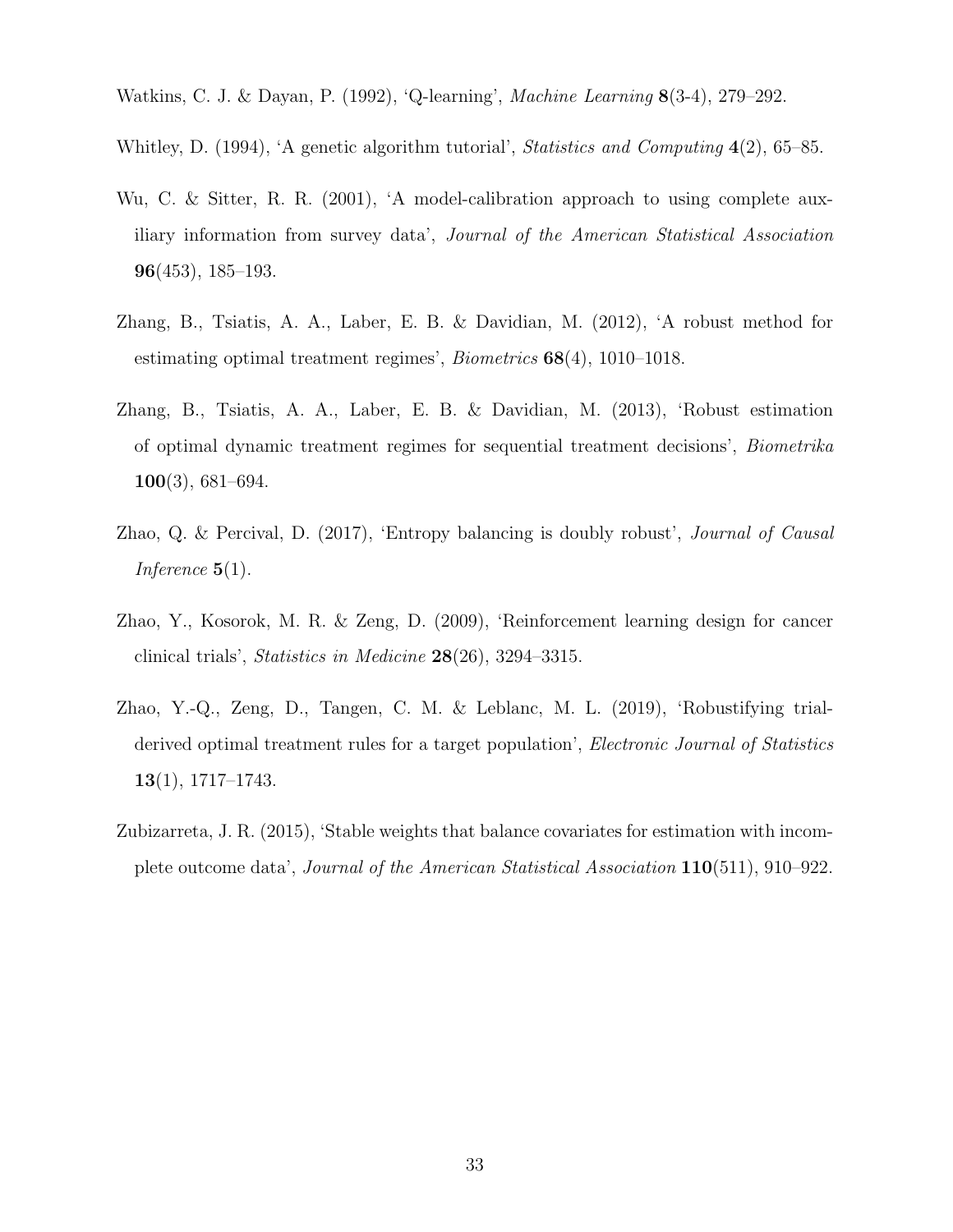Watkins, C. J. & Dayan, P. (1992), 'Q-learning', *Machine Learning* **8**(3-4), 279–292.

Whitley, D. (1994), 'A genetic algorithm tutorial', *Statistics and Computing* **4**(2), 65–85.

Wu, C. & Sitter, R. R. (2001), 'A model-calibration approach to using complete auxiliary information from survey data', *Journal of the American Statistical Association* **96**(453), 185–193.

Zhang, B., Tsiatis, A. A., Laber, E. B. & Davidian, M. (2012), 'A robust method for estimating optimal treatment regimes', *Biometrics* **68**(4), 1010–1018.

Zhang, B., Tsiatis, A. A., Laber, E. B. & Davidian, M. (2013), 'Robust estimation of optimal dynamic treatment regimes for sequential treatment decisions', *Biometrika* **100**(3), 681–694.

Zhao, Q. & Percival, D. (2017), 'Entropy balancing is doubly robust', *Journal of Causal Inference* **5**(1).

Zhao, Y., Kosorok, M. R. & Zeng, D. (2009), 'Reinforcement learning design for cancer clinical trials', *Statistics in Medicine* **28**(26), 3294–3315.

Zhao, Y.-Q., Zeng, D., Tangen, C. M. & Leblanc, M. L. (2019), 'Robustifying trial-derived optimal treatment rules for a target population', *Electronic Journal of Statistics* **13**(1), 1717–1743.

Zubizarreta, J. R. (2015), 'Stable weights that balance covariates for estimation with incomplete outcome data', *Journal of the American Statistical Association* **110**(511), 910–922.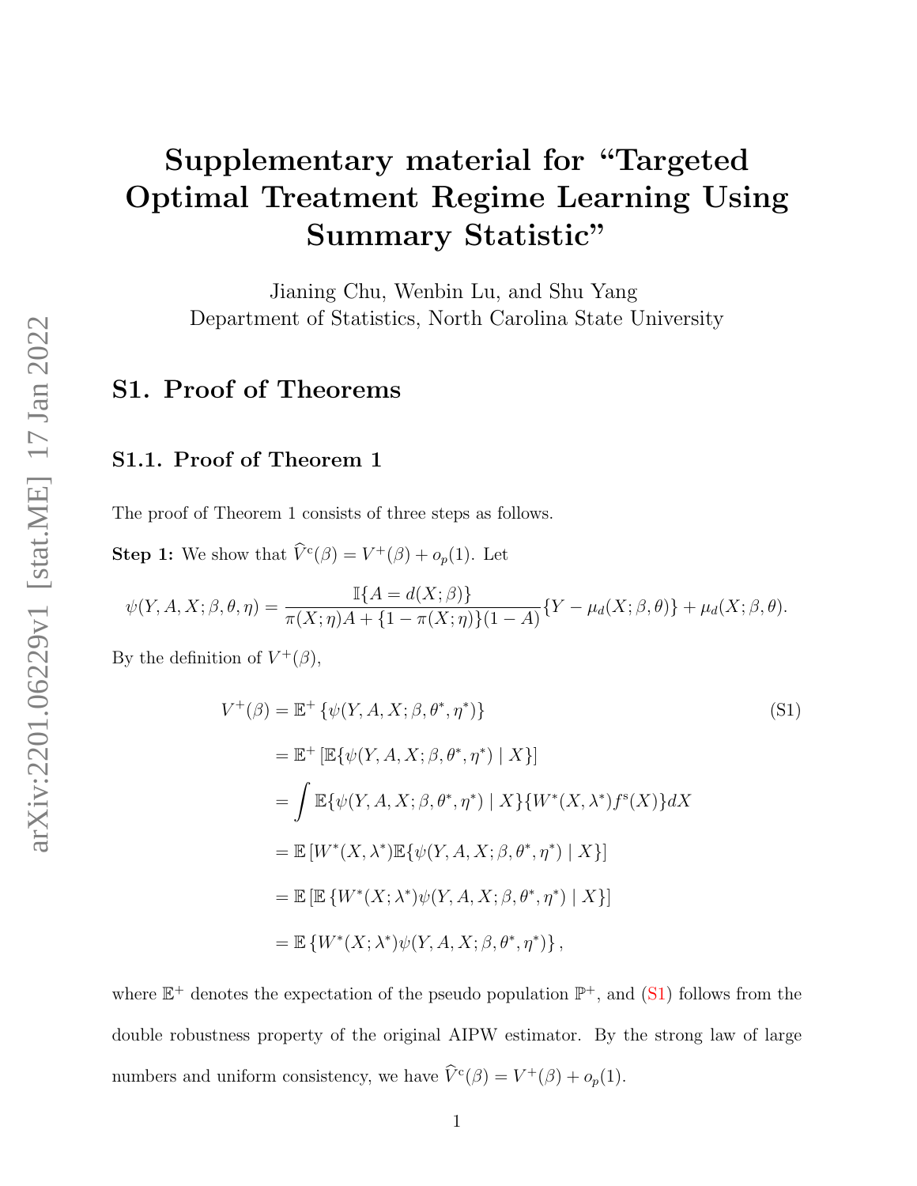# Supplementary material for "Targeted Optimal Treatment Regime Learning Using Summary Statistic"

Jianing Chu, Wenbin Lu, and Shu Yang
Department of Statistics, North Carolina State University

## S1. Proof of Theorems

### S1.1. Proof of Theorem 1

The proof of Theorem 1 consists of three steps as follows.

**Step 1:** We show that $\widehat{V}^{c}(\beta) = V^{+}(\beta) + o_p(1)$. Let

$$\psi(Y, A, X; \beta, \theta, \eta) = \frac{\mathbb{I}\{A = d(X;\beta)\}}{\pi(X;\eta)A + \{1 - \pi(X;\eta)\}(1-A)}\{Y - \mu_d(X;\beta,\theta)\} + \mu_d(X;\beta,\theta).$$

By the definition of $V^{+}(\beta)$,

$$
\begin{aligned}
V^{+}(\beta) &= \mathbb{E}^{+}\left\{\psi(Y, A, X; \beta, \theta^*, \eta^*)\right\} \qquad \text{(S1)} \\
&= \mathbb{E}^{+}\left[\mathbb{E}\{\psi(Y, A, X; \beta, \theta^*, \eta^*) \mid X\}\right] \\
&= \int \mathbb{E}\{\psi(Y, A, X; \beta, \theta^*, \eta^*) \mid X\}\{W^*(X, \lambda^*) f^{s}(X)\} dX \\
&= \mathbb{E}\left[W^*(X, \lambda^*)\mathbb{E}\{\psi(Y, A, X; \beta, \theta^*, \eta^*) \mid X\}\right] \\
&= \mathbb{E}\left[\mathbb{E}\left\{W^*(X;\lambda^*)\psi(Y, A, X; \beta, \theta^*, \eta^*) \mid X\right\}\right] \\
&= \mathbb{E}\left\{W^*(X;\lambda^*)\psi(Y, A, X; \beta, \theta^*, \eta^*)\right\},
\end{aligned}
$$

where $\mathbb{E}^{+}$ denotes the expectation of the pseudo population $\mathbb{P}^{+}$, and (S1) follows from the double robustness property of the original AIPW estimator. By the strong law of large numbers and uniform consistency, we have $\widehat{V}^{c}(\beta) = V^{+}(\beta) + o_p(1)$.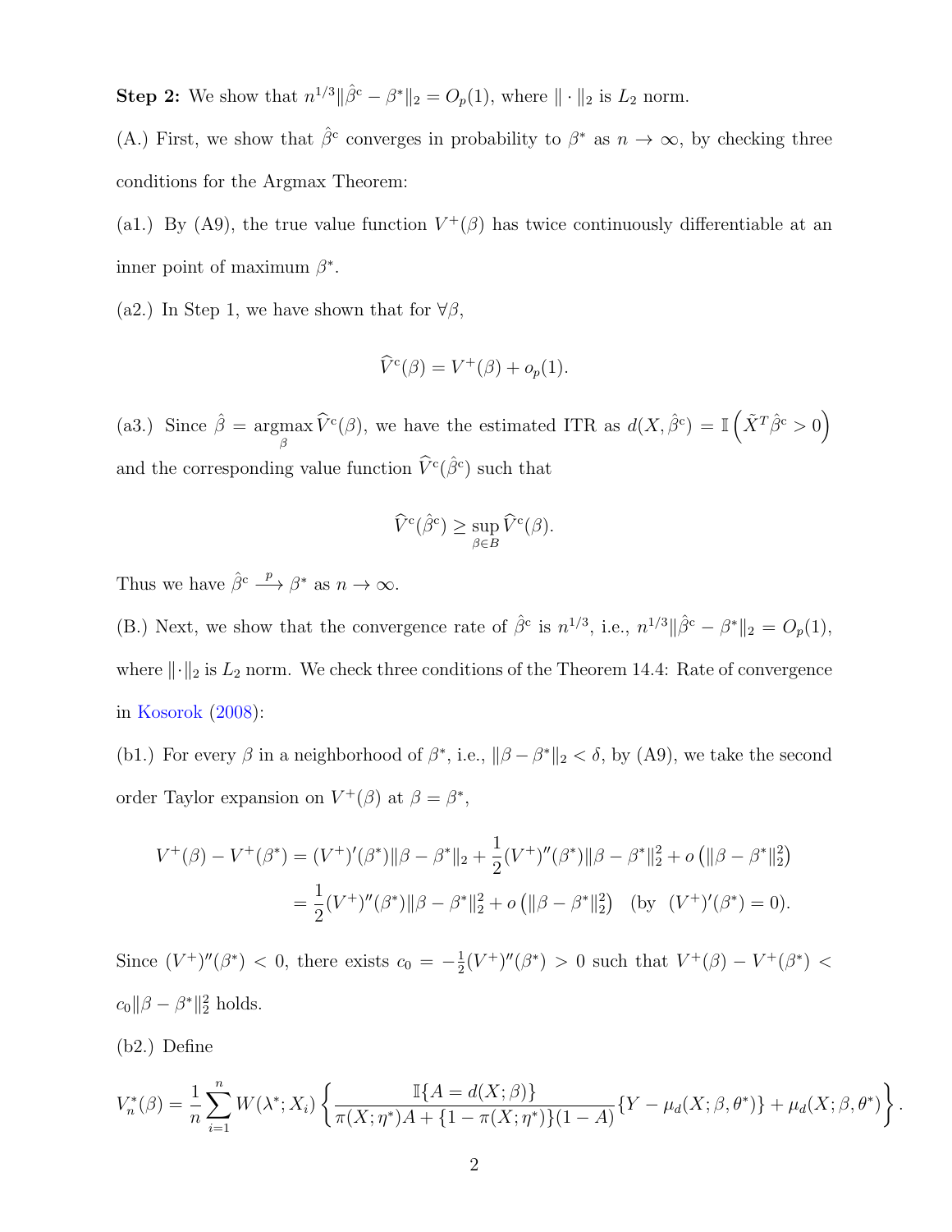**Step 2:** We show that $n^{1/3}\|\hat{\beta}^{c} - \beta^*\|_2 = O_p(1)$, where $\|\cdot\|_2$ is $L_2$ norm.

(A.) First, we show that $\hat{\beta}^{c}$ converges in probability to $\beta^*$ as $n \to \infty$, by checking three conditions for the Argmax Theorem:

(a1.) By (A9), the true value function $V^+(\beta)$ has twice continuously differentiable at an inner point of maximum $\beta^*$.

(a2.) In Step 1, we have shown that for $\forall \beta$,

$$\widehat{V}^{c}(\beta) = V^+(\beta) + o_p(1).$$

(a3.) Since $\hat{\beta} = \underset{\beta}{\operatorname{argmax}}\, \widehat{V}^{c}(\beta)$, we have the estimated ITR as $d(X, \hat{\beta}^{c}) = \mathbb{I}\left(\tilde{X}^T \hat{\beta}^{c} > 0\right)$ and the corresponding value function $\widehat{V}^{c}(\hat{\beta}^{c})$ such that

$$\widehat{V}^{c}(\hat{\beta}^{c}) \geq \sup_{\beta \in B} \widehat{V}^{c}(\beta).$$

Thus we have $\hat{\beta}^{c} \xrightarrow{p} \beta^*$ as $n \to \infty$.

(B.) Next, we show that the convergence rate of $\hat{\beta}^{c}$ is $n^{1/3}$, i.e., $n^{1/3}\|\hat{\beta}^{c} - \beta^*\|_2 = O_p(1)$, where $\|\cdot\|_2$ is $L_2$ norm. We check three conditions of the Theorem 14.4: Rate of convergence in Kosorok (2008):

(b1.) For every $\beta$ in a neighborhood of $\beta^*$, i.e., $\|\beta - \beta^*\|_2 < \delta$, by (A9), we take the second order Taylor expansion on $V^+(\beta)$ at $\beta = \beta^*$,

$$\begin{aligned}
V^+(\beta) - V^+(\beta^*) &= (V^+)'(\beta^*)\|\beta - \beta^*\|_2 + \frac{1}{2}(V^+)''(\beta^*)\|\beta - \beta^*\|_2^2 + o\left(\|\beta - \beta^*\|_2^2\right) \\
&= \frac{1}{2}(V^+)''(\beta^*)\|\beta - \beta^*\|_2^2 + o\left(\|\beta - \beta^*\|_2^2\right) \quad (\text{by } \ (V^+)'(\beta^*) = 0).
\end{aligned}$$

Since $(V^+)''(\beta^*) < 0$, there exists $c_0 = -\frac{1}{2}(V^+)''(\beta^*) > 0$ such that $V^+(\beta) - V^+(\beta^*) < c_0\|\beta - \beta^*\|_2^2$ holds.

(b2.) Define

$$V_n^*(\beta) = \frac{1}{n}\sum_{i=1}^{n} W(\lambda^*; X_i)\left\{\frac{\mathbb{I}\{A = d(X;\beta)\}}{\pi(X;\eta^*)A + \{1 - \pi(X;\eta^*)\}(1 - A)}\{Y - \mu_d(X;\beta,\theta^*)\} + \mu_d(X;\beta,\theta^*)\right\}.$$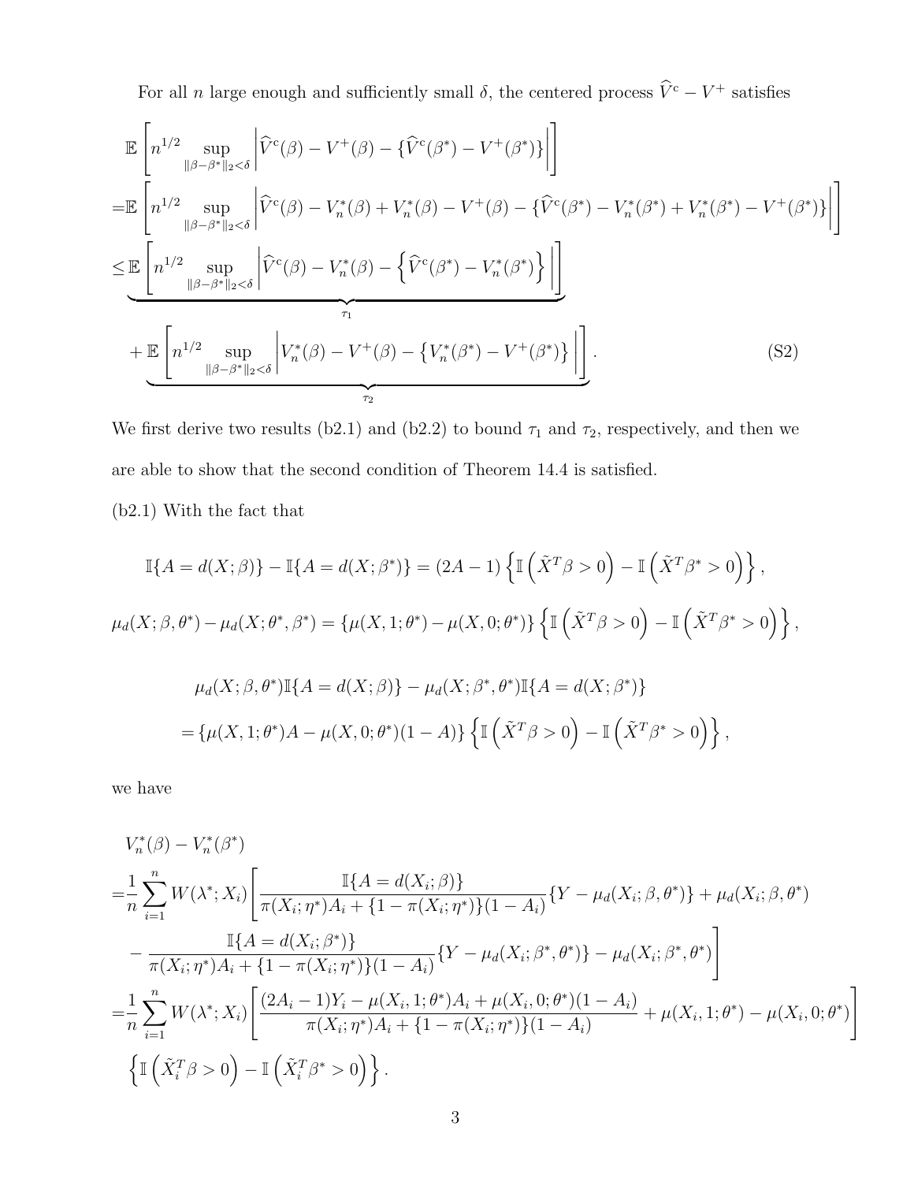For all $n$ large enough and sufficiently small $\delta$, the centered process $\widehat{V}^{\mathrm{c}} - V^{+}$ satisfies

$$
\begin{aligned}
&\mathbb{E}\left[n^{1/2} \sup_{\|\beta-\beta^*\|_2<\delta} \left| \widehat{V}^{\mathrm{c}}(\beta) - V^{+}(\beta) - \{\widehat{V}^{\mathrm{c}}(\beta^*) - V^{+}(\beta^*)\} \right| \right] \\
=&\mathbb{E}\left[n^{1/2} \sup_{\|\beta-\beta^*\|_2<\delta} \left| \widehat{V}^{\mathrm{c}}(\beta) - V_n^*(\beta) + V_n^*(\beta) - V^{+}(\beta) - \{\widehat{V}^{\mathrm{c}}(\beta^*) - V_n^*(\beta^*) + V_n^*(\beta^*) - V^{+}(\beta^*)\} \right| \right] \\
\leq&\underbrace{\mathbb{E}\left[n^{1/2} \sup_{\|\beta-\beta^*\|_2<\delta} \left| \widehat{V}^{\mathrm{c}}(\beta) - V_n^*(\beta) - \left\{\widehat{V}^{\mathrm{c}}(\beta^*) - V_n^*(\beta^*)\right\} \right| \right]}_{\tau_1} \\
&+\underbrace{\mathbb{E}\left[n^{1/2} \sup_{\|\beta-\beta^*\|_2<\delta} \left| V_n^*(\beta) - V^{+}(\beta) - \left\{V_n^*(\beta^*) - V^{+}(\beta^*)\right\} \right| \right]}_{\tau_2}. \qquad \text{(S2)}
\end{aligned}
$$

We first derive two results (b2.1) and (b2.2) to bound $\tau_1$ and $\tau_2$, respectively, and then we are able to show that the second condition of Theorem 14.4 is satisfied.

(b2.1) With the fact that

$$
\mathbb{I}\{A = d(X;\beta)\} - \mathbb{I}\{A = d(X;\beta^*)\} = (2A-1)\left\{\mathbb{I}\left(\tilde{X}^T\beta > 0\right) - \mathbb{I}\left(\tilde{X}^T\beta^* > 0\right)\right\},
$$

$$
\mu_d(X;\beta,\theta^*) - \mu_d(X;\theta^*,\beta^*) = \{\mu(X,1;\theta^*) - \mu(X,0;\theta^*)\}\left\{\mathbb{I}\left(\tilde{X}^T\beta > 0\right) - \mathbb{I}\left(\tilde{X}^T\beta^* > 0\right)\right\},
$$

$$
\begin{aligned}
&\mu_d(X;\beta,\theta^*)\mathbb{I}\{A = d(X;\beta)\} - \mu_d(X;\beta^*,\theta^*)\mathbb{I}\{A = d(X;\beta^*)\} \\
=&\{\mu(X,1;\theta^*)A - \mu(X,0;\theta^*)(1-A)\}\left\{\mathbb{I}\left(\tilde{X}^T\beta > 0\right) - \mathbb{I}\left(\tilde{X}^T\beta^* > 0\right)\right\},
\end{aligned}
$$

we have

$$
\begin{aligned}
&V_n^*(\beta) - V_n^*(\beta^*) \\
=&\frac{1}{n}\sum_{i=1}^n W(\lambda^*;X_i)\Bigg[\frac{\mathbb{I}\{A = d(X_i;\beta)\}}{\pi(X_i;\eta^*)A_i + \{1-\pi(X_i;\eta^*)\}(1-A_i)}\{Y - \mu_d(X_i;\beta,\theta^*)\} + \mu_d(X_i;\beta,\theta^*) \\
&- \frac{\mathbb{I}\{A = d(X_i;\beta^*)\}}{\pi(X_i;\eta^*)A_i + \{1-\pi(X_i;\eta^*)\}(1-A_i)}\{Y - \mu_d(X_i;\beta^*,\theta^*)\} - \mu_d(X_i;\beta^*,\theta^*)\Bigg] \\
=&\frac{1}{n}\sum_{i=1}^n W(\lambda^*;X_i)\left[\frac{(2A_i-1)Y_i - \mu(X_i,1;\theta^*)A_i + \mu(X_i,0;\theta^*)(1-A_i)}{\pi(X_i;\eta^*)A_i + \{1-\pi(X_i;\eta^*)\}(1-A_i)} + \mu(X_i,1;\theta^*) - \mu(X_i,0;\theta^*)\right] \\
&\left\{\mathbb{I}\left(\tilde{X}_i^T\beta > 0\right) - \mathbb{I}\left(\tilde{X}_i^T\beta^* > 0\right)\right\}.
\end{aligned}
$$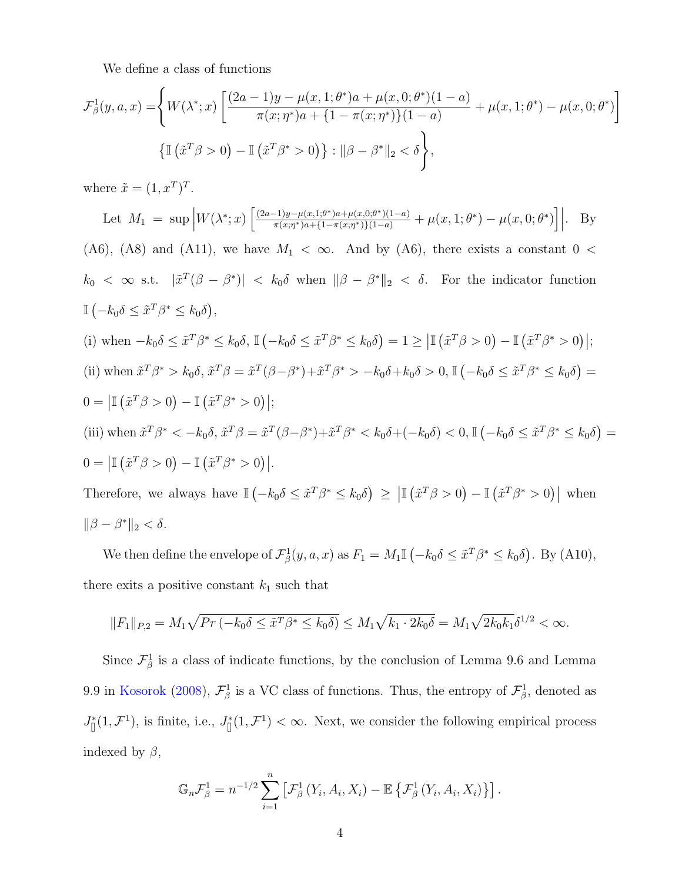We define a class of functions

$$
\begin{aligned}
\mathcal{F}^1_\beta(y,a,x) =& \Bigg\{ W(\lambda^*;x)\left[\frac{(2a-1)y - \mu(x,1;\theta^*)a + \mu(x,0;\theta^*)(1-a)}{\pi(x;\eta^*)a + \{1-\pi(x;\eta^*)\}(1-a)} + \mu(x,1;\theta^*) - \mu(x,0;\theta^*)\right] \\
& \left\{\mathbb{I}\left(\tilde{x}^T\beta > 0\right) - \mathbb{I}\left(\tilde{x}^T\beta^* > 0\right)\right\} : \|\beta - \beta^*\|_2 < \delta \Bigg\},
\end{aligned}
$$

where $\tilde{x} = (1, x^T)^T$.

Let $M_1 = \sup\left|W(\lambda^*;x)\left[\frac{(2a-1)y-\mu(x,1;\theta^*)a+\mu(x,0;\theta^*)(1-a)}{\pi(x;\eta^*)a+\{1-\pi(x;\eta^*)\}(1-a)} + \mu(x,1;\theta^*) - \mu(x,0;\theta^*)\right]\right|$. By (A6), (A8) and (A11), we have $M_1 < \infty$. And by (A6), there exists a constant $0 < k_0 < \infty$ s.t. $|\tilde{x}^T(\beta - \beta^*)| < k_0\delta$ when $\|\beta - \beta^*\|_2 < \delta$. For the indicator function $\mathbb{I}\left(-k_0\delta \le \tilde{x}^T\beta^* \le k_0\delta\right)$,

(i) when $-k_0\delta \le \tilde{x}^T\beta^* \le k_0\delta$, $\mathbb{I}\left(-k_0\delta \le \tilde{x}^T\beta^* \le k_0\delta\right) = 1 \ge \left|\mathbb{I}\left(\tilde{x}^T\beta > 0\right) - \mathbb{I}\left(\tilde{x}^T\beta^* > 0\right)\right|$;

(ii) when $\tilde{x}^T\beta^* > k_0\delta$, $\tilde{x}^T\beta = \tilde{x}^T(\beta-\beta^*)+\tilde{x}^T\beta^* > -k_0\delta + k_0\delta > 0$, $\mathbb{I}\left(-k_0\delta \le \tilde{x}^T\beta^* \le k_0\delta\right) = 0 = \left|\mathbb{I}\left(\tilde{x}^T\beta > 0\right) - \mathbb{I}\left(\tilde{x}^T\beta^* > 0\right)\right|$;

(iii) when $\tilde{x}^T\beta^* < -k_0\delta$, $\tilde{x}^T\beta = \tilde{x}^T(\beta-\beta^*)+\tilde{x}^T\beta^* < k_0\delta + (-k_0\delta) < 0$, $\mathbb{I}\left(-k_0\delta \le \tilde{x}^T\beta^* \le k_0\delta\right) = 0 = \left|\mathbb{I}\left(\tilde{x}^T\beta > 0\right) - \mathbb{I}\left(\tilde{x}^T\beta^* > 0\right)\right|$.

Therefore, we always have $\mathbb{I}\left(-k_0\delta \le \tilde{x}^T\beta^* \le k_0\delta\right) \ge \left|\mathbb{I}\left(\tilde{x}^T\beta > 0\right) - \mathbb{I}\left(\tilde{x}^T\beta^* > 0\right)\right|$ when $\|\beta - \beta^*\|_2 < \delta$.

We then define the envelope of $\mathcal{F}^1_\beta(y,a,x)$ as $F_1 = M_1\mathbb{I}\left(-k_0\delta \le \tilde{x}^T\beta^* \le k_0\delta\right)$. By (A10), there exits a positive constant $k_1$ such that

$$
\|F_1\|_{P,2} = M_1\sqrt{Pr\left(-k_0\delta \le \tilde{x}^T\beta^* \le k_0\delta\right)} \le M_1\sqrt{k_1 \cdot 2k_0\delta} = M_1\sqrt{2k_0k_1}\delta^{1/2} < \infty.
$$

Since $\mathcal{F}^1_\beta$ is a class of indicate functions, by the conclusion of Lemma 9.6 and Lemma 9.9 in Kosorok (2008), $\mathcal{F}^1_\beta$ is a VC class of functions. Thus, the entropy of $\mathcal{F}^1_\beta$, denoted as $J^*_{[]}(1,\mathcal{F}^1)$, is finite, i.e., $J^*_{[]}(1,\mathcal{F}^1) < \infty$. Next, we consider the following empirical process indexed by $\beta$,

$$
\mathbb{G}_n\mathcal{F}^1_\beta = n^{-1/2}\sum_{i=1}^{n}\left[\mathcal{F}^1_\beta\left(Y_i, A_i, X_i\right) - \mathbb{E}\left\{\mathcal{F}^1_\beta\left(Y_i, A_i, X_i\right)\right\}\right].
$$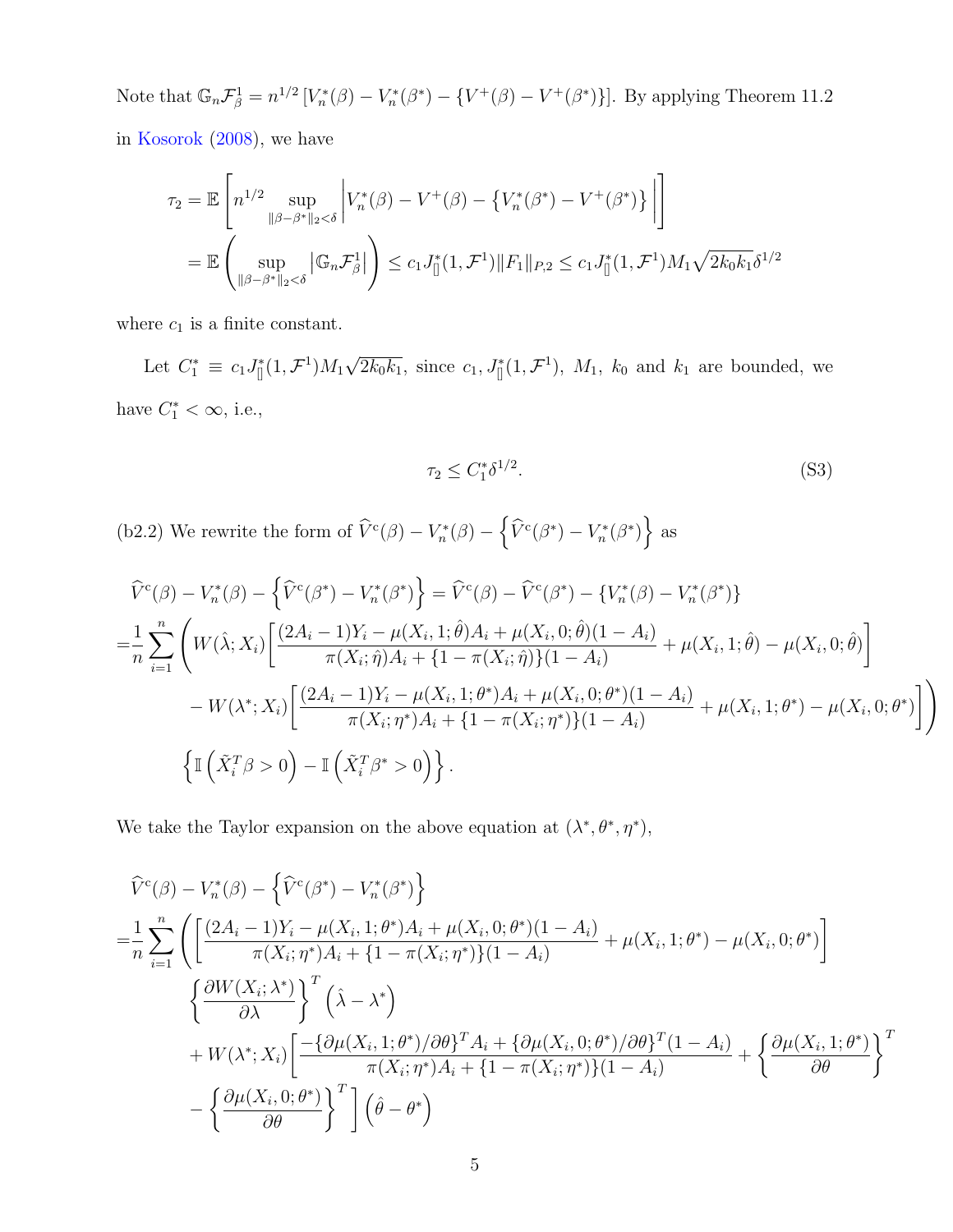Note that $\mathbb{G}_n \mathcal{F}^1_\beta = n^{1/2}\left[V_n^*(\beta) - V_n^*(\beta^*) - \{V^+(\beta) - V^+(\beta^*)\}\right]$. By applying Theorem 11.2 in Kosorok (2008), we have

$$
\begin{aligned}
\tau_2 &= \mathbb{E}\left[ n^{1/2} \sup_{\|\beta-\beta^*\|_2<\delta} \left| V_n^*(\beta) - V^+(\beta) - \left\{ V_n^*(\beta^*) - V^+(\beta^*) \right\} \right| \right] \\
&= \mathbb{E}\left( \sup_{\|\beta-\beta^*\|_2<\delta} \left| \mathbb{G}_n \mathcal{F}^1_\beta \right| \right) \leq c_1 J^*_{[]}(1, \mathcal{F}^1) \|F_1\|_{P,2} \leq c_1 J^*_{[]}(1, \mathcal{F}^1) M_1 \sqrt{2k_0 k_1} \delta^{1/2}
\end{aligned}
$$

where $c_1$ is a finite constant.

Let $C_1^* \equiv c_1 J^*_{[]}(1, \mathcal{F}^1) M_1 \sqrt{2k_0 k_1}$, since $c_1$, $J^*_{[]}(1, \mathcal{F}^1)$, $M_1$, $k_0$ and $k_1$ are bounded, we have $C_1^* < \infty$, i.e.,

$$
\tau_2 \leq C_1^* \delta^{1/2}. \tag{S3}
$$

(b2.2) We rewrite the form of $\widehat{V}^c(\beta) - V_n^*(\beta) - \left\{ \widehat{V}^c(\beta^*) - V_n^*(\beta^*) \right\}$ as

$$
\begin{aligned}
&\widehat{V}^c(\beta) - V_n^*(\beta) - \left\{ \widehat{V}^c(\beta^*) - V_n^*(\beta^*) \right\} = \widehat{V}^c(\beta) - \widehat{V}^c(\beta^*) - \{V_n^*(\beta) - V_n^*(\beta^*)\} \\
=& \frac{1}{n}\sum_{i=1}^n \Bigg( W(\hat{\lambda}; X_i) \left[ \frac{(2A_i - 1)Y_i - \mu(X_i, 1; \hat{\theta})A_i + \mu(X_i, 0; \hat{\theta})(1 - A_i)}{\pi(X_i; \hat{\eta})A_i + \{1 - \pi(X_i; \hat{\eta})\}(1 - A_i)} + \mu(X_i, 1; \hat{\theta}) - \mu(X_i, 0; \hat{\theta}) \right] \\
&- W(\lambda^*; X_i) \left[ \frac{(2A_i - 1)Y_i - \mu(X_i, 1; \theta^*)A_i + \mu(X_i, 0; \theta^*)(1 - A_i)}{\pi(X_i; \eta^*)A_i + \{1 - \pi(X_i; \eta^*)\}(1 - A_i)} + \mu(X_i, 1; \theta^*) - \mu(X_i, 0; \theta^*) \right] \Bigg) \\
&\left\{ \mathbb{I}\left( \tilde{X}_i^T \beta > 0 \right) - \mathbb{I}\left( \tilde{X}_i^T \beta^* > 0 \right) \right\}.
\end{aligned}
$$

We take the Taylor expansion on the above equation at $(\lambda^*, \theta^*, \eta^*)$,

$$
\begin{aligned}
&\widehat{V}^c(\beta) - V_n^*(\beta) - \left\{ \widehat{V}^c(\beta^*) - V_n^*(\beta^*) \right\} \\
=& \frac{1}{n}\sum_{i=1}^n \Bigg( \left[ \frac{(2A_i - 1)Y_i - \mu(X_i, 1; \theta^*)A_i + \mu(X_i, 0; \theta^*)(1 - A_i)}{\pi(X_i; \eta^*)A_i + \{1 - \pi(X_i; \eta^*)\}(1 - A_i)} + \mu(X_i, 1; \theta^*) - \mu(X_i, 0; \theta^*) \right] \\
&\left\{ \frac{\partial W(X_i; \lambda^*)}{\partial \lambda} \right\}^T \left( \hat{\lambda} - \lambda^* \right) \\
&+ W(\lambda^*; X_i) \left[ \frac{-\{\partial \mu(X_i, 1; \theta^*)/\partial \theta\}^T A_i + \{\partial \mu(X_i, 0; \theta^*)/\partial \theta\}^T (1 - A_i)}{\pi(X_i; \eta^*)A_i + \{1 - \pi(X_i; \eta^*)\}(1 - A_i)} + \left\{ \frac{\partial \mu(X_i, 1; \theta^*)}{\partial \theta} \right\}^T \right. \\
&\left. - \left\{ \frac{\partial \mu(X_i, 0; \theta^*)}{\partial \theta} \right\}^T \right] \left( \hat{\theta} - \theta^* \right)
\end{aligned}
$$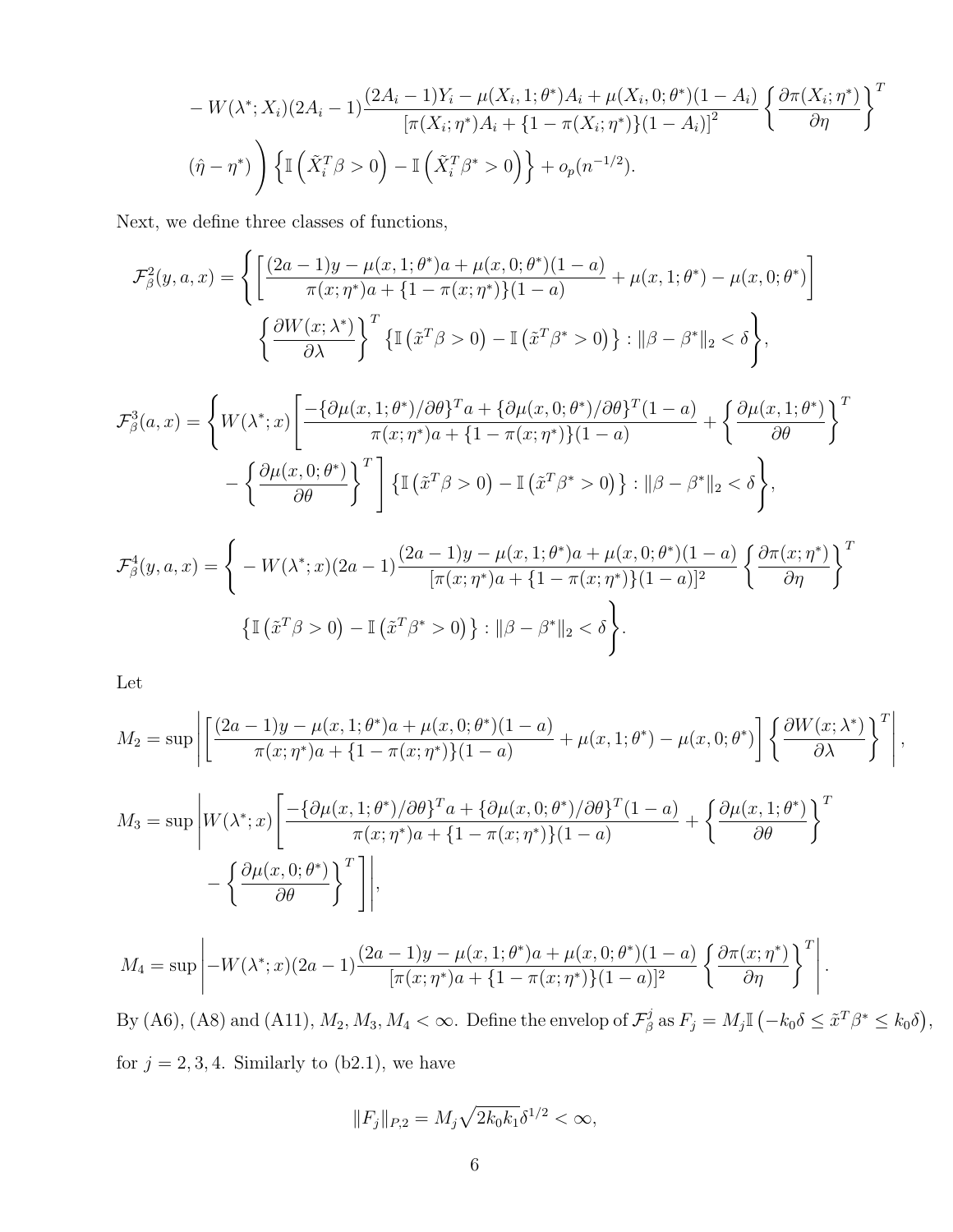$$
- W(\lambda^*; X_i)(2A_i - 1)\frac{(2A_i - 1)Y_i - \mu(X_i, 1; \theta^*)A_i + \mu(X_i, 0; \theta^*)(1 - A_i)}{\left[\pi(X_i; \eta^*)A_i + \{1 - \pi(X_i; \eta^*)\}(1 - A_i)\right]^2}\left\{\frac{\partial \pi(X_i; \eta^*)}{\partial \eta}\right\}^T
$$

$$
\left.(\hat{\eta} - \eta^*)\right)\left\{\mathbb{I}\left(\tilde{X}_i^T\beta > 0\right) - \mathbb{I}\left(\tilde{X}_i^T\beta^* > 0\right)\right\} + o_p(n^{-1/2}).
$$

Next, we define three classes of functions,

$$
\mathcal{F}^2_\beta(y, a, x) = \Bigg\{\left[\frac{(2a - 1)y - \mu(x, 1; \theta^*)a + \mu(x, 0; \theta^*)(1 - a)}{\pi(x; \eta^*)a + \{1 - \pi(x; \eta^*)\}(1 - a)} + \mu(x, 1; \theta^*) - \mu(x, 0; \theta^*)\right]
$$
$$
\left\{\frac{\partial W(x; \lambda^*)}{\partial \lambda}\right\}^T\left\{\mathbb{I}\left(\tilde{x}^T\beta > 0\right) - \mathbb{I}\left(\tilde{x}^T\beta^* > 0\right)\right\} : \|\beta - \beta^*\|_2 < \delta\Bigg\},
$$

$$
\mathcal{F}^3_\beta(a, x) = \Bigg\{W(\lambda^*; x)\Bigg[\frac{-\{\partial\mu(x, 1; \theta^*)/\partial\theta\}^T a + \{\partial\mu(x, 0; \theta^*)/\partial\theta\}^T(1 - a)}{\pi(x; \eta^*)a + \{1 - \pi(x; \eta^*)\}(1 - a)} + \left\{\frac{\partial\mu(x, 1; \theta^*)}{\partial\theta}\right\}^T
$$
$$
- \left\{\frac{\partial\mu(x, 0; \theta^*)}{\partial\theta}\right\}^T\Bigg]\left\{\mathbb{I}\left(\tilde{x}^T\beta > 0\right) - \mathbb{I}\left(\tilde{x}^T\beta^* > 0\right)\right\} : \|\beta - \beta^*\|_2 < \delta\Bigg\},
$$

$$
\mathcal{F}^4_\beta(y, a, x) = \Bigg\{ - W(\lambda^*; x)(2a - 1)\frac{(2a - 1)y - \mu(x, 1; \theta^*)a + \mu(x, 0; \theta^*)(1 - a)}{[\pi(x; \eta^*)a + \{1 - \pi(x; \eta^*)\}(1 - a)]^2}\left\{\frac{\partial\pi(x; \eta^*)}{\partial\eta}\right\}^T
$$
$$
\left\{\mathbb{I}\left(\tilde{x}^T\beta > 0\right) - \mathbb{I}\left(\tilde{x}^T\beta^* > 0\right)\right\} : \|\beta - \beta^*\|_2 < \delta\Bigg\}.
$$

Let

$$
M_2 = \sup\left|\left[\frac{(2a - 1)y - \mu(x, 1; \theta^*)a + \mu(x, 0; \theta^*)(1 - a)}{\pi(x; \eta^*)a + \{1 - \pi(x; \eta^*)\}(1 - a)} + \mu(x, 1; \theta^*) - \mu(x, 0; \theta^*)\right]\left\{\frac{\partial W(x; \lambda^*)}{\partial\lambda}\right\}^T\right|,
$$

$$
M_3 = \sup\Bigg|W(\lambda^*; x)\Bigg[\frac{-\{\partial\mu(x, 1; \theta^*)/\partial\theta\}^T a + \{\partial\mu(x, 0; \theta^*)/\partial\theta\}^T(1 - a)}{\pi(x; \eta^*)a + \{1 - \pi(x; \eta^*)\}(1 - a)} + \left\{\frac{\partial\mu(x, 1; \theta^*)}{\partial\theta}\right\}^T
$$
$$
- \left\{\frac{\partial\mu(x, 0; \theta^*)}{\partial\theta}\right\}^T\Bigg]\Bigg|,
$$

$$
M_4 = \sup\left|-W(\lambda^*; x)(2a - 1)\frac{(2a - 1)y - \mu(x, 1; \theta^*)a + \mu(x, 0; \theta^*)(1 - a)}{[\pi(x; \eta^*)a + \{1 - \pi(x; \eta^*)\}(1 - a)]^2}\left\{\frac{\partial\pi(x; \eta^*)}{\partial\eta}\right\}^T\right|.
$$

By (A6), (A8) and (A11), $M_2, M_3, M_4 < \infty$. Define the envelop of $\mathcal{F}^j_\beta$ as $F_j = M_j\mathbb{I}\left(-k_0\delta \le \tilde{x}^T\beta^* \le k_0\delta\right)$, for $j = 2, 3, 4$. Similarly to (b2.1), we have

$$
\|F_j\|_{P,2} = M_j\sqrt{2k_0k_1}\delta^{1/2} < \infty,
$$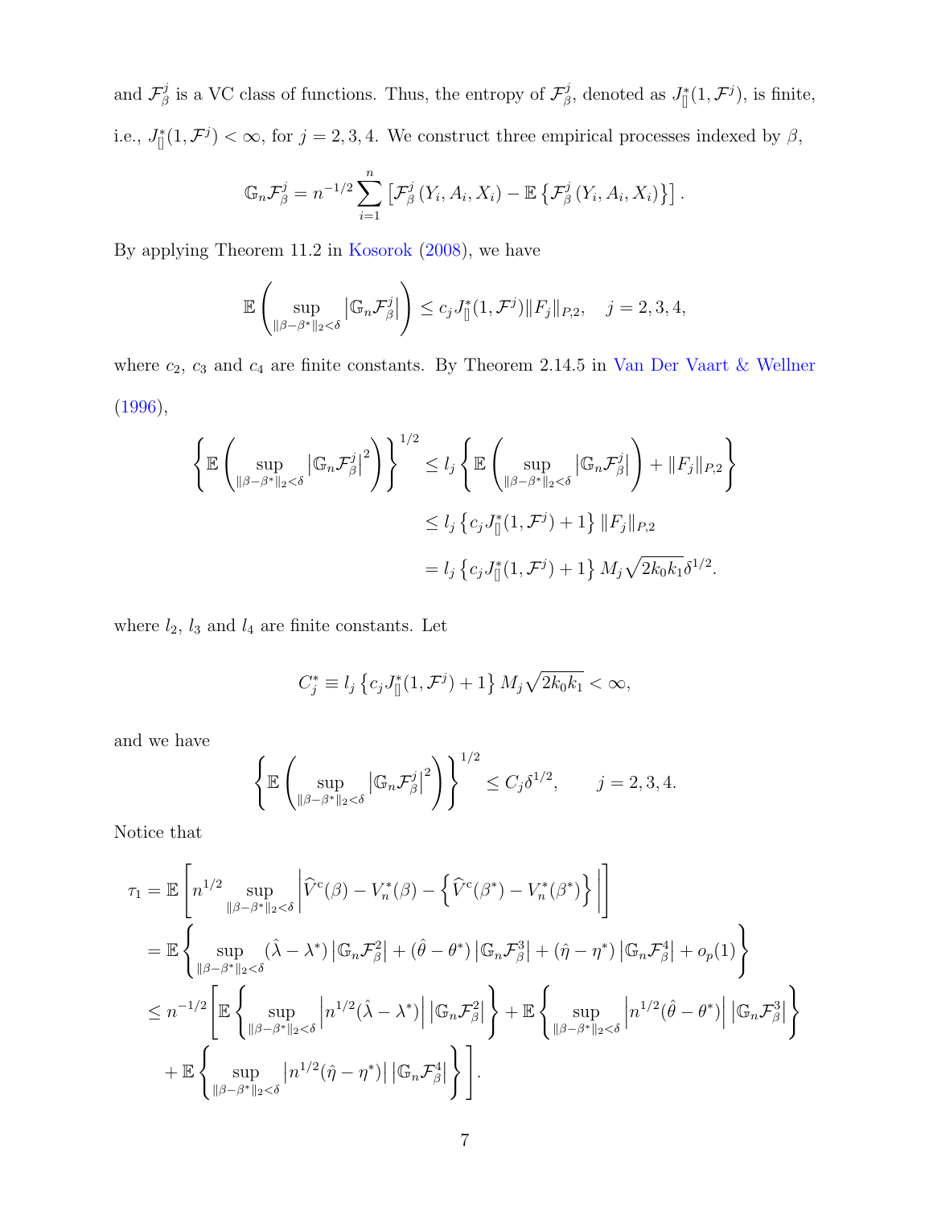and $\mathcal{F}_\beta^j$ is a VC class of functions. Thus, the entropy of $\mathcal{F}_\beta^j$, denoted as $J_{[]}^*(1, \mathcal{F}^j)$, is finite, i.e., $J_{[]}^*(1, \mathcal{F}^j) < \infty$, for $j = 2, 3, 4$. We construct three empirical processes indexed by $\beta$,

$$\mathbb{G}_n \mathcal{F}_\beta^j = n^{-1/2} \sum_{i=1}^n \left[ \mathcal{F}_\beta^j (Y_i, A_i, X_i) - \mathbb{E} \left\{ \mathcal{F}_\beta^j (Y_i, A_i, X_i) \right\} \right].$$

By applying Theorem 11.2 in Kosorok (2008), we have

$$\mathbb{E} \left( \sup_{\|\beta - \beta^*\|_2 < \delta} \left| \mathbb{G}_n \mathcal{F}_\beta^j \right| \right) \leq c_j J_{[]}^*(1, \mathcal{F}^j) \|F_j\|_{P,2}, \quad j = 2, 3, 4,$$

where $c_2$, $c_3$ and $c_4$ are finite constants. By Theorem 2.14.5 in Van Der Vaart & Wellner (1996),

$$\begin{aligned}
\left\{ \mathbb{E} \left( \sup_{\|\beta - \beta^*\|_2 < \delta} \left| \mathbb{G}_n \mathcal{F}_\beta^j \right|^2 \right) \right\}^{1/2} &\leq l_j \left\{ \mathbb{E} \left( \sup_{\|\beta - \beta^*\|_2 < \delta} \left| \mathbb{G}_n \mathcal{F}_\beta^j \right| \right) + \|F_j\|_{P,2} \right\} \\
&\leq l_j \left\{ c_j J_{[]}^*(1, \mathcal{F}^j) + 1 \right\} \|F_j\|_{P,2} \\
&= l_j \left\{ c_j J_{[]}^*(1, \mathcal{F}^j) + 1 \right\} M_j \sqrt{2k_0k_1} \delta^{1/2}.
\end{aligned}$$

where $l_2$, $l_3$ and $l_4$ are finite constants. Let

$$C_j^* \equiv l_j \left\{ c_j J_{[]}^*(1, \mathcal{F}^j) + 1 \right\} M_j \sqrt{2k_0k_1} < \infty,$$

and we have

$$\left\{ \mathbb{E} \left( \sup_{\|\beta - \beta^*\|_2 < \delta} \left| \mathbb{G}_n \mathcal{F}_\beta^j \right|^2 \right) \right\}^{1/2} \leq C_j \delta^{1/2}, \qquad j = 2, 3, 4.$$

Notice that

$$\begin{aligned}
\tau_1 &= \mathbb{E} \left[ n^{1/2} \sup_{\|\beta - \beta^*\|_2 < \delta} \left| \widehat{V}^c(\beta) - V_n^*(\beta) - \left\{ \widehat{V}^c(\beta^*) - V_n^*(\beta^*) \right\} \right| \right] \\
&= \mathbb{E} \left\{ \sup_{\|\beta - \beta^*\|_2 < \delta} (\hat{\lambda} - \lambda^*) \left| \mathbb{G}_n \mathcal{F}_\beta^2 \right| + (\hat{\theta} - \theta^*) \left| \mathbb{G}_n \mathcal{F}_\beta^3 \right| + (\hat{\eta} - \eta^*) \left| \mathbb{G}_n \mathcal{F}_\beta^4 \right| + o_p(1) \right\} \\
&\leq n^{-1/2} \left[ \mathbb{E} \left\{ \sup_{\|\beta - \beta^*\|_2 < \delta} \left| n^{1/2} (\hat{\lambda} - \lambda^*) \right| \left| \mathbb{G}_n \mathcal{F}_\beta^2 \right| \right\} + \mathbb{E} \left\{ \sup_{\|\beta - \beta^*\|_2 < \delta} \left| n^{1/2} (\hat{\theta} - \theta^*) \right| \left| \mathbb{G}_n \mathcal{F}_\beta^3 \right| \right\} \right. \\
&\quad \left. + \mathbb{E} \left\{ \sup_{\|\beta - \beta^*\|_2 < \delta} \left| n^{1/2} (\hat{\eta} - \eta^*) \right| \left| \mathbb{G}_n \mathcal{F}_\beta^4 \right| \right\} \right].
\end{aligned}$$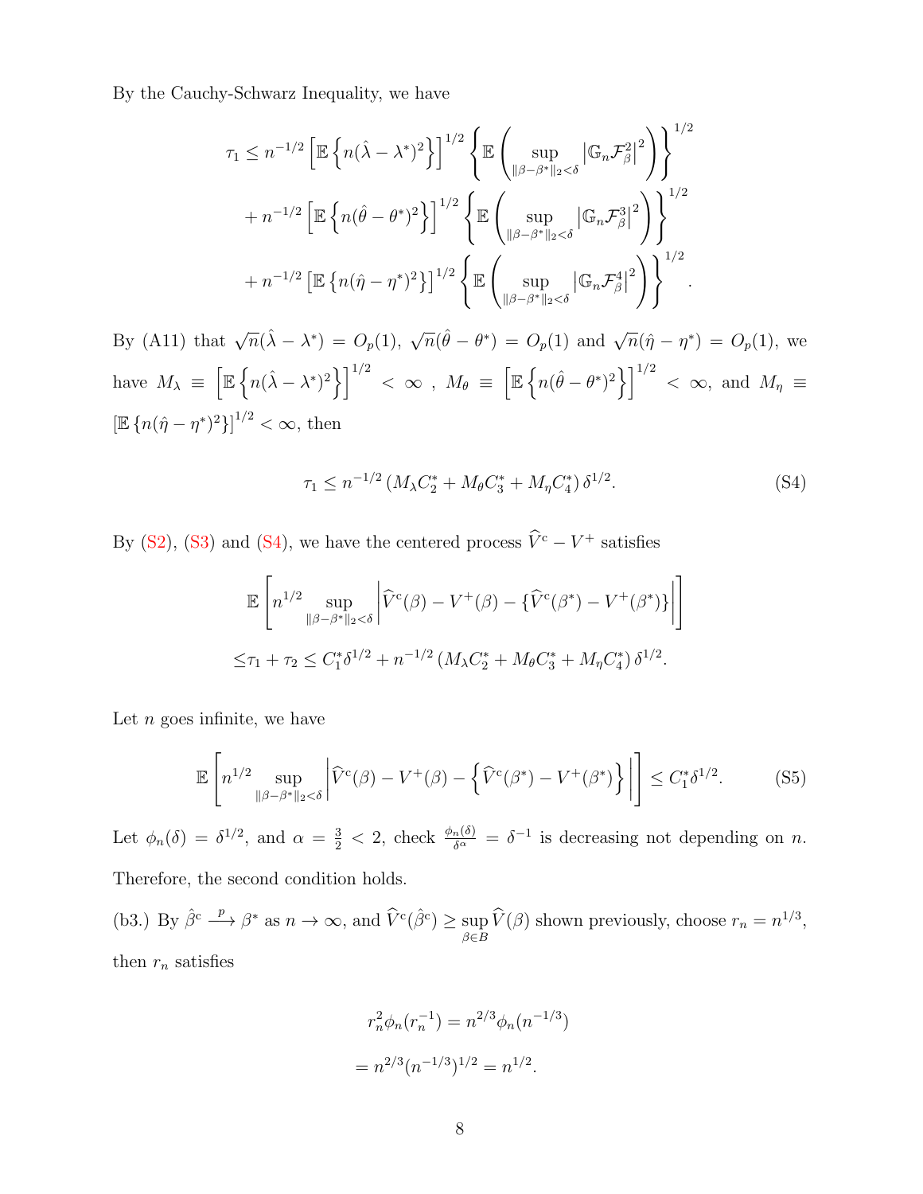By the Cauchy-Schwarz Inequality, we have

$$
\begin{aligned}
\tau_1 \leq\, & n^{-1/2}\left[\mathbb{E}\left\{n(\hat{\lambda}-\lambda^*)^2\right\}\right]^{1/2}\left\{\mathbb{E}\left(\sup_{\|\beta-\beta^*\|_2<\delta}\left|\mathbb{G}_n\mathcal{F}_\beta^2\right|^2\right)\right\}^{1/2} \\
&+ n^{-1/2}\left[\mathbb{E}\left\{n(\hat{\theta}-\theta^*)^2\right\}\right]^{1/2}\left\{\mathbb{E}\left(\sup_{\|\beta-\beta^*\|_2<\delta}\left|\mathbb{G}_n\mathcal{F}_\beta^3\right|^2\right)\right\}^{1/2} \\
&+ n^{-1/2}\left[\mathbb{E}\left\{n(\hat{\eta}-\eta^*)^2\right\}\right]^{1/2}\left\{\mathbb{E}\left(\sup_{\|\beta-\beta^*\|_2<\delta}\left|\mathbb{G}_n\mathcal{F}_\beta^4\right|^2\right)\right\}^{1/2}.
\end{aligned}
$$

By (A11) that $\sqrt{n}(\hat{\lambda}-\lambda^*) = O_p(1)$, $\sqrt{n}(\hat{\theta}-\theta^*) = O_p(1)$ and $\sqrt{n}(\hat{\eta}-\eta^*) = O_p(1)$, we have $M_\lambda \equiv \left[\mathbb{E}\left\{n(\hat{\lambda}-\lambda^*)^2\right\}\right]^{1/2} < \infty$ , $M_\theta \equiv \left[\mathbb{E}\left\{n(\hat{\theta}-\theta^*)^2\right\}\right]^{1/2} < \infty$, and $M_\eta \equiv \left[\mathbb{E}\left\{n(\hat{\eta}-\eta^*)^2\right\}\right]^{1/2} < \infty$, then

$$
\tau_1 \leq n^{-1/2}\left(M_\lambda C_2^* + M_\theta C_3^* + M_\eta C_4^*\right)\delta^{1/2}. \tag{S4}
$$

By (S2), (S3) and (S4), we have the centered process $\widehat{V}^{c} - V^{+}$ satisfies

$$
\begin{aligned}
&\mathbb{E}\left[n^{1/2}\sup_{\|\beta-\beta^*\|_2<\delta}\left|\widehat{V}^{c}(\beta) - V^{+}(\beta) - \{\widehat{V}^{c}(\beta^*) - V^{+}(\beta^*)\}\right|\right] \\
\leq\, &\tau_1 + \tau_2 \leq C_1^*\delta^{1/2} + n^{-1/2}\left(M_\lambda C_2^* + M_\theta C_3^* + M_\eta C_4^*\right)\delta^{1/2}.
\end{aligned}
$$

Let $n$ goes infinite, we have

$$
\mathbb{E}\left[n^{1/2}\sup_{\|\beta-\beta^*\|_2<\delta}\left|\widehat{V}^{c}(\beta) - V^{+}(\beta) - \left\{\widehat{V}^{c}(\beta^*) - V^{+}(\beta^*)\right\}\right|\right] \leq C_1^*\delta^{1/2}. \tag{S5}
$$

Let $\phi_n(\delta) = \delta^{1/2}$, and $\alpha = \frac{3}{2} < 2$, check $\frac{\phi_n(\delta)}{\delta^\alpha} = \delta^{-1}$ is decreasing not depending on $n$. Therefore, the second condition holds.

(b3.) By $\hat{\beta}^{c} \xrightarrow{p} \beta^*$ as $n \to \infty$, and $\widehat{V}^{c}(\hat{\beta}^{c}) \geq \sup_{\beta \in B} \widehat{V}(\beta)$ shown previously, choose $r_n = n^{1/3}$, then $r_n$ satisfies

$$
\begin{aligned}
&r_n^2\phi_n(r_n^{-1}) = n^{2/3}\phi_n(n^{-1/3}) \\
=\, &n^{2/3}(n^{-1/3})^{1/2} = n^{1/2}.
\end{aligned}
$$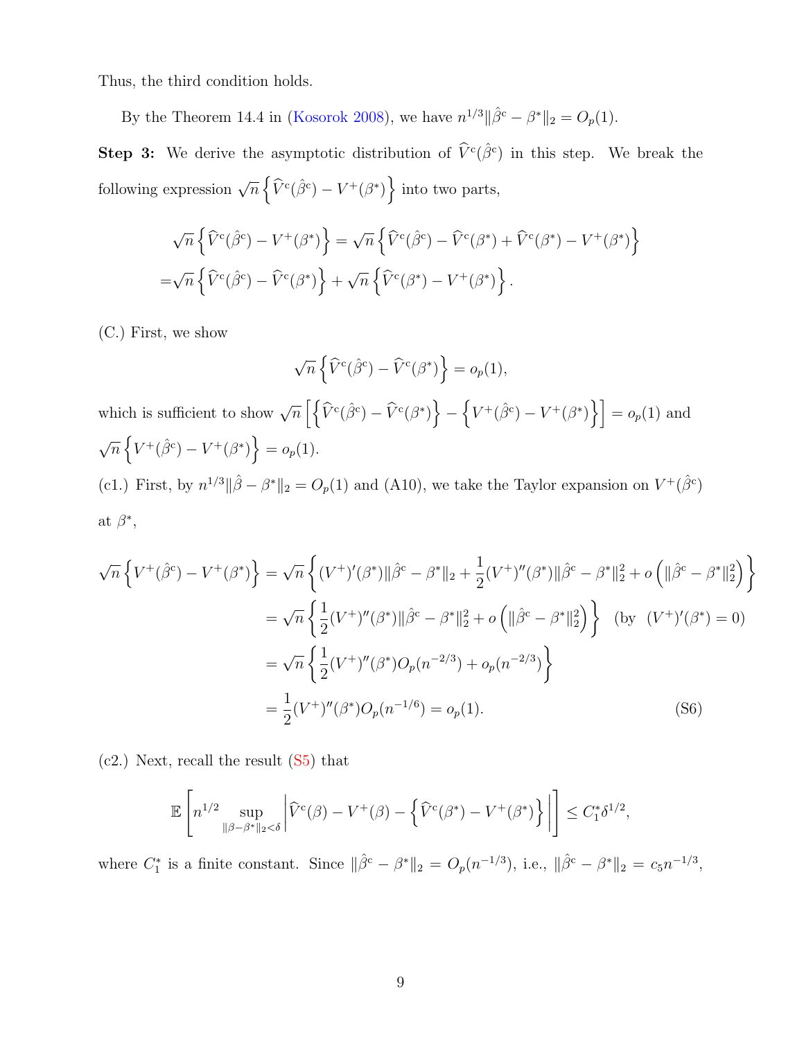Thus, the third condition holds.

By the Theorem 14.4 in (Kosorok 2008), we have $n^{1/3}\|\hat{\beta}^{\mathrm{c}} - \beta^*\|_2 = O_p(1)$.

**Step 3:** We derive the asymptotic distribution of $\widehat{V}^{\mathrm{c}}(\hat{\beta}^{\mathrm{c}})$ in this step. We break the following expression $\sqrt{n}\left\{\widehat{V}^{\mathrm{c}}(\hat{\beta}^{\mathrm{c}}) - V^+(\beta^*)\right\}$ into two parts,

$$
\begin{aligned}
&\sqrt{n}\left\{\widehat{V}^{\mathrm{c}}(\hat{\beta}^{\mathrm{c}}) - V^+(\beta^*)\right\} = \sqrt{n}\left\{\widehat{V}^{\mathrm{c}}(\hat{\beta}^{\mathrm{c}}) - \widehat{V}^{\mathrm{c}}(\beta^*) + \widehat{V}^{\mathrm{c}}(\beta^*) - V^+(\beta^*)\right\} \\
=&\sqrt{n}\left\{\widehat{V}^{\mathrm{c}}(\hat{\beta}^{\mathrm{c}}) - \widehat{V}^{\mathrm{c}}(\beta^*)\right\} + \sqrt{n}\left\{\widehat{V}^{\mathrm{c}}(\beta^*) - V^+(\beta^*)\right\}.
\end{aligned}
$$

(C.) First, we show

$$
\sqrt{n}\left\{\widehat{V}^{\mathrm{c}}(\hat{\beta}^{\mathrm{c}}) - \widehat{V}^{\mathrm{c}}(\beta^*)\right\} = o_p(1),
$$

which is sufficient to show $\sqrt{n}\left[\left\{\widehat{V}^{\mathrm{c}}(\hat{\beta}^{\mathrm{c}}) - \widehat{V}^{\mathrm{c}}(\beta^*)\right\} - \left\{V^+(\hat{\beta}^{\mathrm{c}}) - V^+(\beta^*)\right\}\right] = o_p(1)$ and $\sqrt{n}\left\{V^+(\hat{\beta}^{\mathrm{c}}) - V^+(\beta^*)\right\} = o_p(1)$.

(c1.) First, by $n^{1/3}\|\hat{\beta} - \beta^*\|_2 = O_p(1)$ and (A10), we take the Taylor expansion on $V^+(\hat{\beta}^{\mathrm{c}})$ at $\beta^*$,

$$
\begin{aligned}
\sqrt{n}\left\{V^+(\hat{\beta}^{\mathrm{c}}) - V^+(\beta^*)\right\} &= \sqrt{n}\left\{(V^+)'(\beta^*)\|\hat{\beta}^{\mathrm{c}} - \beta^*\|_2 + \frac{1}{2}(V^+)''(\beta^*)\|\hat{\beta}^{\mathrm{c}} - \beta^*\|_2^2 + o\left(\|\hat{\beta}^{\mathrm{c}} - \beta^*\|_2^2\right)\right\} \\
&= \sqrt{n}\left\{\frac{1}{2}(V^+)''(\beta^*)\|\hat{\beta}^{\mathrm{c}} - \beta^*\|_2^2 + o\left(\|\hat{\beta}^{\mathrm{c}} - \beta^*\|_2^2\right)\right\} \quad \text{(by } (V^+)'(\beta^*) = 0\text{)} \\
&= \sqrt{n}\left\{\frac{1}{2}(V^+)''(\beta^*)O_p(n^{-2/3}) + o_p(n^{-2/3})\right\} \\
&= \frac{1}{2}(V^+)''(\beta^*)O_p(n^{-1/6}) = o_p(1). \qquad \text{(S6)}
\end{aligned}
$$

(c2.) Next, recall the result (S5) that

$$
\mathbb{E}\left[n^{1/2}\sup_{\|\beta-\beta^*\|_2<\delta}\left|\widehat{V}^{\mathrm{c}}(\beta) - V^+(\beta) - \left\{\widehat{V}^{\mathrm{c}}(\beta^*) - V^+(\beta^*)\right\}\right|\right] \leq C_1^*\delta^{1/2},
$$

where $C_1^*$ is a finite constant. Since $\|\hat{\beta}^{\mathrm{c}} - \beta^*\|_2 = O_p(n^{-1/3})$, i.e., $\|\hat{\beta}^{\mathrm{c}} - \beta^*\|_2 = c_5 n^{-1/3}$,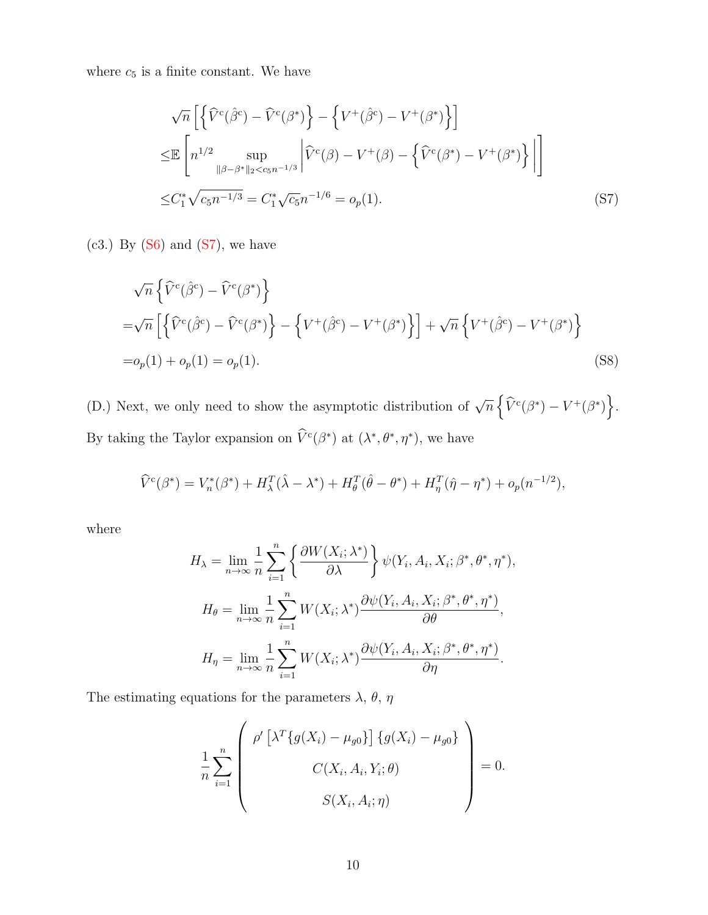where $c_5$ is a finite constant. We have

$$
\begin{aligned}
&\sqrt{n}\left[\left\{\widehat{V}^{\rm c}(\hat{\beta}^{\rm c}) - \widehat{V}^{\rm c}(\beta^*)\right\} - \left\{V^+(\hat{\beta}^{\rm c}) - V^+(\beta^*)\right\}\right] \\
\leq &\mathbb{E}\left[n^{1/2} \sup_{\|\beta-\beta^*\|_2 < c_5 n^{-1/3}} \left|\widehat{V}^{\rm c}(\beta) - V^+(\beta) - \left\{\widehat{V}^{\rm c}(\beta^*) - V^+(\beta^*)\right\}\right|\right] \\
\leq &C_1^* \sqrt{c_5 n^{-1/3}} = C_1^* \sqrt{c_5} n^{-1/6} = o_p(1). \qquad \text{(S7)}
\end{aligned}
$$

(c3.) By (S6) and (S7), we have

$$
\begin{aligned}
&\sqrt{n}\left\{\widehat{V}^{\rm c}(\hat{\beta}^{\rm c}) - \widehat{V}^{\rm c}(\beta^*)\right\} \\
=&\sqrt{n}\left[\left\{\widehat{V}^{\rm c}(\hat{\beta}^{\rm c}) - \widehat{V}^{\rm c}(\beta^*)\right\} - \left\{V^+(\hat{\beta}^{\rm c}) - V^+(\beta^*)\right\}\right] + \sqrt{n}\left\{V^+(\hat{\beta}^{\rm c}) - V^+(\beta^*)\right\} \\
=&o_p(1) + o_p(1) = o_p(1). \qquad \text{(S8)}
\end{aligned}
$$

(D.) Next, we only need to show the asymptotic distribution of $\sqrt{n}\left\{\widehat{V}^{\rm c}(\beta^*) - V^+(\beta^*)\right\}$. By taking the Taylor expansion on $\widehat{V}^{\rm c}(\beta^*)$ at $(\lambda^*, \theta^*, \eta^*)$, we have

$$
\widehat{V}^{\rm c}(\beta^*) = V_n^*(\beta^*) + H_\lambda^T(\hat{\lambda} - \lambda^*) + H_\theta^T(\hat{\theta} - \theta^*) + H_\eta^T(\hat{\eta} - \eta^*) + o_p(n^{-1/2}),
$$

where

$$
\begin{aligned}
H_\lambda &= \lim_{n\to\infty} \frac{1}{n}\sum_{i=1}^n \left\{\frac{\partial W(X_i;\lambda^*)}{\partial \lambda}\right\} \psi(Y_i, A_i, X_i; \beta^*, \theta^*, \eta^*), \\
H_\theta &= \lim_{n\to\infty} \frac{1}{n}\sum_{i=1}^n W(X_i;\lambda^*) \frac{\partial \psi(Y_i, A_i, X_i; \beta^*, \theta^*, \eta^*)}{\partial \theta}, \\
H_\eta &= \lim_{n\to\infty} \frac{1}{n}\sum_{i=1}^n W(X_i;\lambda^*) \frac{\partial \psi(Y_i, A_i, X_i; \beta^*, \theta^*, \eta^*)}{\partial \eta}.
\end{aligned}
$$

The estimating equations for the parameters $\lambda$, $\theta$, $\eta$

$$
\frac{1}{n}\sum_{i=1}^n \begin{pmatrix} \rho'\left[\lambda^T\{g(X_i) - \mu_{g0}\}\right]\{g(X_i) - \mu_{g0}\} \\ C(X_i, A_i, Y_i; \theta) \\ S(X_i, A_i; \eta) \end{pmatrix} = 0.
$$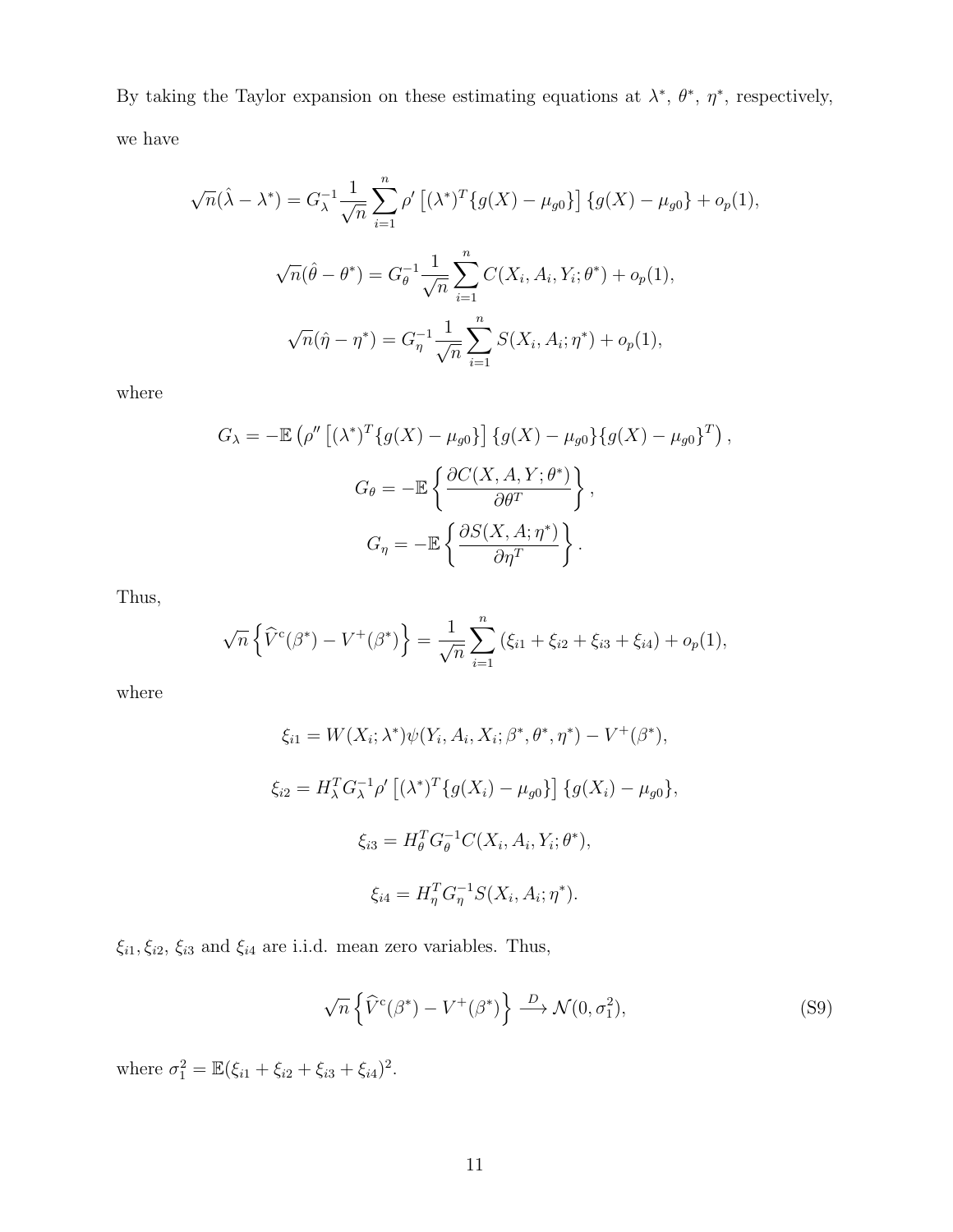By taking the Taylor expansion on these estimating equations at $\lambda^*$, $\theta^*$, $\eta^*$, respectively, we have

$$\sqrt{n}(\hat{\lambda} - \lambda^*) = G_\lambda^{-1} \frac{1}{\sqrt{n}} \sum_{i=1}^n \rho' \left[ (\lambda^*)^T \{g(X) - \mu_{g0}\} \right] \{g(X) - \mu_{g0}\} + o_p(1),$$

$$\sqrt{n}(\hat{\theta} - \theta^*) = G_\theta^{-1} \frac{1}{\sqrt{n}} \sum_{i=1}^n C(X_i, A_i, Y_i; \theta^*) + o_p(1),$$

$$\sqrt{n}(\hat{\eta} - \eta^*) = G_\eta^{-1} \frac{1}{\sqrt{n}} \sum_{i=1}^n S(X_i, A_i; \eta^*) + o_p(1),$$

where

$$G_\lambda = -\mathbb{E} \left( \rho'' \left[ (\lambda^*)^T \{g(X) - \mu_{g0}\} \right] \{g(X) - \mu_{g0}\}\{g(X) - \mu_{g0}\}^T \right),$$

$$G_\theta = -\mathbb{E} \left\{ \frac{\partial C(X, A, Y; \theta^*)}{\partial \theta^T} \right\},$$

$$G_\eta = -\mathbb{E} \left\{ \frac{\partial S(X, A; \eta^*)}{\partial \eta^T} \right\}.$$

Thus,

$$\sqrt{n} \left\{ \widehat{V}^{\mathrm{c}}(\beta^*) - V^+(\beta^*) \right\} = \frac{1}{\sqrt{n}} \sum_{i=1}^n (\xi_{i1} + \xi_{i2} + \xi_{i3} + \xi_{i4}) + o_p(1),$$

where

$$\xi_{i1} = W(X_i; \lambda^*) \psi(Y_i, A_i, X_i; \beta^*, \theta^*, \eta^*) - V^+(\beta^*),$$

$$\xi_{i2} = H_\lambda^T G_\lambda^{-1} \rho' \left[ (\lambda^*)^T \{g(X_i) - \mu_{g0}\} \right] \{g(X_i) - \mu_{g0}\},$$

$$\xi_{i3} = H_\theta^T G_\theta^{-1} C(X_i, A_i, Y_i; \theta^*),$$

$$\xi_{i4} = H_\eta^T G_\eta^{-1} S(X_i, A_i; \eta^*).$$

$\xi_{i1}, \xi_{i2}$, $\xi_{i3}$ and $\xi_{i4}$ are i.i.d. mean zero variables. Thus,

$$\sqrt{n} \left\{ \widehat{V}^{\mathrm{c}}(\beta^*) - V^+(\beta^*) \right\} \xrightarrow{D} \mathcal{N}(0, \sigma_1^2), \tag{S9}$$

where $\sigma_1^2 = \mathbb{E}(\xi_{i1} + \xi_{i2} + \xi_{i3} + \xi_{i4})^2$.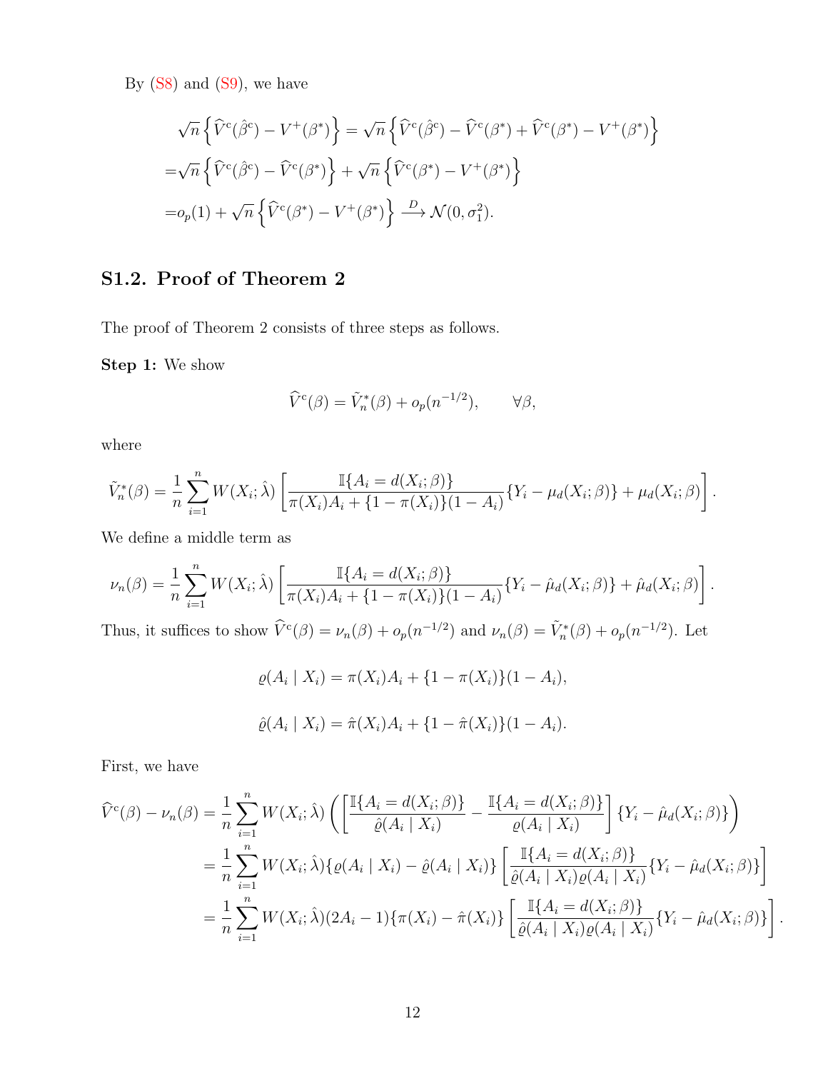By (S8) and (S9), we have

$$
\begin{aligned}
&\sqrt{n}\left\{\widehat{V}^{\mathrm{c}}(\hat{\beta}^{\mathrm{c}}) - V^{+}(\beta^{*})\right\} = \sqrt{n}\left\{\widehat{V}^{\mathrm{c}}(\hat{\beta}^{\mathrm{c}}) - \widehat{V}^{\mathrm{c}}(\beta^{*}) + \widehat{V}^{\mathrm{c}}(\beta^{*}) - V^{+}(\beta^{*})\right\} \\
=&\sqrt{n}\left\{\widehat{V}^{\mathrm{c}}(\hat{\beta}^{\mathrm{c}}) - \widehat{V}^{\mathrm{c}}(\beta^{*})\right\} + \sqrt{n}\left\{\widehat{V}^{\mathrm{c}}(\beta^{*}) - V^{+}(\beta^{*})\right\} \\
=&o_p(1) + \sqrt{n}\left\{\widehat{V}^{\mathrm{c}}(\beta^{*}) - V^{+}(\beta^{*})\right\} \xrightarrow{D} \mathcal{N}(0, \sigma_1^2).
\end{aligned}
$$

## S1.2. Proof of Theorem 2

The proof of Theorem 2 consists of three steps as follows.

**Step 1:** We show

$$
\widehat{V}^{\mathrm{c}}(\beta) = \tilde{V}_n^{*}(\beta) + o_p(n^{-1/2}), \qquad \forall \beta,
$$

where

$$
\tilde{V}_n^{*}(\beta) = \frac{1}{n}\sum_{i=1}^{n} W(X_i;\hat{\lambda})\left[\frac{\mathbb{I}\{A_i = d(X_i;\beta)\}}{\pi(X_i)A_i + \{1-\pi(X_i)\}(1-A_i)}\{Y_i - \mu_d(X_i;\beta)\} + \mu_d(X_i;\beta)\right].
$$

We define a middle term as

$$
\nu_n(\beta) = \frac{1}{n}\sum_{i=1}^{n} W(X_i;\hat{\lambda})\left[\frac{\mathbb{I}\{A_i = d(X_i;\beta)\}}{\pi(X_i)A_i + \{1-\pi(X_i)\}(1-A_i)}\{Y_i - \hat{\mu}_d(X_i;\beta)\} + \hat{\mu}_d(X_i;\beta)\right].
$$

Thus, it suffices to show $\widehat{V}^{\mathrm{c}}(\beta) = \nu_n(\beta) + o_p(n^{-1/2})$ and $\nu_n(\beta) = \tilde{V}_n^{*}(\beta) + o_p(n^{-1/2})$. Let

$$
\varrho(A_i \mid X_i) = \pi(X_i)A_i + \{1-\pi(X_i)\}(1-A_i),
$$

$$
\hat{\varrho}(A_i \mid X_i) = \hat{\pi}(X_i)A_i + \{1-\hat{\pi}(X_i)\}(1-A_i).
$$

First, we have

$$
\begin{aligned}
\widehat{V}^{\mathrm{c}}(\beta) - \nu_n(\beta) &= \frac{1}{n}\sum_{i=1}^{n} W(X_i;\hat{\lambda})\left(\left[\frac{\mathbb{I}\{A_i = d(X_i;\beta)\}}{\hat{\varrho}(A_i \mid X_i)} - \frac{\mathbb{I}\{A_i = d(X_i;\beta)\}}{\varrho(A_i \mid X_i)}\right]\{Y_i - \hat{\mu}_d(X_i;\beta)\}\right) \\
&= \frac{1}{n}\sum_{i=1}^{n} W(X_i;\hat{\lambda})\{\varrho(A_i \mid X_i) - \hat{\varrho}(A_i \mid X_i)\}\left[\frac{\mathbb{I}\{A_i = d(X_i;\beta)\}}{\hat{\varrho}(A_i \mid X_i)\varrho(A_i \mid X_i)}\{Y_i - \hat{\mu}_d(X_i;\beta)\}\right] \\
&= \frac{1}{n}\sum_{i=1}^{n} W(X_i;\hat{\lambda})(2A_i - 1)\{\pi(X_i) - \hat{\pi}(X_i)\}\left[\frac{\mathbb{I}\{A_i = d(X_i;\beta)\}}{\hat{\varrho}(A_i \mid X_i)\varrho(A_i \mid X_i)}\{Y_i - \hat{\mu}_d(X_i;\beta)\}\right].
\end{aligned}
$$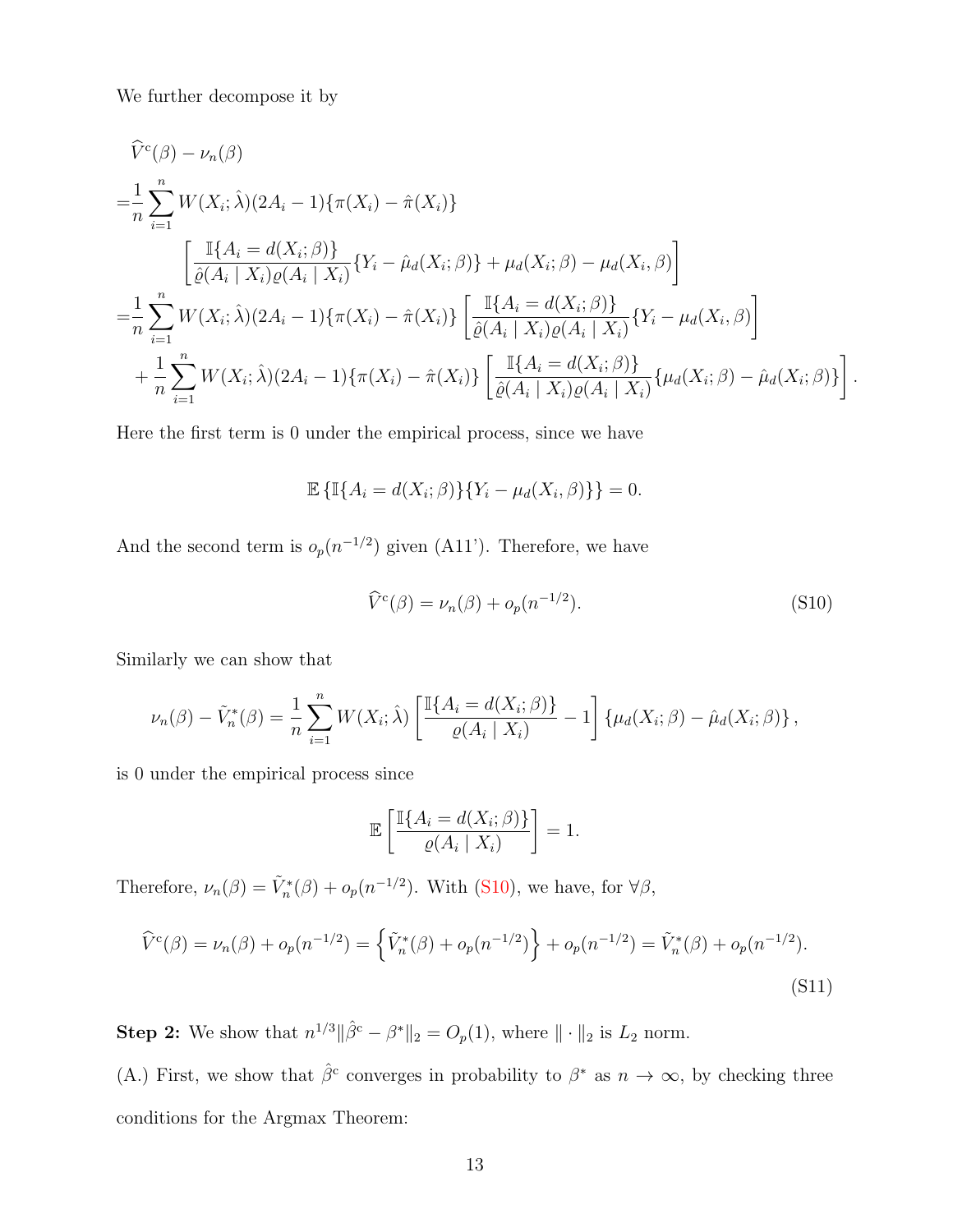We further decompose it by

$$
\begin{aligned}
&\widehat{V}^{\mathrm{c}}(\beta) - \nu_n(\beta) \\
=&\frac{1}{n}\sum_{i=1}^{n} W(X_i;\hat{\lambda})(2A_i - 1)\{\pi(X_i) - \hat{\pi}(X_i)\} \\
&\qquad \left[\frac{\mathbb{I}\{A_i = d(X_i;\beta)\}}{\hat{\varrho}(A_i \mid X_i)\varrho(A_i \mid X_i)}\{Y_i - \hat{\mu}_d(X_i;\beta)\} + \mu_d(X_i;\beta) - \mu_d(X_i,\beta)\right] \\
=&\frac{1}{n}\sum_{i=1}^{n} W(X_i;\hat{\lambda})(2A_i - 1)\{\pi(X_i) - \hat{\pi}(X_i)\}\left[\frac{\mathbb{I}\{A_i = d(X_i;\beta)\}}{\hat{\varrho}(A_i \mid X_i)\varrho(A_i \mid X_i)}\{Y_i - \mu_d(X_i,\beta)\right] \\
&+ \frac{1}{n}\sum_{i=1}^{n} W(X_i;\hat{\lambda})(2A_i - 1)\{\pi(X_i) - \hat{\pi}(X_i)\}\left[\frac{\mathbb{I}\{A_i = d(X_i;\beta)\}}{\hat{\varrho}(A_i \mid X_i)\varrho(A_i \mid X_i)}\{\mu_d(X_i;\beta) - \hat{\mu}_d(X_i;\beta)\}\right].
\end{aligned}
$$

Here the first term is 0 under the empirical process, since we have

$$
\mathbb{E}\left\{\mathbb{I}\{A_i = d(X_i;\beta)\}\{Y_i - \mu_d(X_i,\beta)\}\right\} = 0.
$$

And the second term is $o_p(n^{-1/2})$ given (A11'). Therefore, we have

$$
\widehat{V}^{\mathrm{c}}(\beta) = \nu_n(\beta) + o_p(n^{-1/2}). \tag{S10}
$$

Similarly we can show that

$$
\nu_n(\beta) - \tilde{V}_n^*(\beta) = \frac{1}{n}\sum_{i=1}^{n} W(X_i;\hat{\lambda})\left[\frac{\mathbb{I}\{A_i = d(X_i;\beta)\}}{\varrho(A_i \mid X_i)} - 1\right]\{\mu_d(X_i;\beta) - \hat{\mu}_d(X_i;\beta)\},
$$

is 0 under the empirical process since

$$
\mathbb{E}\left[\frac{\mathbb{I}\{A_i = d(X_i;\beta)\}}{\varrho(A_i \mid X_i)}\right] = 1.
$$

Therefore, $\nu_n(\beta) = \tilde{V}_n^*(\beta) + o_p(n^{-1/2})$. With (S10), we have, for $\forall\beta$,

$$
\widehat{V}^{\mathrm{c}}(\beta) = \nu_n(\beta) + o_p(n^{-1/2}) = \left\{\tilde{V}_n^*(\beta) + o_p(n^{-1/2})\right\} + o_p(n^{-1/2}) = \tilde{V}_n^*(\beta) + o_p(n^{-1/2}). \tag{S11}
$$

**Step 2:** We show that $n^{1/3}\|\hat{\beta}^{\mathrm{c}} - \beta^*\|_2 = O_p(1)$, where $\|\cdot\|_2$ is $L_2$ norm.

(A.) First, we show that $\hat{\beta}^{\mathrm{c}}$ converges in probability to $\beta^*$ as $n \to \infty$, by checking three conditions for the Argmax Theorem: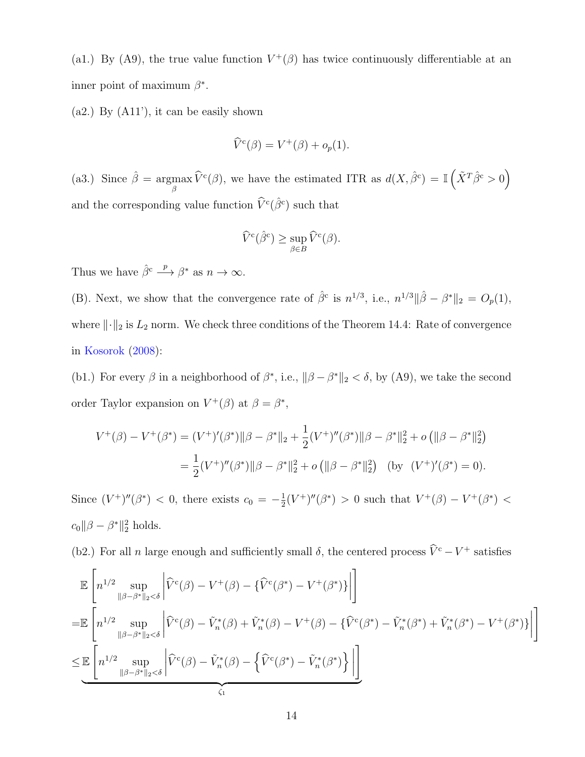(a1.) By (A9), the true value function $V^+(\beta)$ has twice continuously differentiable at an inner point of maximum $\beta^*$.

(a2.) By (A11'), it can be easily shown

$$\widehat{V}^{\mathrm{c}}(\beta) = V^+(\beta) + o_p(1).$$

(a3.) Since $\hat{\beta} = \underset{\beta}{\operatorname{argmax}}\, \widehat{V}^{\mathrm{c}}(\beta)$, we have the estimated ITR as $d(X, \hat{\beta}^{\mathrm{c}}) = \mathbb{I}\left(\tilde{X}^T \hat{\beta}^{\mathrm{c}} > 0\right)$ and the corresponding value function $\widehat{V}^{\mathrm{c}}(\hat{\beta}^{\mathrm{c}})$ such that

$$\widehat{V}^{\mathrm{c}}(\hat{\beta}^{\mathrm{c}}) \geq \sup_{\beta \in B} \widehat{V}^{\mathrm{c}}(\beta).$$

Thus we have $\hat{\beta}^{\mathrm{c}} \xrightarrow{p} \beta^*$ as $n \to \infty$.

(B). Next, we show that the convergence rate of $\hat{\beta}^{\mathrm{c}}$ is $n^{1/3}$, i.e., $n^{1/3}\|\hat{\beta} - \beta^*\|_2 = O_p(1)$, where $\|\cdot\|_2$ is $L_2$ norm. We check three conditions of the Theorem 14.4: Rate of convergence in Kosorok (2008):

(b1.) For every $\beta$ in a neighborhood of $\beta^*$, i.e., $\|\beta - \beta^*\|_2 < \delta$, by (A9), we take the second order Taylor expansion on $V^+(\beta)$ at $\beta = \beta^*$,

$$\begin{aligned}
V^+(\beta) - V^+(\beta^*) &= (V^+)'(\beta^*)\|\beta - \beta^*\|_2 + \frac{1}{2}(V^+)''(\beta^*)\|\beta - \beta^*\|_2^2 + o\left(\|\beta - \beta^*\|_2^2\right) \\
&= \frac{1}{2}(V^+)''(\beta^*)\|\beta - \beta^*\|_2^2 + o\left(\|\beta - \beta^*\|_2^2\right) \quad (\text{by } \ (V^+)'(\beta^*) = 0).
\end{aligned}$$

Since $(V^+)''(\beta^*) < 0$, there exists $c_0 = -\frac{1}{2}(V^+)''(\beta^*) > 0$ such that $V^+(\beta) - V^+(\beta^*) < c_0\|\beta - \beta^*\|_2^2$ holds.

(b2.) For all $n$ large enough and sufficiently small $\delta$, the centered process $\widehat{V}^{\mathrm{c}} - V^+$ satisfies

$$\begin{aligned}
&\mathbb{E}\left[n^{1/2} \sup_{\|\beta - \beta^*\|_2 < \delta} \left| \widehat{V}^{\mathrm{c}}(\beta) - V^+(\beta) - \{\widehat{V}^{\mathrm{c}}(\beta^*) - V^+(\beta^*)\} \right| \right] \\
=&\mathbb{E}\left[n^{1/2} \sup_{\|\beta - \beta^*\|_2 < \delta} \left| \widehat{V}^{\mathrm{c}}(\beta) - \tilde{V}_n^*(\beta) + \tilde{V}_n^*(\beta) - V^+(\beta) - \{\widehat{V}^{\mathrm{c}}(\beta^*) - \tilde{V}_n^*(\beta^*) + \tilde{V}_n^*(\beta^*) - V^+(\beta^*)\} \right| \right] \\
\leq& \underbrace{\mathbb{E}\left[n^{1/2} \sup_{\|\beta - \beta^*\|_2 < \delta} \left| \widehat{V}^{\mathrm{c}}(\beta) - \tilde{V}_n^*(\beta) - \left\{ \widehat{V}^{\mathrm{c}}(\beta^*) - \tilde{V}_n^*(\beta^*) \right\} \right| \right]}_{\zeta_1}
\end{aligned}$$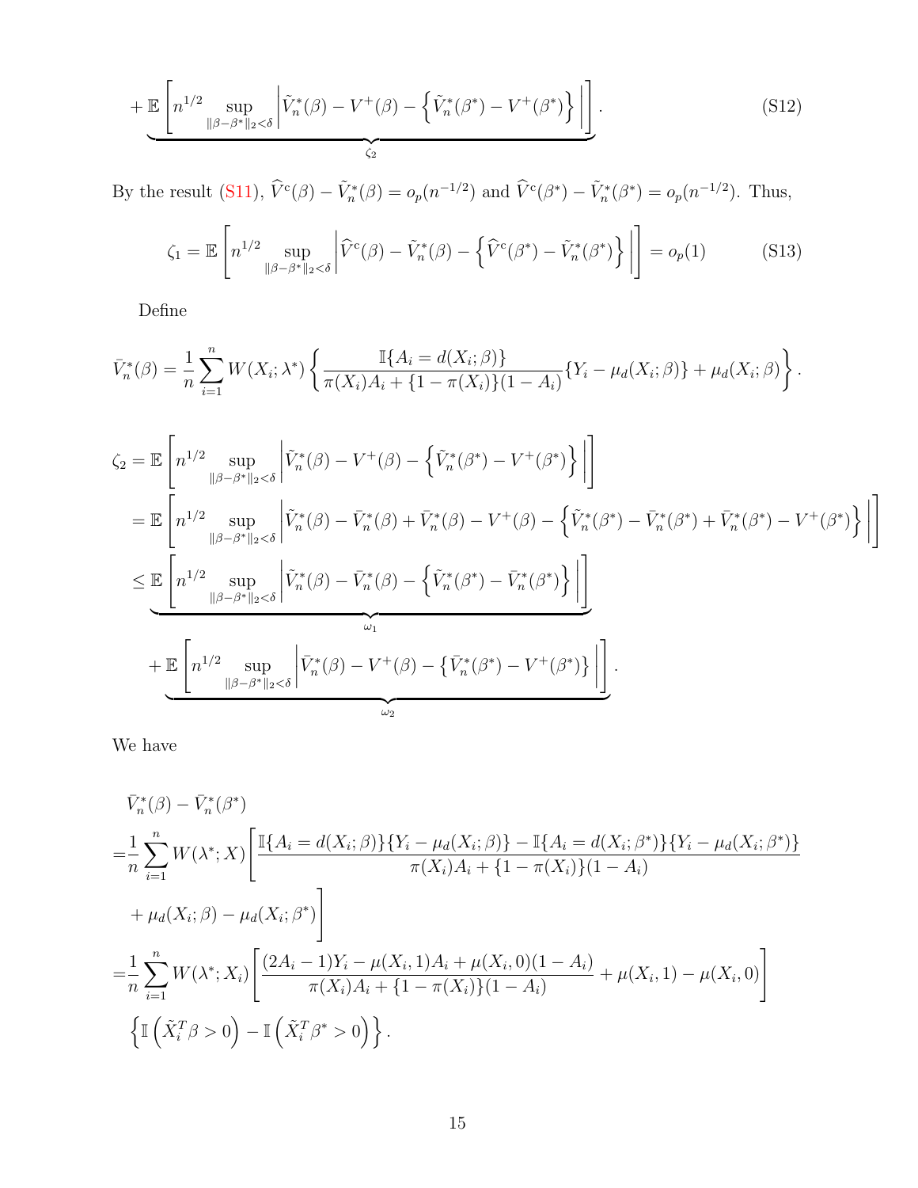$$
+\underbrace{\mathbb{E}\left[n^{1/2}\sup_{\|\beta-\beta^*\|_2<\delta}\left|\tilde{V}_n^*(\beta)-V^+(\beta)-\left\{\tilde{V}_n^*(\beta^*)-V^+(\beta^*)\right\}\right|\right]}_{\zeta_2}. \tag{S12}
$$

By the result (S11), $\widehat{V}^{\mathrm{c}}(\beta)-\tilde{V}_n^*(\beta)=o_p(n^{-1/2})$ and $\widehat{V}^{\mathrm{c}}(\beta^*)-\tilde{V}_n^*(\beta^*)=o_p(n^{-1/2})$. Thus,

$$
\zeta_1=\mathbb{E}\left[n^{1/2}\sup_{\|\beta-\beta^*\|_2<\delta}\left|\widehat{V}^{\mathrm{c}}(\beta)-\tilde{V}_n^*(\beta)-\left\{\widehat{V}^{\mathrm{c}}(\beta^*)-\tilde{V}_n^*(\beta^*)\right\}\right|\right]=o_p(1) \tag{S13}
$$

Define

$$
\bar{V}_n^*(\beta)=\frac{1}{n}\sum_{i=1}^n W(X_i;\lambda^*)\left\{\frac{\mathbb{I}\{A_i=d(X_i;\beta)\}}{\pi(X_i)A_i+\{1-\pi(X_i)\}(1-A_i)}\{Y_i-\mu_d(X_i;\beta)\}+\mu_d(X_i;\beta)\right\}.
$$

$$
\begin{aligned}
\zeta_2&=\mathbb{E}\left[n^{1/2}\sup_{\|\beta-\beta^*\|_2<\delta}\left|\tilde{V}_n^*(\beta)-V^+(\beta)-\left\{\tilde{V}_n^*(\beta^*)-V^+(\beta^*)\right\}\right|\right]\\
&=\mathbb{E}\left[n^{1/2}\sup_{\|\beta-\beta^*\|_2<\delta}\left|\tilde{V}_n^*(\beta)-\bar{V}_n^*(\beta)+\bar{V}_n^*(\beta)-V^+(\beta)-\left\{\tilde{V}_n^*(\beta^*)-\bar{V}_n^*(\beta^*)+\bar{V}_n^*(\beta^*)-V^+(\beta^*)\right\}\right|\right]\\
&\le\underbrace{\mathbb{E}\left[n^{1/2}\sup_{\|\beta-\beta^*\|_2<\delta}\left|\tilde{V}_n^*(\beta)-\bar{V}_n^*(\beta)-\left\{\tilde{V}_n^*(\beta^*)-\bar{V}_n^*(\beta^*)\right\}\right|\right]}_{\omega_1}\\
&\quad+\underbrace{\mathbb{E}\left[n^{1/2}\sup_{\|\beta-\beta^*\|_2<\delta}\left|\bar{V}_n^*(\beta)-V^+(\beta)-\left\{\bar{V}_n^*(\beta^*)-V^+(\beta^*)\right\}\right|\right]}_{\omega_2}.
\end{aligned}
$$

We have

$$
\begin{aligned}
&\bar{V}_n^*(\beta)-\bar{V}_n^*(\beta^*)\\
=&\frac{1}{n}\sum_{i=1}^n W(\lambda^*;X)\left[\frac{\mathbb{I}\{A_i=d(X_i;\beta)\}\{Y_i-\mu_d(X_i;\beta)\}-\mathbb{I}\{A_i=d(X_i;\beta^*)\}\{Y_i-\mu_d(X_i;\beta^*)\}}{\pi(X_i)A_i+\{1-\pi(X_i)\}(1-A_i)}\right.\\
&\left.+\mu_d(X_i;\beta)-\mu_d(X_i;\beta^*)\right]\\
=&\frac{1}{n}\sum_{i=1}^n W(\lambda^*;X_i)\left[\frac{(2A_i-1)Y_i-\mu(X_i,1)A_i+\mu(X_i,0)(1-A_i)}{\pi(X_i)A_i+\{1-\pi(X_i)\}(1-A_i)}+\mu(X_i,1)-\mu(X_i,0)\right]\\
&\left\{\mathbb{I}\left(\tilde{X}_i^T\beta>0\right)-\mathbb{I}\left(\tilde{X}_i^T\beta^*>0\right)\right\}.
\end{aligned}
$$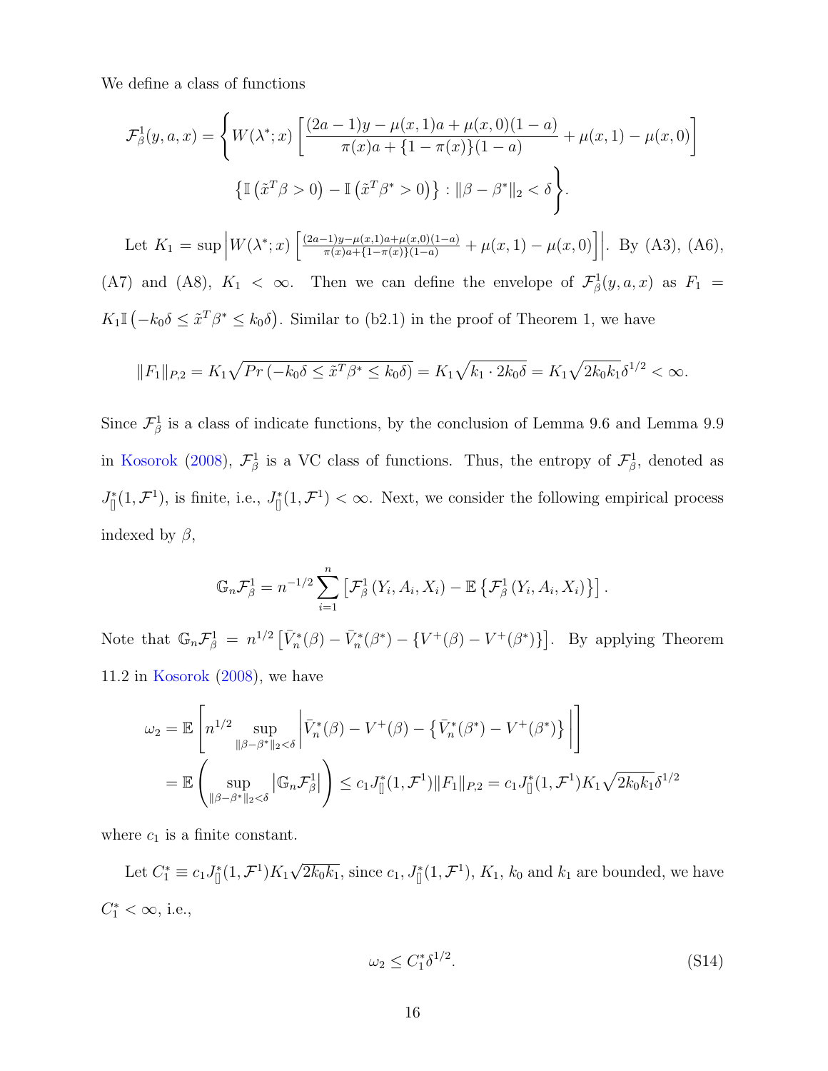We define a class of functions

$$
\mathcal{F}^1_\beta(y,a,x) = \Bigg\{ W(\lambda^*;x)\left[\frac{(2a-1)y - \mu(x,1)a + \mu(x,0)(1-a)}{\pi(x)a + \{1-\pi(x)\}(1-a)} + \mu(x,1) - \mu(x,0)\right] \\
\left\{\mathbb{I}\left(\tilde{x}^T\beta > 0\right) - \mathbb{I}\left(\tilde{x}^T\beta^* > 0\right)\right\} : \|\beta - \beta^*\|_2 < \delta \Bigg\}.
$$

Let $K_1 = \sup\left| W(\lambda^*;x)\left[\frac{(2a-1)y-\mu(x,1)a+\mu(x,0)(1-a)}{\pi(x)a+\{1-\pi(x)\}(1-a)} + \mu(x,1) - \mu(x,0)\right]\right|$. By (A3), (A6), (A7) and (A8), $K_1 < \infty$. Then we can define the envelope of $\mathcal{F}^1_\beta(y,a,x)$ as $F_1 = K_1 \mathbb{I}\left(-k_0\delta \le \tilde{x}^T\beta^* \le k_0\delta\right)$. Similar to (b2.1) in the proof of Theorem 1, we have

$$
\|F_1\|_{P,2} = K_1\sqrt{Pr\left(-k_0\delta \le \tilde{x}^T\beta^* \le k_0\delta\right)} = K_1\sqrt{k_1 \cdot 2k_0\delta} = K_1\sqrt{2k_0k_1}\delta^{1/2} < \infty.
$$

Since $\mathcal{F}^1_\beta$ is a class of indicate functions, by the conclusion of Lemma 9.6 and Lemma 9.9 in Kosorok (2008), $\mathcal{F}^1_\beta$ is a VC class of functions. Thus, the entropy of $\mathcal{F}^1_\beta$, denoted as $J^*_{[]}(1,\mathcal{F}^1)$, is finite, i.e., $J^*_{[]}(1,\mathcal{F}^1) < \infty$. Next, we consider the following empirical process indexed by $\beta$,

$$
\mathbb{G}_n\mathcal{F}^1_\beta = n^{-1/2}\sum_{i=1}^{n}\left[\mathcal{F}^1_\beta\left(Y_i,A_i,X_i\right) - \mathbb{E}\left\{\mathcal{F}^1_\beta\left(Y_i,A_i,X_i\right)\right\}\right].
$$

Note that $\mathbb{G}_n\mathcal{F}^1_\beta = n^{1/2}\left[\bar{V}^*_n(\beta) - \bar{V}^*_n(\beta^*) - \{V^+(\beta) - V^+(\beta^*)\}\right]$. By applying Theorem 11.2 in Kosorok (2008), we have

$$
\begin{aligned}
\omega_2 &= \mathbb{E}\left[n^{1/2}\sup_{\|\beta-\beta^*\|_2<\delta}\left|\bar{V}^*_n(\beta) - V^+(\beta) - \left\{\bar{V}^*_n(\beta^*) - V^+(\beta^*)\right\}\right|\right] \\
&= \mathbb{E}\left(\sup_{\|\beta-\beta^*\|_2<\delta}\left|\mathbb{G}_n\mathcal{F}^1_\beta\right|\right) \le c_1 J^*_{[]}(1,\mathcal{F}^1)\|F_1\|_{P,2} = c_1 J^*_{[]}(1,\mathcal{F}^1)K_1\sqrt{2k_0k_1}\delta^{1/2}
\end{aligned}
$$

where $c_1$ is a finite constant.

Let $C^*_1 \equiv c_1 J^*_{[]}(1,\mathcal{F}^1)K_1\sqrt{2k_0k_1}$, since $c_1$, $J^*_{[]}(1,\mathcal{F}^1)$, $K_1$, $k_0$ and $k_1$ are bounded, we have $C^*_1 < \infty$, i.e.,

$$
\omega_2 \le C^*_1\delta^{1/2}. \tag{S14}
$$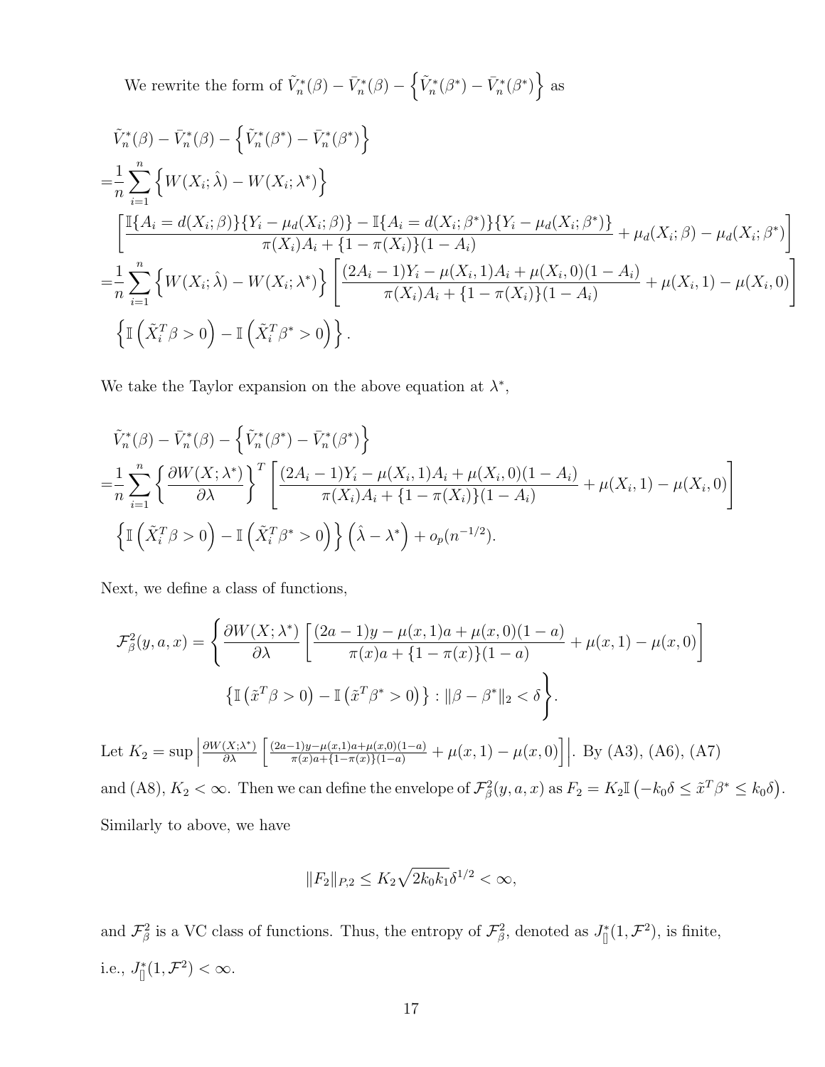We rewrite the form of $\tilde{V}_n^*(\beta) - \bar{V}_n^*(\beta) - \left\{\tilde{V}_n^*(\beta^*) - \bar{V}_n^*(\beta^*)\right\}$ as

$$
\begin{aligned}
&\tilde{V}_n^*(\beta) - \bar{V}_n^*(\beta) - \left\{\tilde{V}_n^*(\beta^*) - \bar{V}_n^*(\beta^*)\right\} \\
=&\frac{1}{n}\sum_{i=1}^{n}\left\{W(X_i;\hat{\lambda}) - W(X_i;\lambda^*)\right\} \\
&\left[\frac{\mathbb{I}\{A_i = d(X_i;\beta)\}\{Y_i - \mu_d(X_i;\beta)\} - \mathbb{I}\{A_i = d(X_i;\beta^*)\}\{Y_i - \mu_d(X_i;\beta^*)\}}{\pi(X_i)A_i + \{1-\pi(X_i)\}(1-A_i)} + \mu_d(X_i;\beta) - \mu_d(X_i;\beta^*)\right] \\
=&\frac{1}{n}\sum_{i=1}^{n}\left\{W(X_i;\hat{\lambda}) - W(X_i;\lambda^*)\right\}\left[\frac{(2A_i-1)Y_i - \mu(X_i,1)A_i + \mu(X_i,0)(1-A_i)}{\pi(X_i)A_i + \{1-\pi(X_i)\}(1-A_i)} + \mu(X_i,1) - \mu(X_i,0)\right] \\
&\left\{\mathbb{I}\left(\tilde{X}_i^T\beta > 0\right) - \mathbb{I}\left(\tilde{X}_i^T\beta^* > 0\right)\right\}.
\end{aligned}
$$

We take the Taylor expansion on the above equation at $\lambda^*$,

$$
\begin{aligned}
&\tilde{V}_n^*(\beta) - \bar{V}_n^*(\beta) - \left\{\tilde{V}_n^*(\beta^*) - \bar{V}_n^*(\beta^*)\right\} \\
=&\frac{1}{n}\sum_{i=1}^{n}\left\{\frac{\partial W(X;\lambda^*)}{\partial\lambda}\right\}^T\left[\frac{(2A_i-1)Y_i - \mu(X_i,1)A_i + \mu(X_i,0)(1-A_i)}{\pi(X_i)A_i + \{1-\pi(X_i)\}(1-A_i)} + \mu(X_i,1) - \mu(X_i,0)\right] \\
&\left\{\mathbb{I}\left(\tilde{X}_i^T\beta > 0\right) - \mathbb{I}\left(\tilde{X}_i^T\beta^* > 0\right)\right\}\left(\hat{\lambda} - \lambda^*\right) + o_p(n^{-1/2}).
\end{aligned}
$$

Next, we define a class of functions,

$$
\begin{aligned}
\mathcal{F}_\beta^2(y,a,x) = \Bigg\{&\frac{\partial W(X;\lambda^*)}{\partial\lambda}\left[\frac{(2a-1)y - \mu(x,1)a + \mu(x,0)(1-a)}{\pi(x)a + \{1-\pi(x)\}(1-a)} + \mu(x,1) - \mu(x,0)\right] \\
&\left\{\mathbb{I}\left(\tilde{x}^T\beta > 0\right) - \mathbb{I}\left(\tilde{x}^T\beta^* > 0\right)\right\} : \|\beta - \beta^*\|_2 < \delta\Bigg\}.
\end{aligned}
$$

Let $K_2 = \sup\left|\frac{\partial W(X;\lambda^*)}{\partial\lambda}\left[\frac{(2a-1)y-\mu(x,1)a+\mu(x,0)(1-a)}{\pi(x)a+\{1-\pi(x)\}(1-a)} + \mu(x,1) - \mu(x,0)\right]\right|$. By (A3), (A6), (A7) and (A8), $K_2 < \infty$. Then we can define the envelope of $\mathcal{F}_\beta^2(y,a,x)$ as $F_2 = K_2\mathbb{I}\left(-k_0\delta \le \tilde{x}^T\beta^* \le k_0\delta\right)$. Similarly to above, we have

$$
\|F_2\|_{P,2} \le K_2\sqrt{2k_0k_1}\delta^{1/2} < \infty,
$$

and $\mathcal{F}_\beta^2$ is a VC class of functions. Thus, the entropy of $\mathcal{F}_\beta^2$, denoted as $J_{[]}^*(1,\mathcal{F}^2)$, is finite, i.e., $J_{[]}^*(1,\mathcal{F}^2) < \infty$.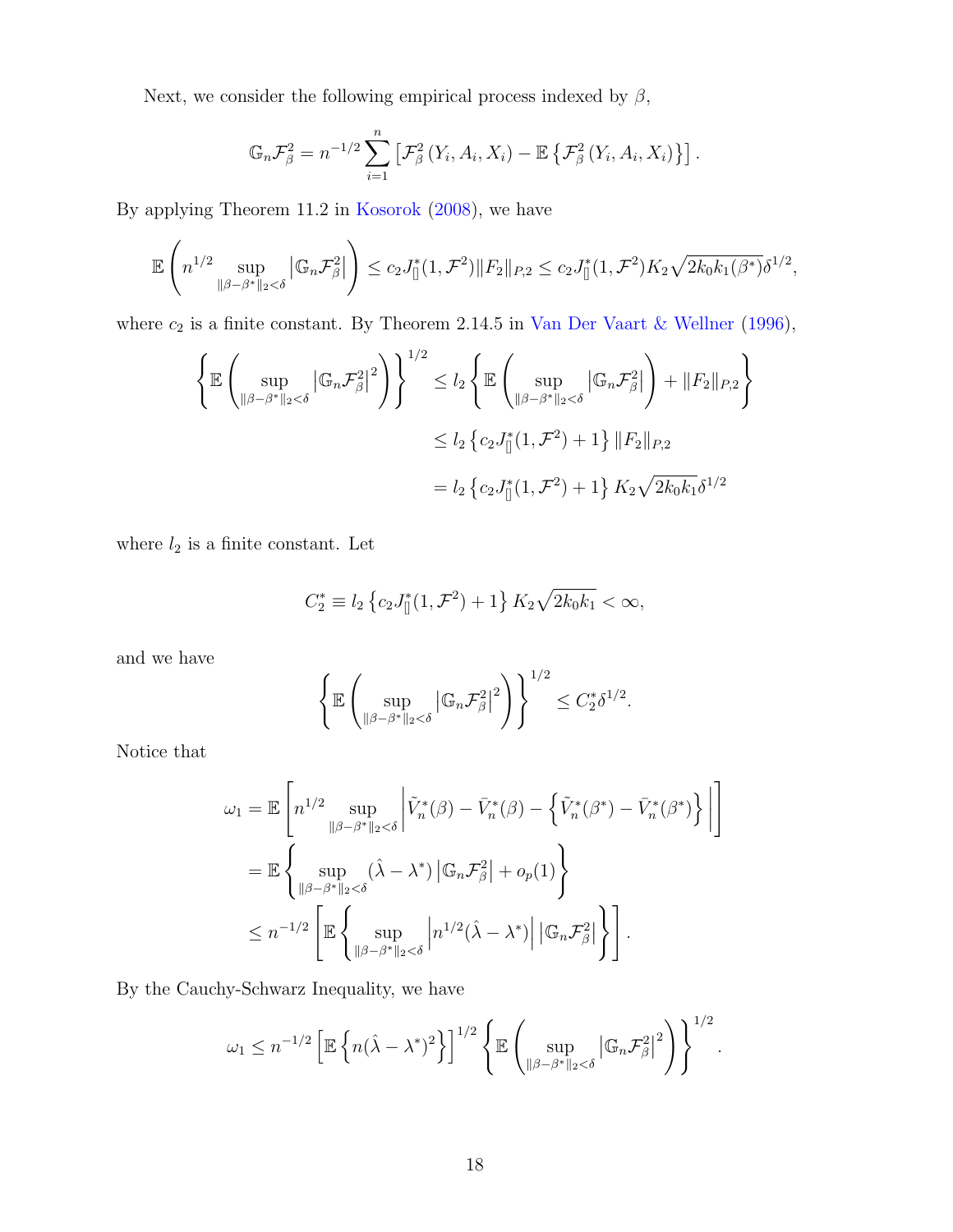Next, we consider the following empirical process indexed by $\beta$,

$$\mathbb{G}_n \mathcal{F}_\beta^2 = n^{-1/2} \sum_{i=1}^{n} \left[ \mathcal{F}_\beta^2 \left(Y_i, A_i, X_i\right) - \mathbb{E}\left\{ \mathcal{F}_\beta^2 \left(Y_i, A_i, X_i\right) \right\} \right].$$

By applying Theorem 11.2 in Kosorok (2008), we have

$$\mathbb{E}\left( n^{1/2} \sup_{\|\beta-\beta^*\|_2<\delta} \left|\mathbb{G}_n \mathcal{F}_\beta^2\right| \right) \le c_2 J_{[]}^*(1, \mathcal{F}^2) \|F_2\|_{P,2} \le c_2 J_{[]}^*(1, \mathcal{F}^2) K_2 \sqrt{2k_0 k_1(\beta^*)} \delta^{1/2},$$

where $c_2$ is a finite constant. By Theorem 2.14.5 in Van Der Vaart & Wellner (1996),

$$\begin{aligned}
\left\{ \mathbb{E}\left( \sup_{\|\beta-\beta^*\|_2<\delta} \left|\mathbb{G}_n \mathcal{F}_\beta^2\right|^2 \right) \right\}^{1/2} &\le l_2 \left\{ \mathbb{E}\left( \sup_{\|\beta-\beta^*\|_2<\delta} \left|\mathbb{G}_n \mathcal{F}_\beta^2\right| \right) + \|F_2\|_{P,2} \right\} \\
&\le l_2 \left\{ c_2 J_{[]}^*(1, \mathcal{F}^2) + 1 \right\} \|F_2\|_{P,2} \\
&= l_2 \left\{ c_2 J_{[]}^*(1, \mathcal{F}^2) + 1 \right\} K_2 \sqrt{2k_0 k_1} \delta^{1/2}
\end{aligned}$$

where $l_2$ is a finite constant. Let

$$C_2^* \equiv l_2 \left\{ c_2 J_{[]}^*(1, \mathcal{F}^2) + 1 \right\} K_2 \sqrt{2k_0 k_1} < \infty,$$

and we have

$$\left\{ \mathbb{E}\left( \sup_{\|\beta-\beta^*\|_2<\delta} \left|\mathbb{G}_n \mathcal{F}_\beta^2\right|^2 \right) \right\}^{1/2} \le C_2^* \delta^{1/2}.$$

Notice that

$$\begin{aligned}
\omega_1 &= \mathbb{E}\left[ n^{1/2} \sup_{\|\beta-\beta^*\|_2<\delta} \left| \tilde{V}_n^*(\beta) - \bar{V}_n^*(\beta) - \left\{ \tilde{V}_n^*(\beta^*) - \bar{V}_n^*(\beta^*) \right\} \right| \right] \\
&= \mathbb{E}\left\{ \sup_{\|\beta-\beta^*\|_2<\delta} (\hat{\lambda} - \lambda^*) \left|\mathbb{G}_n \mathcal{F}_\beta^2\right| + o_p(1) \right\} \\
&\le n^{-1/2} \left[ \mathbb{E}\left\{ \sup_{\|\beta-\beta^*\|_2<\delta} \left| n^{1/2}(\hat{\lambda} - \lambda^*) \right| \left|\mathbb{G}_n \mathcal{F}_\beta^2\right| \right\} \right].
\end{aligned}$$

By the Cauchy-Schwarz Inequality, we have

$$\omega_1 \le n^{-1/2} \left[ \mathbb{E}\left\{ n(\hat{\lambda} - \lambda^*)^2 \right\} \right]^{1/2} \left\{ \mathbb{E}\left( \sup_{\|\beta-\beta^*\|_2<\delta} \left|\mathbb{G}_n \mathcal{F}_\beta^2\right|^2 \right) \right\}^{1/2}.$$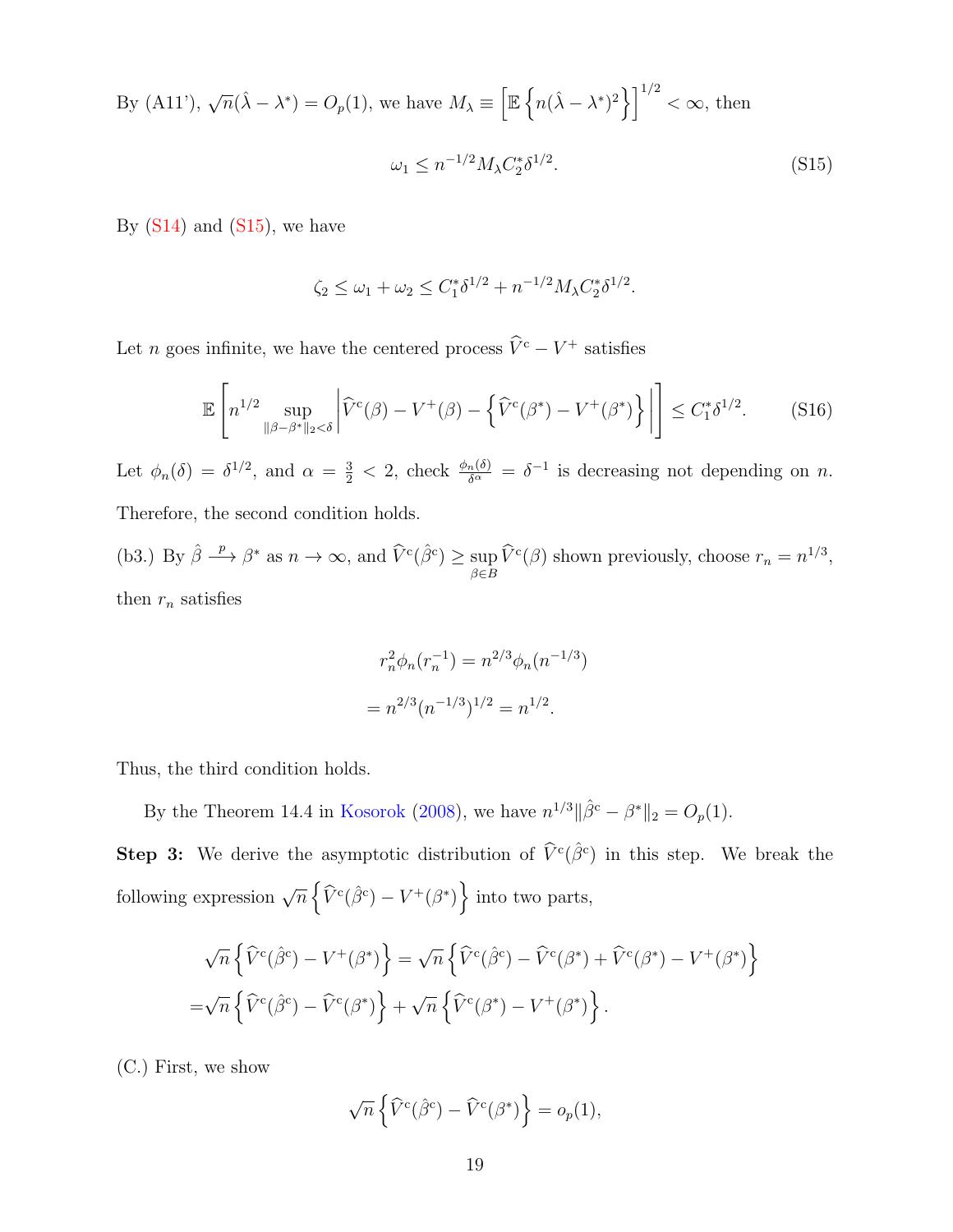By (A11'), $\sqrt{n}(\hat{\lambda} - \lambda^*) = O_p(1)$, we have $M_\lambda \equiv \left[\mathbb{E}\left\{n(\hat{\lambda} - \lambda^*)^2\right\}\right]^{1/2} < \infty$, then

$$\omega_1 \leq n^{-1/2} M_\lambda C_2^* \delta^{1/2}. \tag{S15}$$

By (S14) and (S15), we have

$$\zeta_2 \leq \omega_1 + \omega_2 \leq C_1^* \delta^{1/2} + n^{-1/2} M_\lambda C_2^* \delta^{1/2}.$$

Let $n$ goes infinite, we have the centered process $\widehat{V}^{\mathrm{c}} - V^+$ satisfies

$$\mathbb{E}\left[n^{1/2} \sup_{\|\beta - \beta^*\|_2 < \delta} \left| \widehat{V}^{\mathrm{c}}(\beta) - V^+(\beta) - \left\{\widehat{V}^{\mathrm{c}}(\beta^*) - V^+(\beta^*)\right\} \right| \right] \leq C_1^* \delta^{1/2}. \tag{S16}$$

Let $\phi_n(\delta) = \delta^{1/2}$, and $\alpha = \frac{3}{2} < 2$, check $\frac{\phi_n(\delta)}{\delta^\alpha} = \delta^{-1}$ is decreasing not depending on $n$. Therefore, the second condition holds.

(b3.) By $\hat{\beta} \xrightarrow{p} \beta^*$ as $n \to \infty$, and $\widehat{V}^{\mathrm{c}}(\hat{\beta}^{\mathrm{c}}) \geq \sup_{\beta \in B} \widehat{V}^{\mathrm{c}}(\beta)$ shown previously, choose $r_n = n^{1/3}$, then $r_n$ satisfies

$$\begin{aligned} r_n^2 \phi_n(r_n^{-1}) &= n^{2/3} \phi_n(n^{-1/3}) \\ &= n^{2/3} (n^{-1/3})^{1/2} = n^{1/2}. \end{aligned}$$

Thus, the third condition holds.

By the Theorem 14.4 in Kosorok (2008), we have $n^{1/3} \|\hat{\beta}^{\mathrm{c}} - \beta^*\|_2 = O_p(1)$.

**Step 3:** We derive the asymptotic distribution of $\widehat{V}^{\mathrm{c}}(\hat{\beta}^{\mathrm{c}})$ in this step. We break the following expression $\sqrt{n}\left\{\widehat{V}^{\mathrm{c}}(\hat{\beta}^{\mathrm{c}}) - V^+(\beta^*)\right\}$ into two parts,

$$\begin{aligned} \sqrt{n}\left\{\widehat{V}^{\mathrm{c}}(\hat{\beta}^{\mathrm{c}}) - V^+(\beta^*)\right\} &= \sqrt{n}\left\{\widehat{V}^{\mathrm{c}}(\hat{\beta}^{\mathrm{c}}) - \widehat{V}^{\mathrm{c}}(\beta^*) + \widehat{V}^{\mathrm{c}}(\beta^*) - V^+(\beta^*)\right\} \\ =& \sqrt{n}\left\{\widehat{V}^{\mathrm{c}}(\hat{\beta}^{\mathrm{c}}) - \widehat{V}^{\mathrm{c}}(\beta^*)\right\} + \sqrt{n}\left\{\widehat{V}^{\mathrm{c}}(\beta^*) - V^+(\beta^*)\right\}. \end{aligned}$$

(C.) First, we show

$$\sqrt{n}\left\{\widehat{V}^{\mathrm{c}}(\hat{\beta}^{\mathrm{c}}) - \widehat{V}^{\mathrm{c}}(\beta^*)\right\} = o_p(1),$$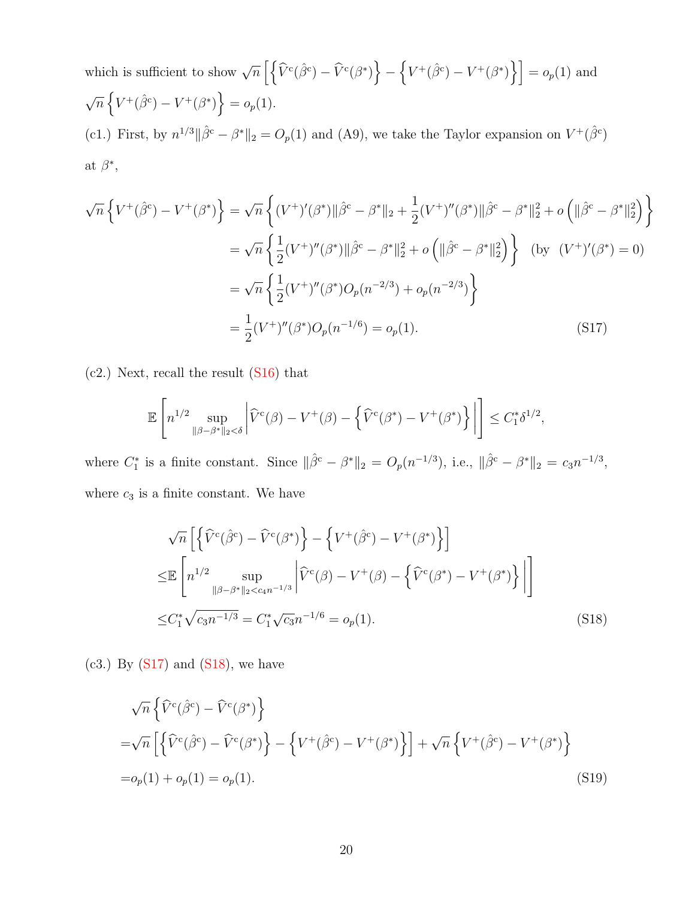which is sufficient to show $\sqrt{n}\left[\left\{\widehat{V}^{\mathrm{c}}(\hat{\beta}^{\mathrm{c}})-\widehat{V}^{\mathrm{c}}(\beta^*)\right\}-\left\{V^{+}(\hat{\beta}^{\mathrm{c}})-V^{+}(\beta^*)\right\}\right]=o_p(1)$ and $\sqrt{n}\left\{V^{+}(\hat{\beta}^{\mathrm{c}})-V^{+}(\beta^*)\right\}=o_p(1)$.

(c1.) First, by $n^{1/3}\|\hat{\beta}^{\mathrm{c}}-\beta^*\|_2=O_p(1)$ and (A9), we take the Taylor expansion on $V^{+}(\hat{\beta}^{\mathrm{c}})$ at $\beta^*$,

$$
\begin{aligned}
\sqrt{n}\left\{V^{+}(\hat{\beta}^{\mathrm{c}})-V^{+}(\beta^*)\right\}&=\sqrt{n}\left\{(V^{+})'(\beta^*)\|\hat{\beta}^{\mathrm{c}}-\beta^*\|_2+\frac{1}{2}(V^{+})''(\beta^*)\|\hat{\beta}^{\mathrm{c}}-\beta^*\|_2^2+o\left(\|\hat{\beta}^{\mathrm{c}}-\beta^*\|_2^2\right)\right\}\\
&=\sqrt{n}\left\{\frac{1}{2}(V^{+})''(\beta^*)\|\hat{\beta}^{\mathrm{c}}-\beta^*\|_2^2+o\left(\|\hat{\beta}^{\mathrm{c}}-\beta^*\|_2^2\right)\right\}\quad(\text{by }\ (V^{+})'(\beta^*)=0)\\
&=\sqrt{n}\left\{\frac{1}{2}(V^{+})''(\beta^*)O_p(n^{-2/3})+o_p(n^{-2/3})\right\}\\
&=\frac{1}{2}(V^{+})''(\beta^*)O_p(n^{-1/6})=o_p(1).
\end{aligned}\tag{S17}
$$

(c2.) Next, recall the result (S16) that

$$
\mathbb{E}\left[n^{1/2}\sup_{\|\beta-\beta^*\|_2<\delta}\left|\widehat{V}^{\mathrm{c}}(\beta)-V^{+}(\beta)-\left\{\widehat{V}^{\mathrm{c}}(\beta^*)-V^{+}(\beta^*)\right\}\right|\right]\le C_1^*\delta^{1/2},
$$

where $C_1^*$ is a finite constant. Since $\|\hat{\beta}^{\mathrm{c}}-\beta^*\|_2=O_p(n^{-1/3})$, i.e., $\|\hat{\beta}^{\mathrm{c}}-\beta^*\|_2=c_3n^{-1/3}$, where $c_3$ is a finite constant. We have

$$
\begin{aligned}
&\sqrt{n}\left[\left\{\widehat{V}^{\mathrm{c}}(\hat{\beta}^{\mathrm{c}})-\widehat{V}^{\mathrm{c}}(\beta^*)\right\}-\left\{V^{+}(\hat{\beta}^{\mathrm{c}})-V^{+}(\beta^*)\right\}\right]\\
\le&\mathbb{E}\left[n^{1/2}\sup_{\|\beta-\beta^*\|_2<c_4n^{-1/3}}\left|\widehat{V}^{\mathrm{c}}(\beta)-V^{+}(\beta)-\left\{\widehat{V}^{\mathrm{c}}(\beta^*)-V^{+}(\beta^*)\right\}\right|\right]\\
\le&C_1^*\sqrt{c_3n^{-1/3}}=C_1^*\sqrt{c_3}n^{-1/6}=o_p(1).
\end{aligned}\tag{S18}
$$

(c3.) By (S17) and (S18), we have

$$
\begin{aligned}
&\sqrt{n}\left\{\widehat{V}^{\mathrm{c}}(\hat{\beta}^{\mathrm{c}})-\widehat{V}^{\mathrm{c}}(\beta^*)\right\}\\
=&\sqrt{n}\left[\left\{\widehat{V}^{\mathrm{c}}(\hat{\beta}^{\mathrm{c}})-\widehat{V}^{\mathrm{c}}(\beta^*)\right\}-\left\{V^{+}(\hat{\beta}^{\mathrm{c}})-V^{+}(\beta^*)\right\}\right]+\sqrt{n}\left\{V^{+}(\hat{\beta}^{\mathrm{c}})-V^{+}(\beta^*)\right\}\\
=&o_p(1)+o_p(1)=o_p(1).
\end{aligned}\tag{S19}
$$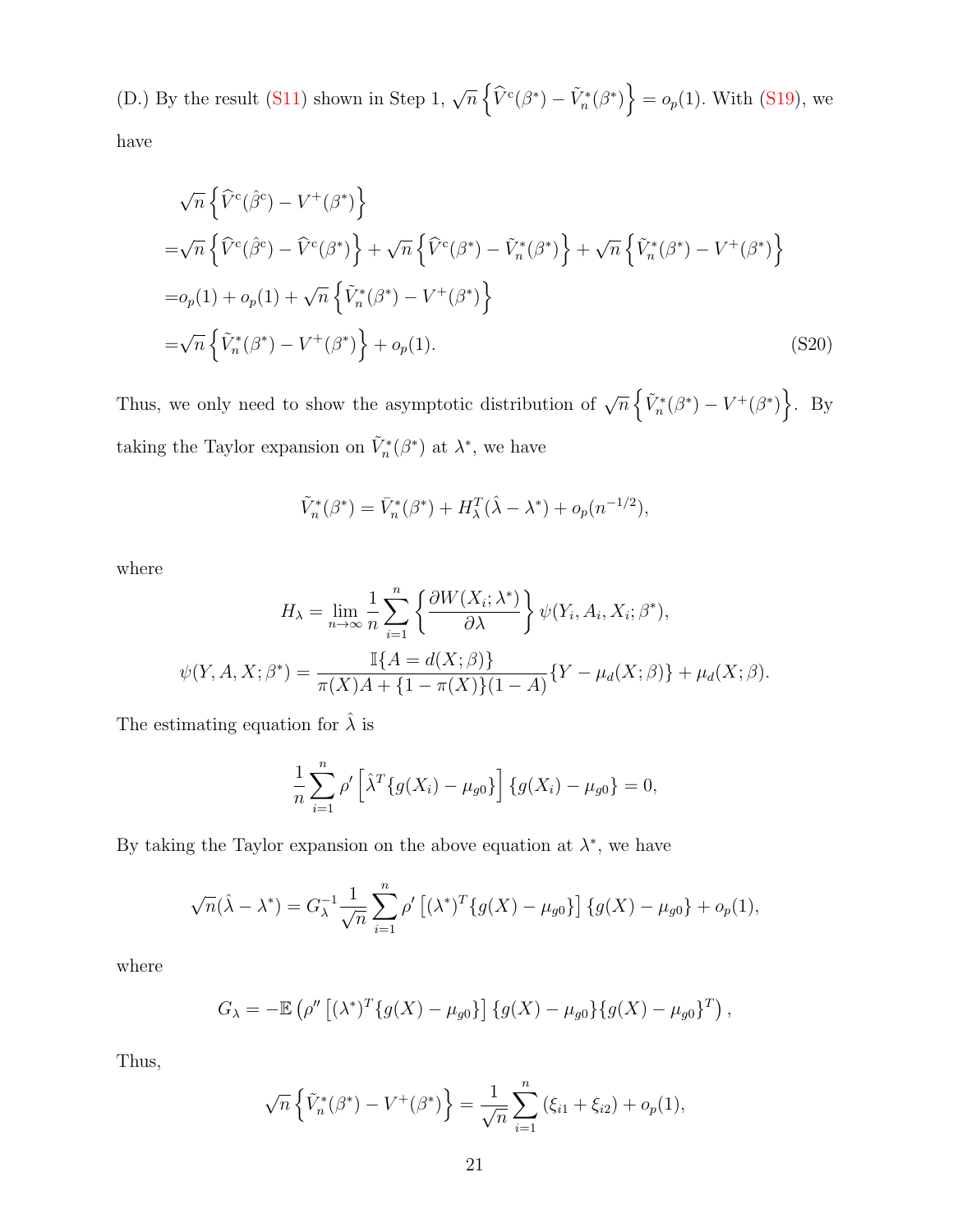(D.) By the result (S11) shown in Step 1, $\sqrt{n}\left\{\widehat{V}^{\rm c}(\beta^*) - \tilde{V}_n^*(\beta^*)\right\} = o_p(1)$. With (S19), we have

$$
\begin{aligned}
&\sqrt{n}\left\{\widehat{V}^{\rm c}(\hat{\beta}^{\rm c}) - V^+(\beta^*)\right\} \\
=&\sqrt{n}\left\{\widehat{V}^{\rm c}(\hat{\beta}^{\rm c}) - \widehat{V}^{\rm c}(\beta^*)\right\} + \sqrt{n}\left\{\widehat{V}^{\rm c}(\beta^*) - \tilde{V}_n^*(\beta^*)\right\} + \sqrt{n}\left\{\tilde{V}_n^*(\beta^*) - V^+(\beta^*)\right\} \\
=&o_p(1) + o_p(1) + \sqrt{n}\left\{\tilde{V}_n^*(\beta^*) - V^+(\beta^*)\right\} \\
=&\sqrt{n}\left\{\tilde{V}_n^*(\beta^*) - V^+(\beta^*)\right\} + o_p(1).
\end{aligned}
\tag{S20}
$$

Thus, we only need to show the asymptotic distribution of $\sqrt{n}\left\{\tilde{V}_n^*(\beta^*) - V^+(\beta^*)\right\}$. By taking the Taylor expansion on $\tilde{V}_n^*(\beta^*)$ at $\lambda^*$, we have

$$
\tilde{V}_n^*(\beta^*) = \bar{V}_n^*(\beta^*) + H_\lambda^T(\hat{\lambda} - \lambda^*) + o_p(n^{-1/2}),
$$

where

$$
H_\lambda = \lim_{n\to\infty} \frac{1}{n}\sum_{i=1}^n \left\{\frac{\partial W(X_i;\lambda^*)}{\partial \lambda}\right\} \psi(Y_i, A_i, X_i; \beta^*),
$$

$$
\psi(Y, A, X; \beta^*) = \frac{\mathbb{I}\{A = d(X;\beta)\}}{\pi(X)A + \{1-\pi(X)\}(1-A)}\{Y - \mu_d(X;\beta)\} + \mu_d(X;\beta).
$$

The estimating equation for $\hat{\lambda}$ is

$$
\frac{1}{n}\sum_{i=1}^n \rho'\left[\hat{\lambda}^T\{g(X_i) - \mu_{g0}\}\right]\{g(X_i) - \mu_{g0}\} = 0,
$$

By taking the Taylor expansion on the above equation at $\lambda^*$, we have

$$
\sqrt{n}(\hat{\lambda} - \lambda^*) = G_\lambda^{-1}\frac{1}{\sqrt{n}}\sum_{i=1}^n \rho'\left[(\lambda^*)^T\{g(X) - \mu_{g0}\}\right]\{g(X) - \mu_{g0}\} + o_p(1),
$$

where

$$
G_\lambda = -\mathbb{E}\left(\rho''\left[(\lambda^*)^T\{g(X) - \mu_{g0}\}\right]\{g(X) - \mu_{g0}\}\{g(X) - \mu_{g0}\}^T\right),
$$

Thus,

$$
\sqrt{n}\left\{\tilde{V}_n^*(\beta^*) - V^+(\beta^*)\right\} = \frac{1}{\sqrt{n}}\sum_{i=1}^n (\xi_{i1} + \xi_{i2}) + o_p(1),
$$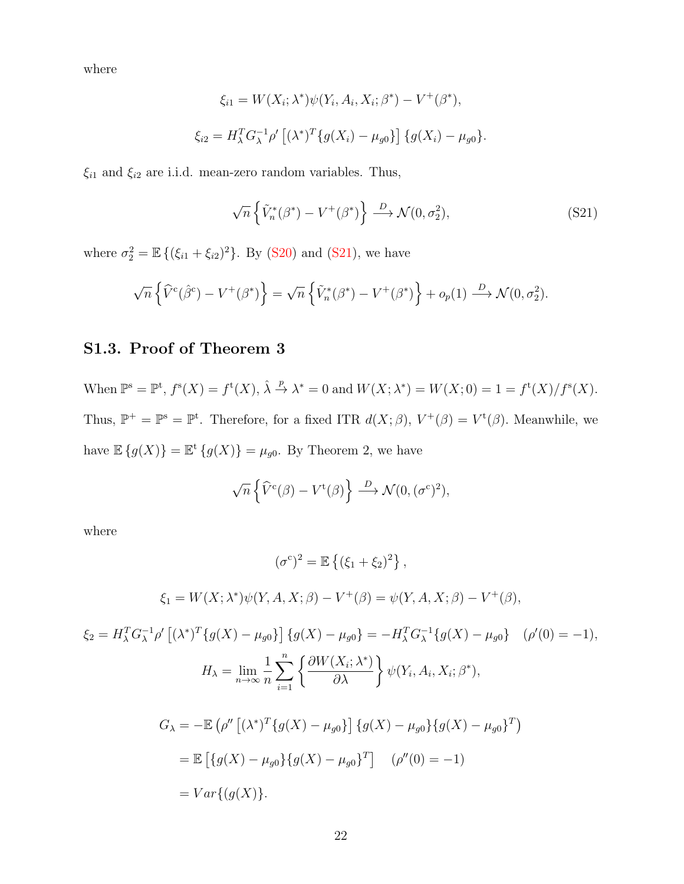where

$$\xi_{i1} = W(X_i;\lambda^*)\psi(Y_i, A_i, X_i;\beta^*) - V^+(\beta^*),$$

$$\xi_{i2} = H_\lambda^T G_\lambda^{-1} \rho' \left[(\lambda^*)^T \{g(X_i) - \mu_{g0}\}\right] \{g(X_i) - \mu_{g0}\}.$$

$\xi_{i1}$ and $\xi_{i2}$ are i.i.d. mean-zero random variables. Thus,

$$\sqrt{n}\left\{\tilde{V}_n^*(\beta^*) - V^+(\beta^*)\right\} \xrightarrow{D} \mathcal{N}(0, \sigma_2^2), \tag{S21}$$

where $\sigma_2^2 = \mathbb{E}\left\{(\xi_{i1} + \xi_{i2})^2\right\}$. By (S20) and (S21), we have

$$\sqrt{n}\left\{\widehat{V}^{\mathrm{c}}(\hat{\beta}^{\mathrm{c}}) - V^+(\beta^*)\right\} = \sqrt{n}\left\{\tilde{V}_n^*(\beta^*) - V^+(\beta^*)\right\} + o_p(1) \xrightarrow{D} \mathcal{N}(0, \sigma_2^2).$$

## S1.3. Proof of Theorem 3

When $\mathbb{P}^{\mathrm{s}} = \mathbb{P}^{\mathrm{t}}$, $f^{\mathrm{s}}(X) = f^{\mathrm{t}}(X)$, $\hat{\lambda} \xrightarrow{p} \lambda^* = 0$ and $W(X;\lambda^*) = W(X;0) = 1 = f^{\mathrm{t}}(X)/f^{\mathrm{s}}(X)$. Thus, $\mathbb{P}^+ = \mathbb{P}^{\mathrm{s}} = \mathbb{P}^{\mathrm{t}}$. Therefore, for a fixed ITR $d(X;\beta)$, $V^+(\beta) = V^{\mathrm{t}}(\beta)$. Meanwhile, we have $\mathbb{E}\{g(X)\} = \mathbb{E}^{\mathrm{t}}\{g(X)\} = \mu_{g0}$. By Theorem 2, we have

$$\sqrt{n}\left\{\widehat{V}^{\mathrm{c}}(\beta) - V^{\mathrm{t}}(\beta)\right\} \xrightarrow{D} \mathcal{N}(0, (\sigma^{\mathrm{c}})^2),$$

where

$$(\sigma^{\mathrm{c}})^2 = \mathbb{E}\left\{(\xi_1 + \xi_2)^2\right\},$$

$$\xi_1 = W(X;\lambda^*)\psi(Y, A, X;\beta) - V^+(\beta) = \psi(Y, A, X;\beta) - V^+(\beta),$$

$$\xi_2 = H_\lambda^T G_\lambda^{-1} \rho' \left[(\lambda^*)^T \{g(X) - \mu_{g0}\}\right] \{g(X) - \mu_{g0}\} = -H_\lambda^T G_\lambda^{-1}\{g(X) - \mu_{g0}\} \quad (\rho'(0) = -1),$$

$$H_\lambda = \lim_{n\to\infty} \frac{1}{n}\sum_{i=1}^n \left\{\frac{\partial W(X_i;\lambda^*)}{\partial \lambda}\right\} \psi(Y_i, A_i, X_i;\beta^*),$$

$$\begin{aligned}
G_\lambda &= -\mathbb{E}\left(\rho''\left[(\lambda^*)^T\{g(X) - \mu_{g0}\}\right]\{g(X) - \mu_{g0}\}\{g(X) - \mu_{g0}\}^T\right) \\
&= \mathbb{E}\left[\{g(X) - \mu_{g0}\}\{g(X) - \mu_{g0}\}^T\right] \quad (\rho''(0) = -1) \\
&= Var\{(g(X)\}.
\end{aligned}$$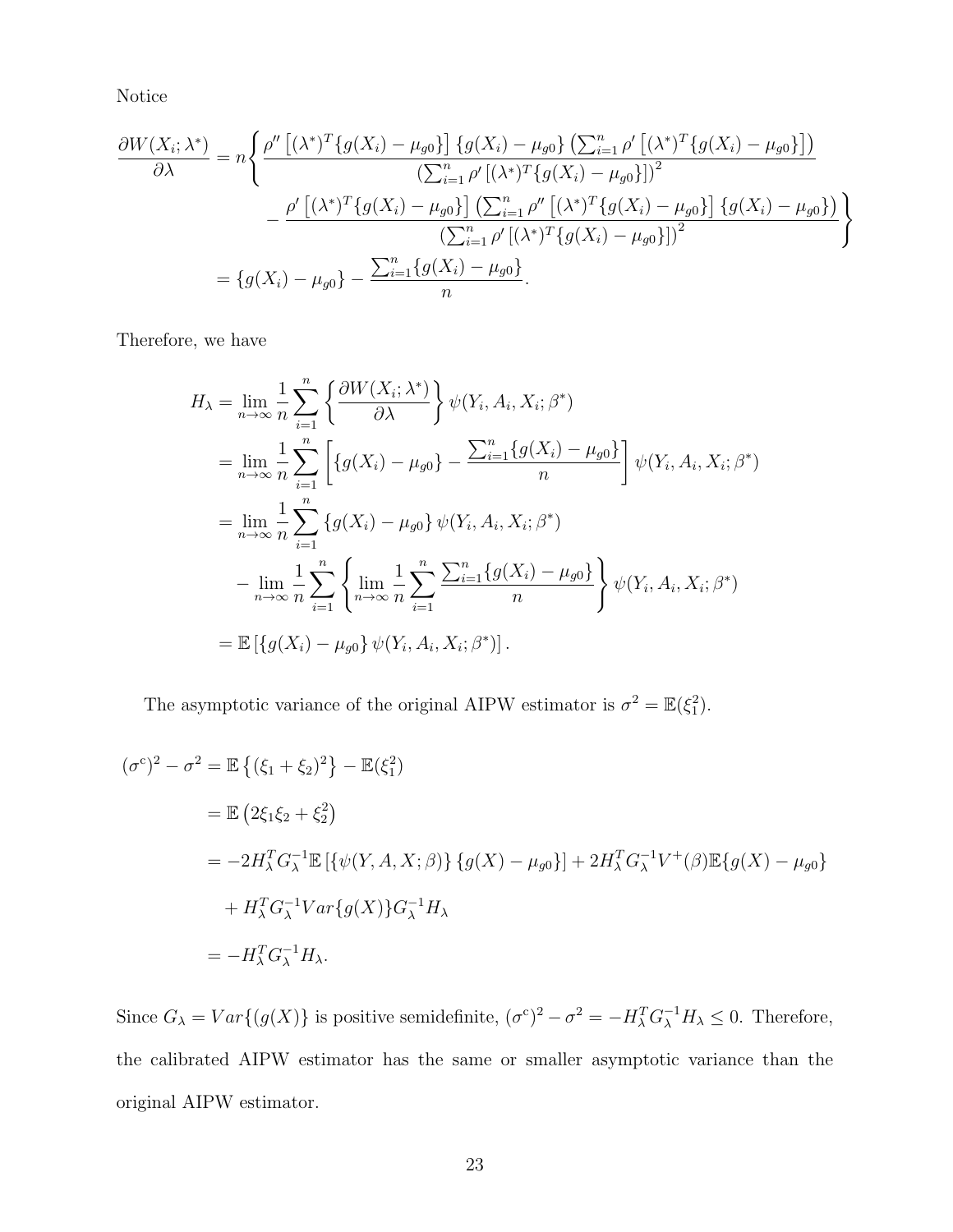Notice

$$
\begin{aligned}
\frac{\partial W(X_i;\lambda^*)}{\partial \lambda} &= n\Bigg\{ \frac{\rho''\left[(\lambda^*)^T\{g(X_i)-\mu_{g0}\}\right]\{g(X_i)-\mu_{g0}\}\left(\sum_{i=1}^n \rho'\left[(\lambda^*)^T\{g(X_i)-\mu_{g0}\}\right]\right)}{\left(\sum_{i=1}^n \rho'\left[(\lambda^*)^T\{g(X_i)-\mu_{g0}\}\right]\right)^2} \\
&\qquad - \frac{\rho'\left[(\lambda^*)^T\{g(X_i)-\mu_{g0}\}\right]\left(\sum_{i=1}^n \rho''\left[(\lambda^*)^T\{g(X_i)-\mu_{g0}\}\right]\{g(X_i)-\mu_{g0}\}\right)}{\left(\sum_{i=1}^n \rho'\left[(\lambda^*)^T\{g(X_i)-\mu_{g0}\}\right]\right)^2}\Bigg\} \\
&= \{g(X_i)-\mu_{g0}\} - \frac{\sum_{i=1}^n\{g(X_i)-\mu_{g0}\}}{n}.
\end{aligned}
$$

Therefore, we have

$$
\begin{aligned}
H_\lambda &= \lim_{n\to\infty}\frac{1}{n}\sum_{i=1}^n\left\{\frac{\partial W(X_i;\lambda^*)}{\partial\lambda}\right\}\psi(Y_i,A_i,X_i;\beta^*) \\
&= \lim_{n\to\infty}\frac{1}{n}\sum_{i=1}^n\left[\{g(X_i)-\mu_{g0}\} - \frac{\sum_{i=1}^n\{g(X_i)-\mu_{g0}\}}{n}\right]\psi(Y_i,A_i,X_i;\beta^*) \\
&= \lim_{n\to\infty}\frac{1}{n}\sum_{i=1}^n\{g(X_i)-\mu_{g0}\}\psi(Y_i,A_i,X_i;\beta^*) \\
&\quad - \lim_{n\to\infty}\frac{1}{n}\sum_{i=1}^n\left\{\lim_{n\to\infty}\frac{1}{n}\sum_{i=1}^n\frac{\sum_{i=1}^n\{g(X_i)-\mu_{g0}\}}{n}\right\}\psi(Y_i,A_i,X_i;\beta^*) \\
&= \mathbb{E}\left[\{g(X_i)-\mu_{g0}\}\psi(Y_i,A_i,X_i;\beta^*)\right].
\end{aligned}
$$

The asymptotic variance of the original AIPW estimator is $\sigma^2 = \mathbb{E}(\xi_1^2)$.

$$
\begin{aligned}
(\sigma^{c})^2 - \sigma^2 &= \mathbb{E}\left\{(\xi_1+\xi_2)^2\right\} - \mathbb{E}(\xi_1^2) \\
&= \mathbb{E}\left(2\xi_1\xi_2 + \xi_2^2\right) \\
&= -2H_\lambda^T G_\lambda^{-1}\mathbb{E}\left[\{\psi(Y,A,X;\beta)\}\{g(X)-\mu_{g0}\}\right] + 2H_\lambda^T G_\lambda^{-1}V^+(\beta)\mathbb{E}\{g(X)-\mu_{g0}\} \\
&\quad + H_\lambda^T G_\lambda^{-1} Var\{g(X)\} G_\lambda^{-1} H_\lambda \\
&= -H_\lambda^T G_\lambda^{-1} H_\lambda.
\end{aligned}
$$

Since $G_\lambda = Var\{(g(X)\}$ is positive semidefinite, $(\sigma^c)^2 - \sigma^2 = -H_\lambda^T G_\lambda^{-1} H_\lambda \leq 0$. Therefore, the calibrated AIPW estimator has the same or smaller asymptotic variance than the original AIPW estimator.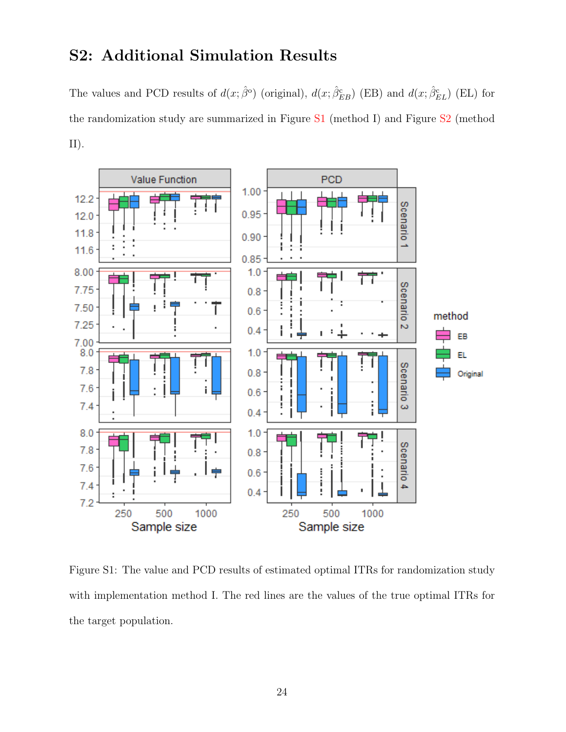# S2: Additional Simulation Results

The values and PCD results of $d(x; \hat{\beta}^o)$ (original), $d(x; \hat{\beta}^c_{EB})$ (EB) and $d(x; \hat{\beta}^c_{EL})$ (EL) for the randomization study are summarized in Figure S1 (method I) and Figure S2 (method II).

Figure S1: The value and PCD results of estimated optimal ITRs for randomization study with implementation method I. The red lines are the values of the true optimal ITRs for the target population.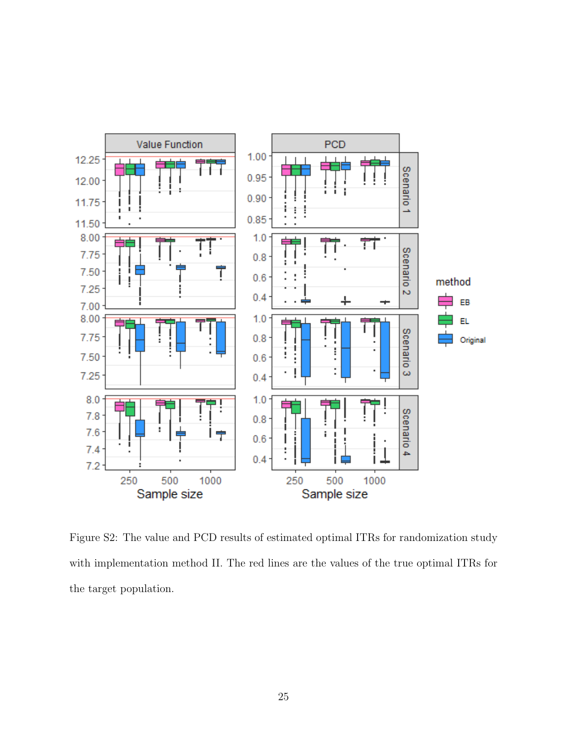Figure S2: The value and PCD results of estimated optimal ITRs for randomization study with implementation method II. The red lines are the values of the true optimal ITRs for the target population.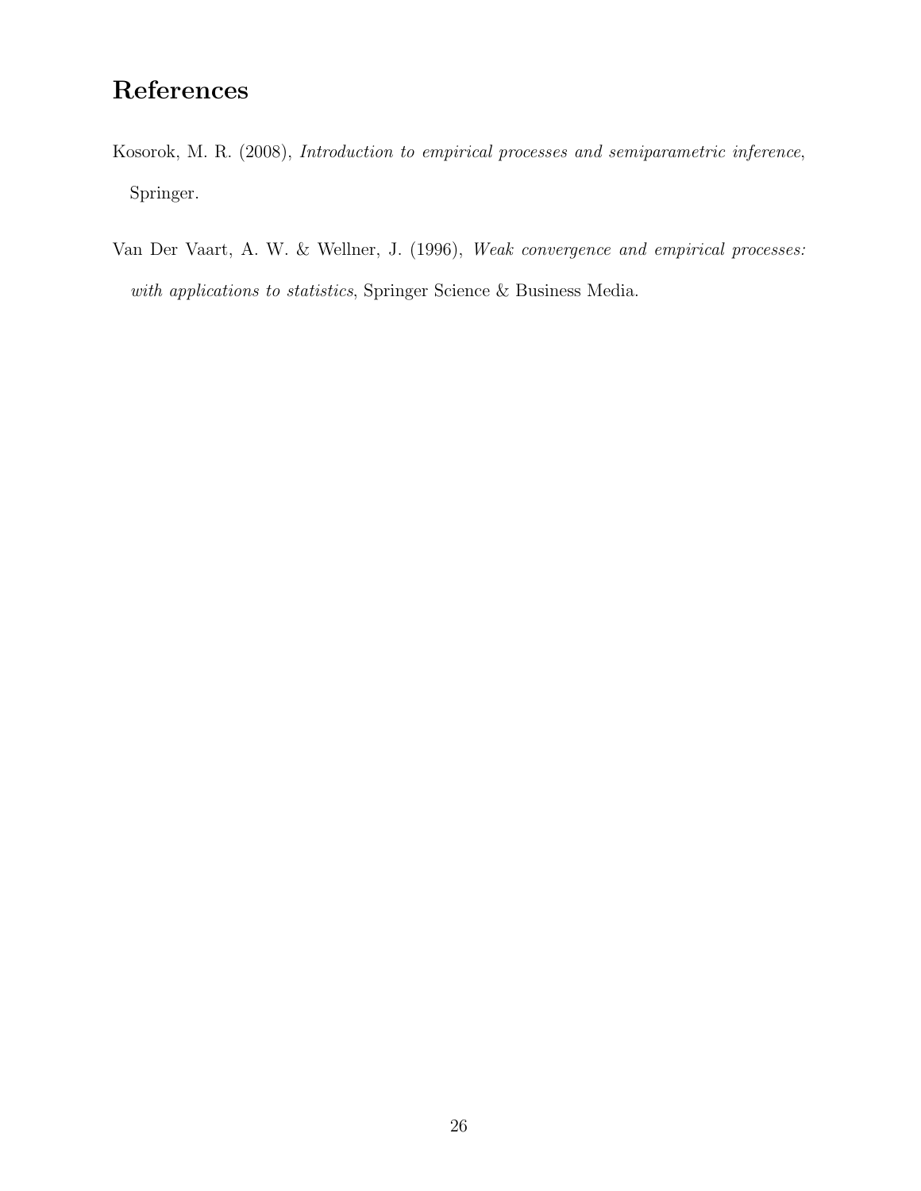# References

Kosorok, M. R. (2008), *Introduction to empirical processes and semiparametric inference*, Springer.

Van Der Vaart, A. W. & Wellner, J. (1996), *Weak convergence and empirical processes: with applications to statistics*, Springer Science & Business Media.